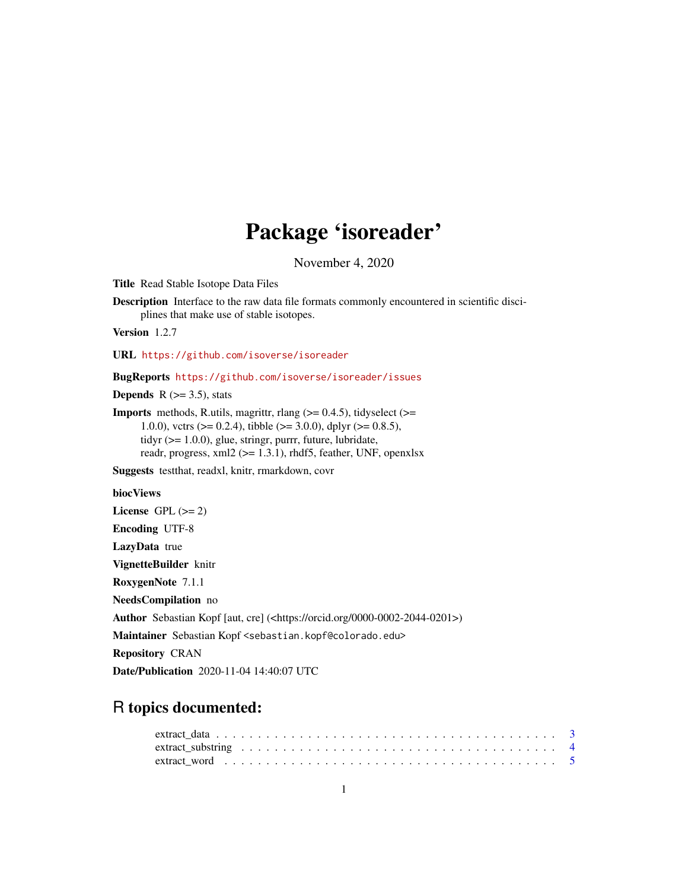# Package 'isoreader'

November 4, 2020

**Title** Read Stable Isotope Data Files

**Description** Interface to the raw data file formats commonly encountered in scientific disciplines that make use of stable isotopes.

**Version** 1.2.7

**URL** https://github.com/isoverse/isoreader

**BugReports** https://github.com/isoverse/isoreader/issues

**Depends** R (>= 3.5), stats

**Imports** methods, R.utils, magrittr, rlang (>= 0.4.5), tidyselect (>= 1.0.0), vctrs (>= 0.2.4), tibble (>= 3.0.0), dplyr (>= 0.8.5), tidyr (>= 1.0.0), glue, stringr, purrr, future, lubridate, readr, progress, xml2 (>= 1.3.1), rhdf5, feather, UNF, openxlsx

**Suggests** testthat, readxl, knitr, rmarkdown, covr

**biocViews**

**License** GPL (>= 2)

**Encoding** UTF-8

**LazyData** true

**VignetteBuilder** knitr

**RoxygenNote** 7.1.1

**NeedsCompilation** no

**Author** Sebastian Kopf [aut, cre] (<https://orcid.org/0000-0002-2044-0201>)

**Maintainer** Sebastian Kopf <sebastian.kopf@colorado.edu>

**Repository** CRAN

**Date/Publication** 2020-11-04 14:40:07 UTC

## R topics documented:

extract_data . . . . . . . . . . . . . . . . . . . . . . . . . . . . . . . . . . . . . . . . 3
extract_substring . . . . . . . . . . . . . . . . . . . . . . . . . . . . . . . . . . . . . 4
extract_word . . . . . . . . . . . . . . . . . . . . . . . . . . . . . . . . . . . . . . . 5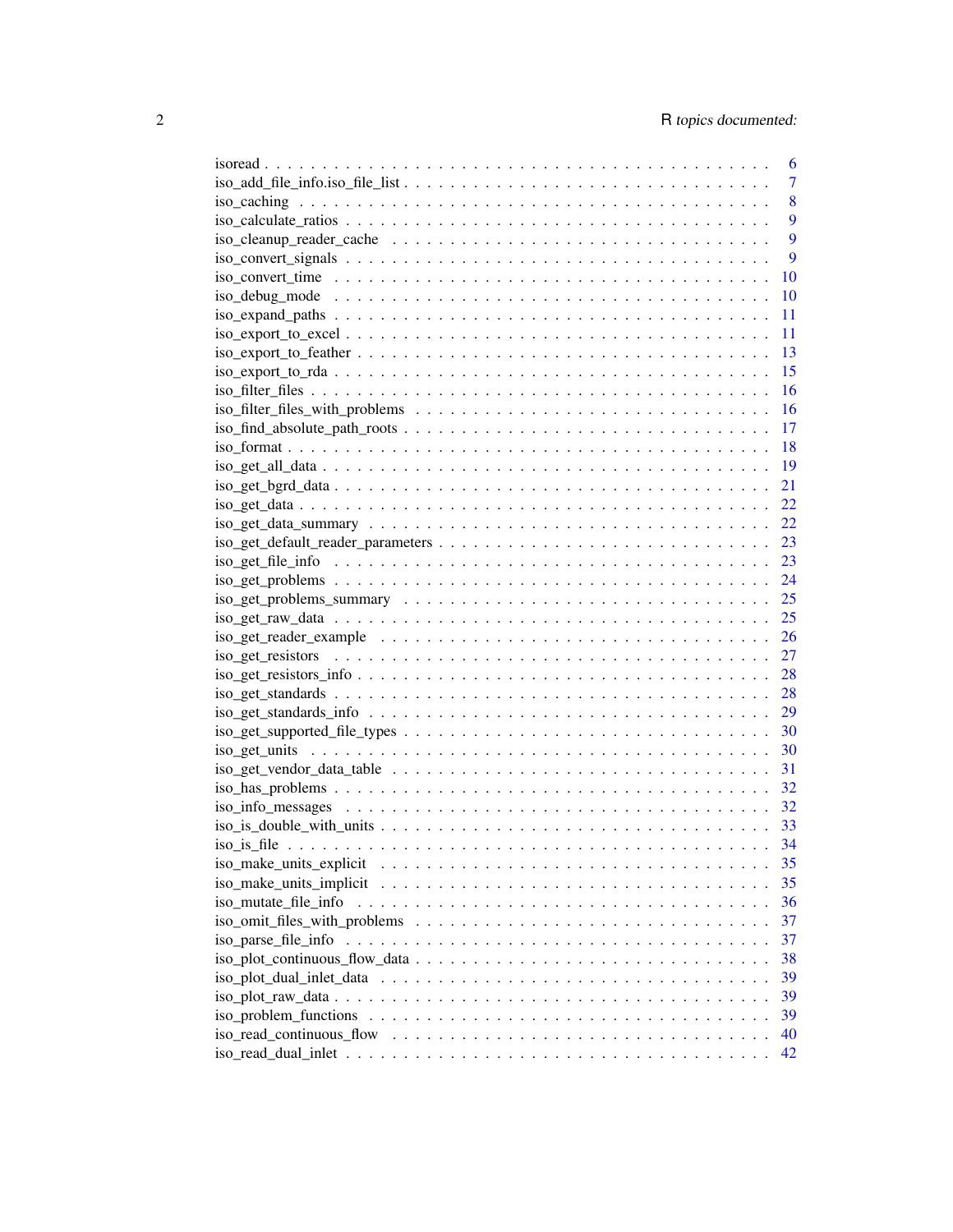isoread . . . . . . . . . . . . . . . . . . . . . . . . . . . . . . . . . . . . . . . . . . 6
iso_add_file_info.iso_file_list . . . . . . . . . . . . . . . . . . . . . . . . . . . . . . . 7
iso_caching . . . . . . . . . . . . . . . . . . . . . . . . . . . . . . . . . . . . . . . . 8
iso_calculate_ratios . . . . . . . . . . . . . . . . . . . . . . . . . . . . . . . . . . . . 9
iso_cleanup_reader_cache . . . . . . . . . . . . . . . . . . . . . . . . . . . . . . . . . 9
iso_convert_signals . . . . . . . . . . . . . . . . . . . . . . . . . . . . . . . . . . . . 9
iso_convert_time . . . . . . . . . . . . . . . . . . . . . . . . . . . . . . . . . . . . . 10
iso_debug_mode . . . . . . . . . . . . . . . . . . . . . . . . . . . . . . . . . . . . . 10
iso_expand_paths . . . . . . . . . . . . . . . . . . . . . . . . . . . . . . . . . . . . . 11
iso_export_to_excel . . . . . . . . . . . . . . . . . . . . . . . . . . . . . . . . . . . . 11
iso_export_to_feather . . . . . . . . . . . . . . . . . . . . . . . . . . . . . . . . . . . 13
iso_export_to_rda . . . . . . . . . . . . . . . . . . . . . . . . . . . . . . . . . . . . . 15
iso_filter_files . . . . . . . . . . . . . . . . . . . . . . . . . . . . . . . . . . . . . . 16
iso_filter_files_with_problems . . . . . . . . . . . . . . . . . . . . . . . . . . . . . . 16
iso_find_absolute_path_roots . . . . . . . . . . . . . . . . . . . . . . . . . . . . . . . 17
iso_format . . . . . . . . . . . . . . . . . . . . . . . . . . . . . . . . . . . . . . . . 18
iso_get_all_data . . . . . . . . . . . . . . . . . . . . . . . . . . . . . . . . . . . . . 19
iso_get_bgrd_data . . . . . . . . . . . . . . . . . . . . . . . . . . . . . . . . . . . . . 21
iso_get_data . . . . . . . . . . . . . . . . . . . . . . . . . . . . . . . . . . . . . . . 22
iso_get_data_summary . . . . . . . . . . . . . . . . . . . . . . . . . . . . . . . . . . . 22
iso_get_default_reader_parameters . . . . . . . . . . . . . . . . . . . . . . . . . . . . 23
iso_get_file_info . . . . . . . . . . . . . . . . . . . . . . . . . . . . . . . . . . . . . 23
iso_get_problems . . . . . . . . . . . . . . . . . . . . . . . . . . . . . . . . . . . . . 24
iso_get_problems_summary . . . . . . . . . . . . . . . . . . . . . . . . . . . . . . . . 25
iso_get_raw_data . . . . . . . . . . . . . . . . . . . . . . . . . . . . . . . . . . . . . 25
iso_get_reader_example . . . . . . . . . . . . . . . . . . . . . . . . . . . . . . . . . . 26
iso_get_resistors . . . . . . . . . . . . . . . . . . . . . . . . . . . . . . . . . . . . . 27
iso_get_resistors_info . . . . . . . . . . . . . . . . . . . . . . . . . . . . . . . . . . . 28
iso_get_standards . . . . . . . . . . . . . . . . . . . . . . . . . . . . . . . . . . . . . 28
iso_get_standards_info . . . . . . . . . . . . . . . . . . . . . . . . . . . . . . . . . . 29
iso_get_supported_file_types . . . . . . . . . . . . . . . . . . . . . . . . . . . . . . . 30
iso_get_units . . . . . . . . . . . . . . . . . . . . . . . . . . . . . . . . . . . . . . . 30
iso_get_vendor_data_table . . . . . . . . . . . . . . . . . . . . . . . . . . . . . . . . 31
iso_has_problems . . . . . . . . . . . . . . . . . . . . . . . . . . . . . . . . . . . . . 32
iso_info_messages . . . . . . . . . . . . . . . . . . . . . . . . . . . . . . . . . . . . 32
iso_is_double_with_units . . . . . . . . . . . . . . . . . . . . . . . . . . . . . . . . . 33
iso_is_file . . . . . . . . . . . . . . . . . . . . . . . . . . . . . . . . . . . . . . . . 34
iso_make_units_explicit . . . . . . . . . . . . . . . . . . . . . . . . . . . . . . . . . . 35
iso_make_units_implicit . . . . . . . . . . . . . . . . . . . . . . . . . . . . . . . . . . 35
iso_mutate_file_info . . . . . . . . . . . . . . . . . . . . . . . . . . . . . . . . . . . . 36
iso_omit_files_with_problems . . . . . . . . . . . . . . . . . . . . . . . . . . . . . . . 37
iso_parse_file_info . . . . . . . . . . . . . . . . . . . . . . . . . . . . . . . . . . . . 37
iso_plot_continuous_flow_data . . . . . . . . . . . . . . . . . . . . . . . . . . . . . . 38
iso_plot_dual_inlet_data . . . . . . . . . . . . . . . . . . . . . . . . . . . . . . . . . 39
iso_plot_raw_data . . . . . . . . . . . . . . . . . . . . . . . . . . . . . . . . . . . . . 39
iso_problem_functions . . . . . . . . . . . . . . . . . . . . . . . . . . . . . . . . . . . 39
iso_read_continuous_flow . . . . . . . . . . . . . . . . . . . . . . . . . . . . . . . . . 40
iso_read_dual_inlet . . . . . . . . . . . . . . . . . . . . . . . . . . . . . . . . . . . . 42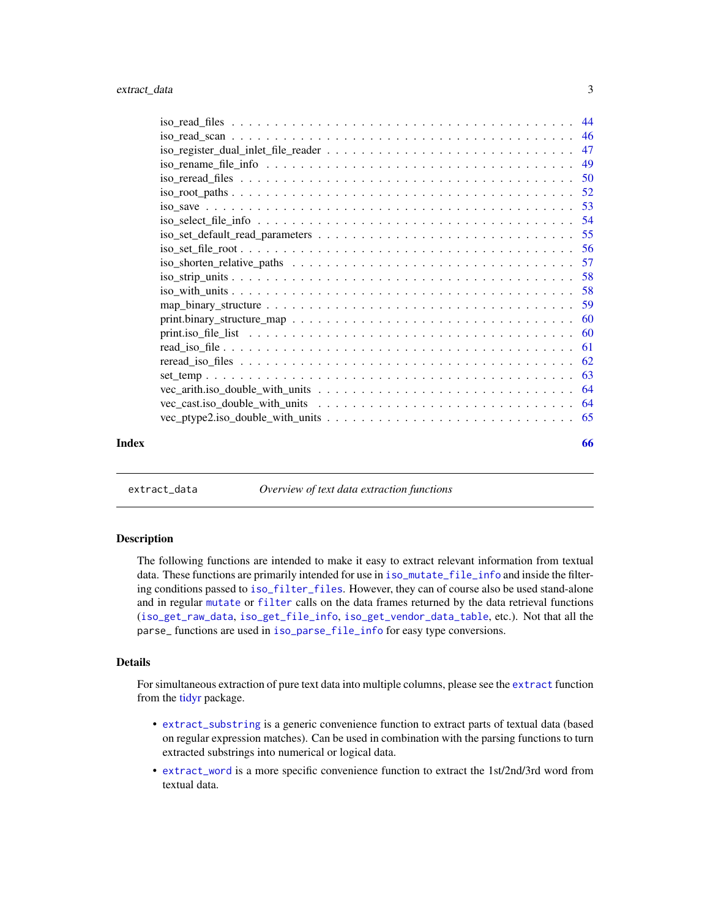iso_read_files . . . . . . . . . . . . . . . . . . . . . . . . . . . . . . . . . . . . . . . . 44
iso_read_scan . . . . . . . . . . . . . . . . . . . . . . . . . . . . . . . . . . . . . . . . 46
iso_register_dual_inlet_file_reader . . . . . . . . . . . . . . . . . . . . . . . . . . . 47
iso_rename_file_info . . . . . . . . . . . . . . . . . . . . . . . . . . . . . . . . . . . 49
iso_reread_files . . . . . . . . . . . . . . . . . . . . . . . . . . . . . . . . . . . . . . 50
iso_root_paths . . . . . . . . . . . . . . . . . . . . . . . . . . . . . . . . . . . . . . . 52
iso_save . . . . . . . . . . . . . . . . . . . . . . . . . . . . . . . . . . . . . . . . . . 53
iso_select_file_info . . . . . . . . . . . . . . . . . . . . . . . . . . . . . . . . . . . 54
iso_set_default_read_parameters . . . . . . . . . . . . . . . . . . . . . . . . . . . . 55
iso_set_file_root . . . . . . . . . . . . . . . . . . . . . . . . . . . . . . . . . . . . . 56
iso_shorten_relative_paths . . . . . . . . . . . . . . . . . . . . . . . . . . . . . . . 57
iso_strip_units . . . . . . . . . . . . . . . . . . . . . . . . . . . . . . . . . . . . . . 58
iso_with_units . . . . . . . . . . . . . . . . . . . . . . . . . . . . . . . . . . . . . . 58
map_binary_structure . . . . . . . . . . . . . . . . . . . . . . . . . . . . . . . . . . . 59
print.binary_structure_map . . . . . . . . . . . . . . . . . . . . . . . . . . . . . . . 60
print.iso_file_list . . . . . . . . . . . . . . . . . . . . . . . . . . . . . . . . . . . . 60
read_iso_file . . . . . . . . . . . . . . . . . . . . . . . . . . . . . . . . . . . . . . . 61
reread_iso_files . . . . . . . . . . . . . . . . . . . . . . . . . . . . . . . . . . . . . 62
set_temp . . . . . . . . . . . . . . . . . . . . . . . . . . . . . . . . . . . . . . . . . . 63
vec_arith.iso_double_with_units . . . . . . . . . . . . . . . . . . . . . . . . . . . . 64
vec_cast.iso_double_with_units . . . . . . . . . . . . . . . . . . . . . . . . . . . . . 64
vec_ptype2.iso_double_with_units . . . . . . . . . . . . . . . . . . . . . . . . . . . 65

**Index** **66**

---

`extract_data` *Overview of text data extraction functions*

---

### Description

The following functions are intended to make it easy to extract relevant information from textual data. These functions are primarily intended for use in `iso_mutate_file_info` and inside the filtering conditions passed to `iso_filter_files`. However, they can of course also be used stand-alone and in regular `mutate` or `filter` calls on the data frames returned by the data retrieval functions (`iso_get_raw_data`, `iso_get_file_info`, `iso_get_vendor_data_table`, etc.). Not that all the `parse_` functions are used in `iso_parse_file_info` for easy type conversions.

### Details

For simultaneous extraction of pure text data into multiple columns, please see the `extract` function from the tidyr package.

- `extract_substring` is a generic convenience function to extract parts of textual data (based on regular expression matches). Can be used in combination with the parsing functions to turn extracted substrings into numerical or logical data.
- `extract_word` is a more specific convenience function to extract the 1st/2nd/3rd word from textual data.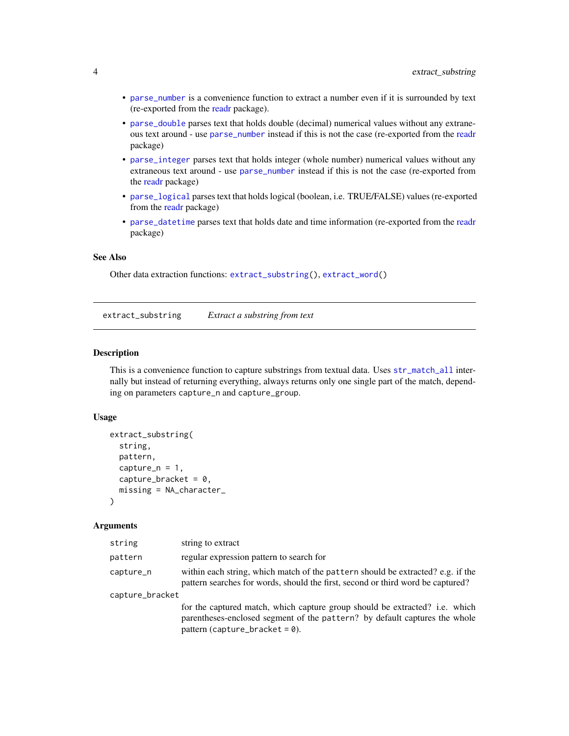- `parse_number` is a convenience function to extract a number even if it is surrounded by text (re-exported from the readr package).
- `parse_double` parses text that holds double (decimal) numerical values without any extraneous text around - use `parse_number` instead if this is not the case (re-exported from the readr package)
- `parse_integer` parses text that holds integer (whole number) numerical values without any extraneous text around - use `parse_number` instead if this is not the case (re-exported from the readr package)
- `parse_logical` parses text that holds logical (boolean, i.e. TRUE/FALSE) values (re-exported from the readr package)
- `parse_datetime` parses text that holds date and time information (re-exported from the readr package)

### See Also

Other data extraction functions: `extract_substring()`, `extract_word()`

---

## extract_substring — *Extract a substring from text*

### Description

This is a convenience function to capture substrings from textual data. Uses `str_match_all` internally but instead of returning everything, always returns only one single part of the match, depending on parameters `capture_n` and `capture_group`.

### Usage

```
extract_substring(
  string,
  pattern,
  capture_n = 1,
  capture_bracket = 0,
  missing = NA_character_
)
```

### Arguments

| | |
|---|---|
| `string` | string to extract |
| `pattern` | regular expression pattern to search for |
| `capture_n` | within each string, which match of the `pattern` should be extracted? e.g. if the pattern searches for words, should the first, second or third word be captured? |
| `capture_bracket` | for the captured match, which capture group should be extracted? i.e. which parentheses-enclosed segment of the `pattern`? by default captures the whole pattern (`capture_bracket = 0`). |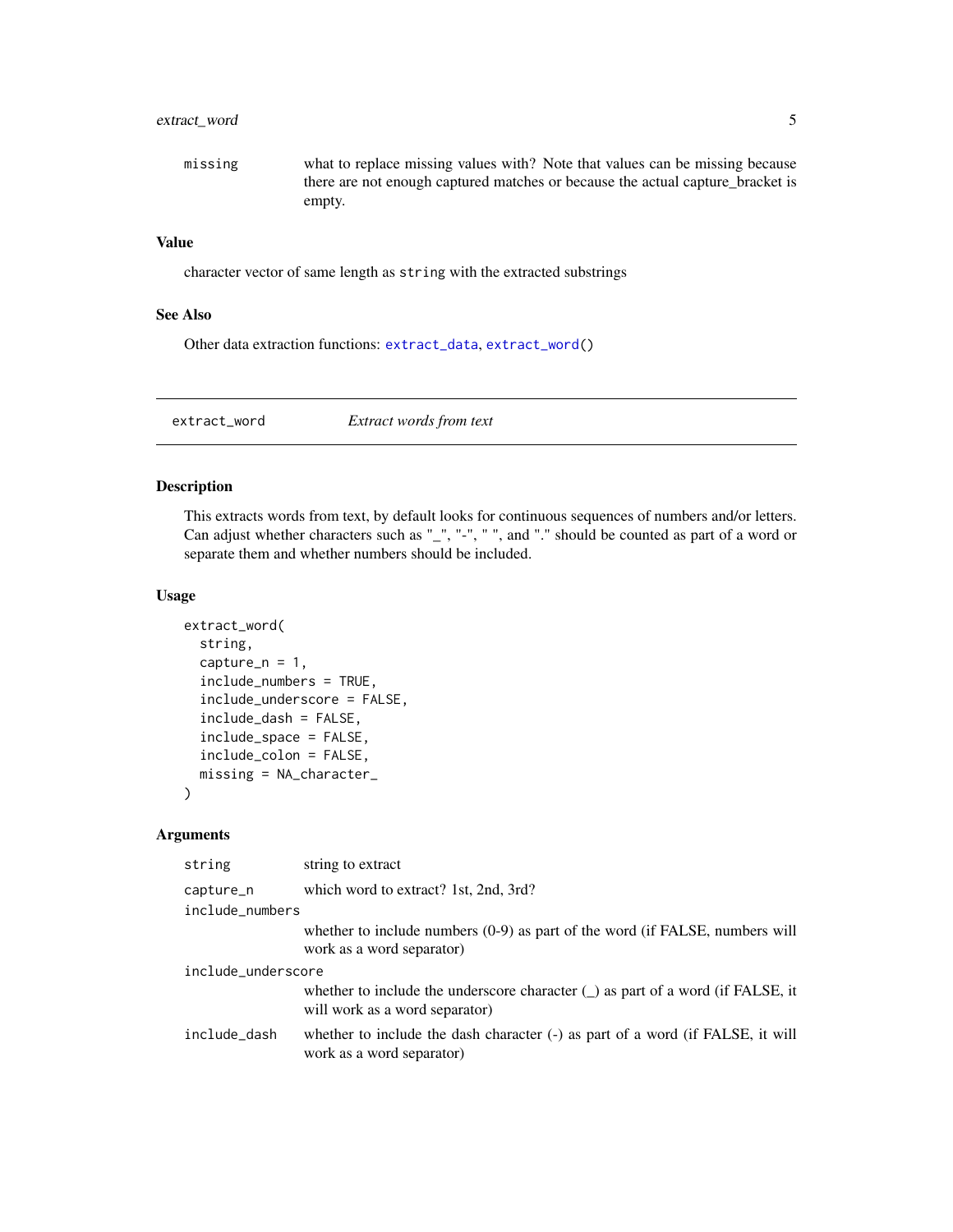| | |
|---|---|
| `missing` | what to replace missing values with? Note that values can be missing because there are not enough captured matches or because the actual capture_bracket is empty. |

### Value

character vector of same length as `string` with the extracted substrings

### See Also

Other data extraction functions: `extract_data`, `extract_word()`

---

## `extract_word` *Extract words from text*

---

### Description

This extracts words from text, by default looks for continuous sequences of numbers and/or letters. Can adjust whether characters such as "_", "-", " ", and "." should be counted as part of a word or separate them and whether numbers should be included.

### Usage

```
extract_word(
  string,
  capture_n = 1,
  include_numbers = TRUE,
  include_underscore = FALSE,
  include_dash = FALSE,
  include_space = FALSE,
  include_colon = FALSE,
  missing = NA_character_
)
```

### Arguments

| | |
|---|---|
| `string` | string to extract |
| `capture_n` | which word to extract? 1st, 2nd, 3rd? |
| `include_numbers` | whether to include numbers (0-9) as part of the word (if FALSE, numbers will work as a word separator) |
| `include_underscore` | whether to include the underscore character (_) as part of a word (if FALSE, it will work as a word separator) |
| `include_dash` | whether to include the dash character (-) as part of a word (if FALSE, it will work as a word separator) |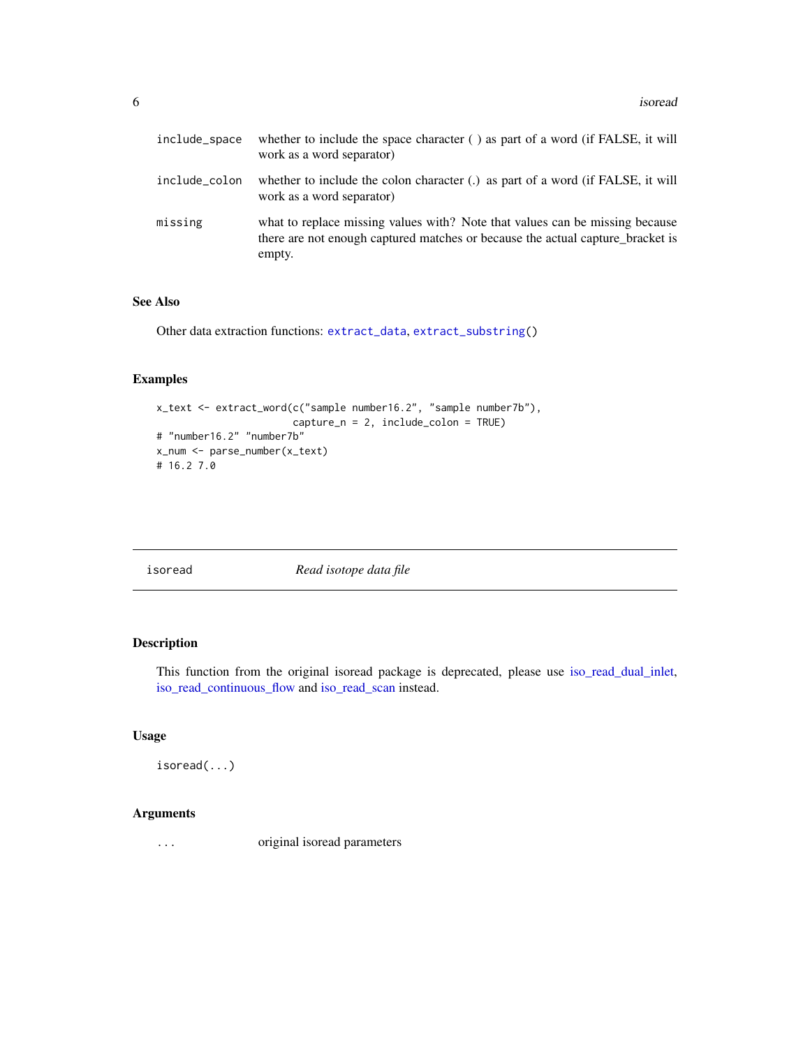| | |
|---|---|
| `include_space` | whether to include the space character ( ) as part of a word (if FALSE, it will work as a word separator) |
| `include_colon` | whether to include the colon character (.) as part of a word (if FALSE, it will work as a word separator) |
| `missing` | what to replace missing values with? Note that values can be missing because there are not enough captured matches or because the actual capture_bracket is empty. |

### See Also

Other data extraction functions: `extract_data`, `extract_substring()`

### Examples

```
x_text <- extract_word(c("sample number16.2", "sample number7b"),
                       capture_n = 2, include_colon = TRUE)
# "number16.2" "number7b"
x_num <- parse_number(x_text)
# 16.2 7.0
```

---

## isoread — *Read isotope data file*

---

### Description

This function from the original isoread package is deprecated, please use iso_read_dual_inlet, iso_read_continuous_flow and iso_read_scan instead.

### Usage

```
isoread(...)
```

### Arguments

| | |
|---|---|
| `...` | original isoread parameters |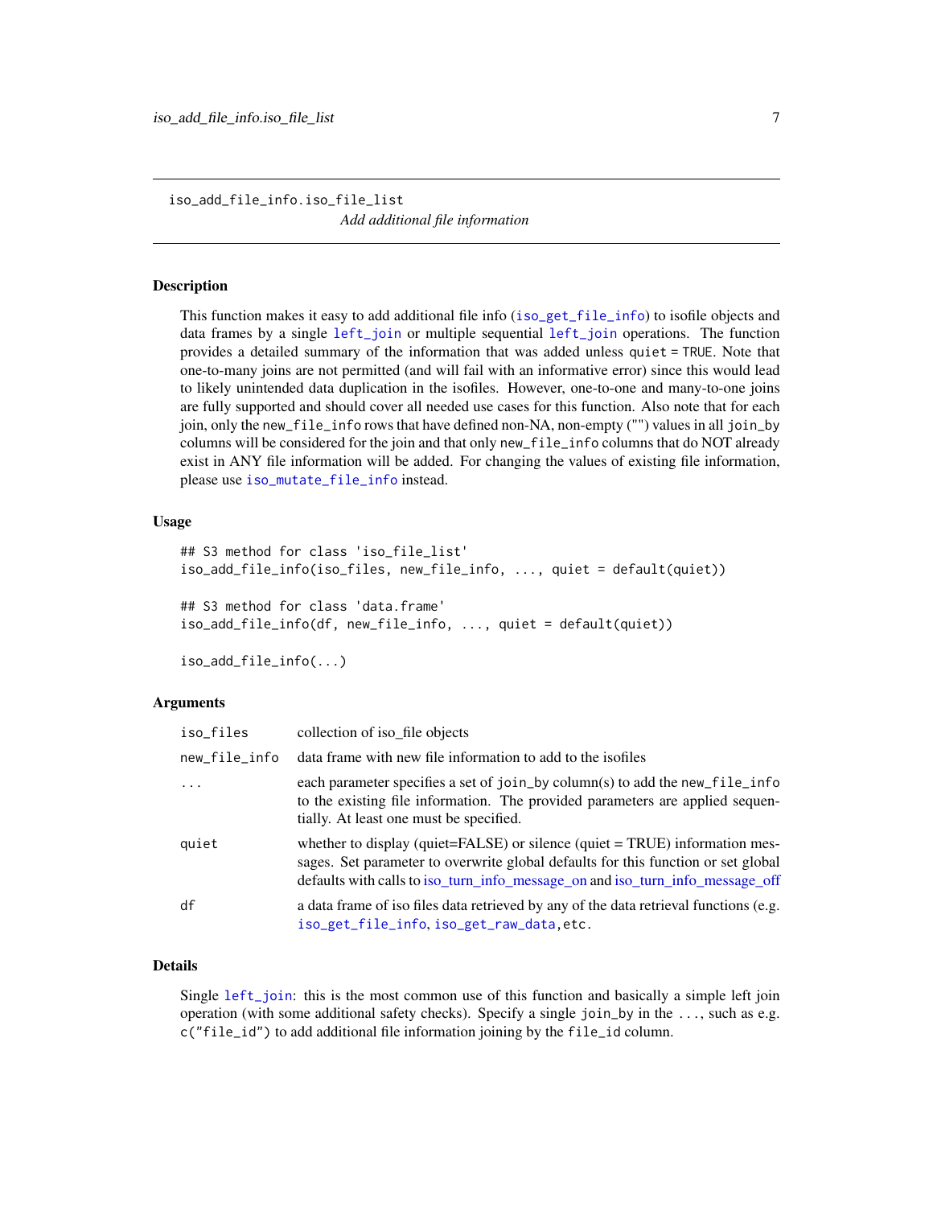## iso_add_file_info.iso_file_list

*Add additional file information*

### Description

This function makes it easy to add additional file info (`iso_get_file_info`) to isofile objects and data frames by a single `left_join` or multiple sequential `left_join` operations. The function provides a detailed summary of the information that was added unless `quiet = TRUE`. Note that one-to-many joins are not permitted (and will fail with an informative error) since this would lead to likely unintended data duplication in the isofiles. However, one-to-one and many-to-one joins are fully supported and should cover all needed use cases for this function. Also note that for each join, only the `new_file_info` rows that have defined non-NA, non-empty ("") values in all `join_by` columns will be considered for the join and that only `new_file_info` columns that do NOT already exist in ANY file information will be added. For changing the values of existing file information, please use `iso_mutate_file_info` instead.

### Usage

```
## S3 method for class 'iso_file_list'
iso_add_file_info(iso_files, new_file_info, ..., quiet = default(quiet))

## S3 method for class 'data.frame'
iso_add_file_info(df, new_file_info, ..., quiet = default(quiet))

iso_add_file_info(...)
```

### Arguments

| | |
|---|---|
| `iso_files` | collection of iso_file objects |
| `new_file_info` | data frame with new file information to add to the isofiles |
| `...` | each parameter specifies a set of `join_by` column(s) to add the `new_file_info` to the existing file information. The provided parameters are applied sequentially. At least one must be specified. |
| `quiet` | whether to display (quiet=FALSE) or silence (quiet = TRUE) information messages. Set parameter to overwrite global defaults for this function or set global defaults with calls to iso_turn_info_message_on and iso_turn_info_message_off |
| `df` | a data frame of iso files data retrieved by any of the data retrieval functions (e.g. `iso_get_file_info`, `iso_get_raw_data`, etc. |

### Details

Single `left_join`: this is the most common use of this function and basically a simple left join operation (with some additional safety checks). Specify a single `join_by` in the `...`, such as e.g. `c("file_id")` to add additional file information joining by the `file_id` column.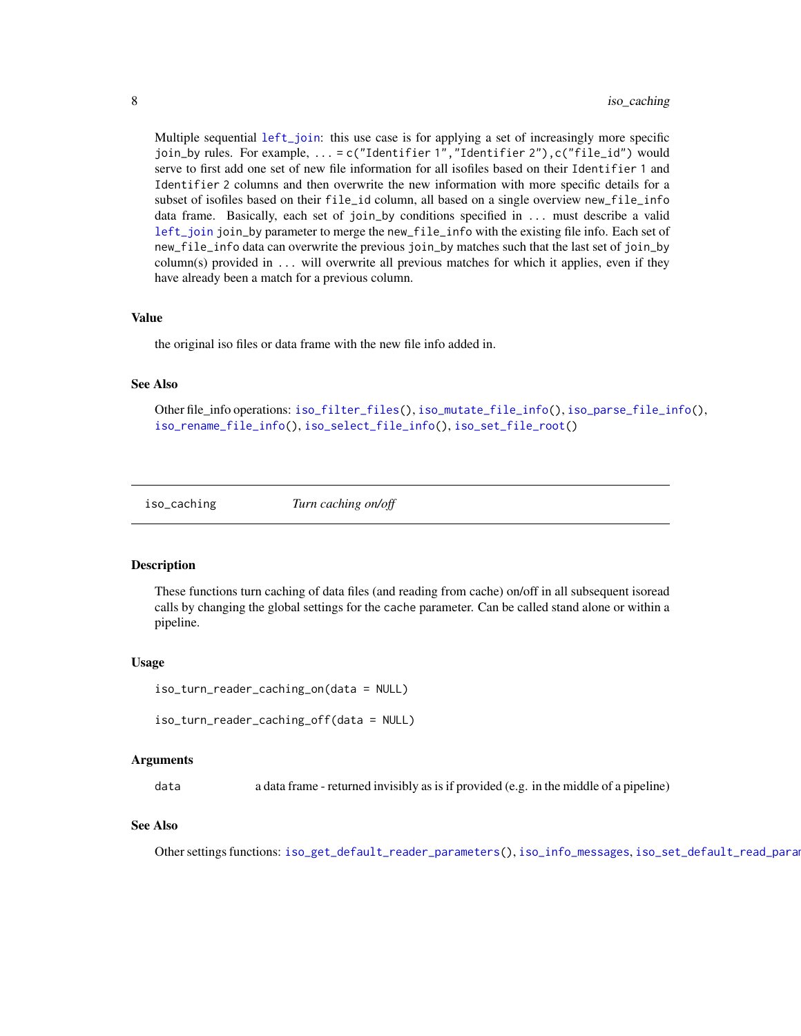Multiple sequential `left_join`: this use case is for applying a set of increasingly more specific join_by rules. For example, `... = c("Identifier 1","Identifier 2"),c("file_id")` would serve to first add one set of new file information for all isofiles based on their `Identifier 1` and `Identifier 2` columns and then overwrite the new information with more specific details for a subset of isofiles based on their `file_id` column, all based on a single overview `new_file_info` data frame. Basically, each set of `join_by` conditions specified in `...` must describe a valid `left_join` join_by parameter to merge the `new_file_info` with the existing file info. Each set of `new_file_info` data can overwrite the previous `join_by` matches such that the last set of `join_by` column(s) provided in `...` will overwrite all previous matches for which it applies, even if they have already been a match for a previous column.

### Value

the original iso files or data frame with the new file info added in.

### See Also

Other file_info operations: `iso_filter_files()`, `iso_mutate_file_info()`, `iso_parse_file_info()`, `iso_rename_file_info()`, `iso_select_file_info()`, `iso_set_file_root()`

---

## iso_caching *Turn caching on/off*

### Description

These functions turn caching of data files (and reading from cache) on/off in all subsequent isoread calls by changing the global settings for the `cache` parameter. Can be called stand alone or within a pipeline.

### Usage

```
iso_turn_reader_caching_on(data = NULL)

iso_turn_reader_caching_off(data = NULL)
```

### Arguments

| | |
|---|---|
| `data` | a data frame - returned invisibly as is if provided (e.g. in the middle of a pipeline) |

### See Also

Other settings functions: `iso_get_default_reader_parameters()`, `iso_info_messages`, `iso_set_default_read_param`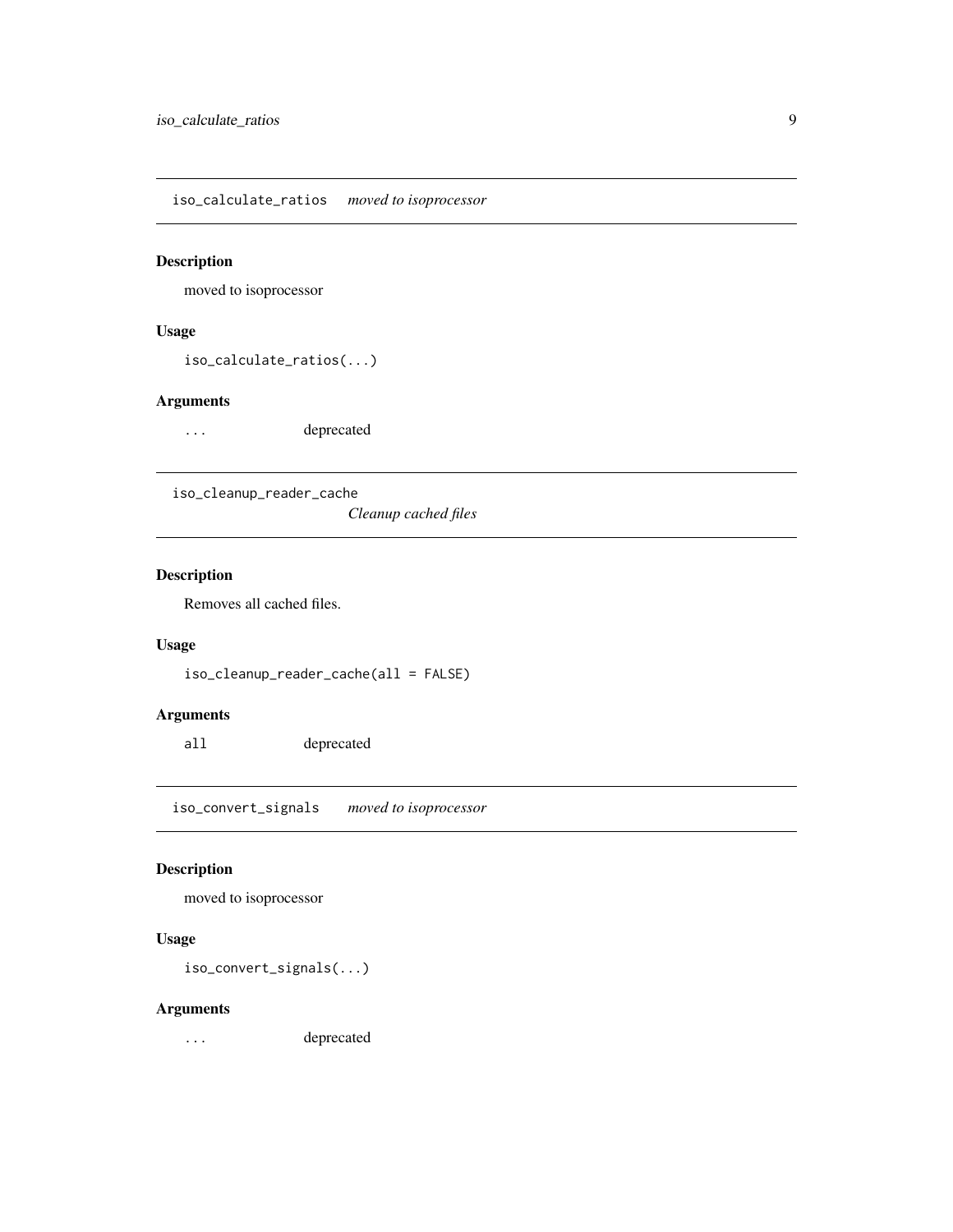## iso_calculate_ratios *moved to isoprocessor*

### Description

moved to isoprocessor

### Usage

```
iso_calculate_ratios(...)
```

### Arguments

| | |
|---|---|
| ... | deprecated |

## iso_cleanup_reader_cache *Cleanup cached files*

### Description

Removes all cached files.

### Usage

```
iso_cleanup_reader_cache(all = FALSE)
```

### Arguments

| | |
|---|---|
| all | deprecated |

## iso_convert_signals *moved to isoprocessor*

### Description

moved to isoprocessor

### Usage

```
iso_convert_signals(...)
```

### Arguments

| | |
|---|---|
| ... | deprecated |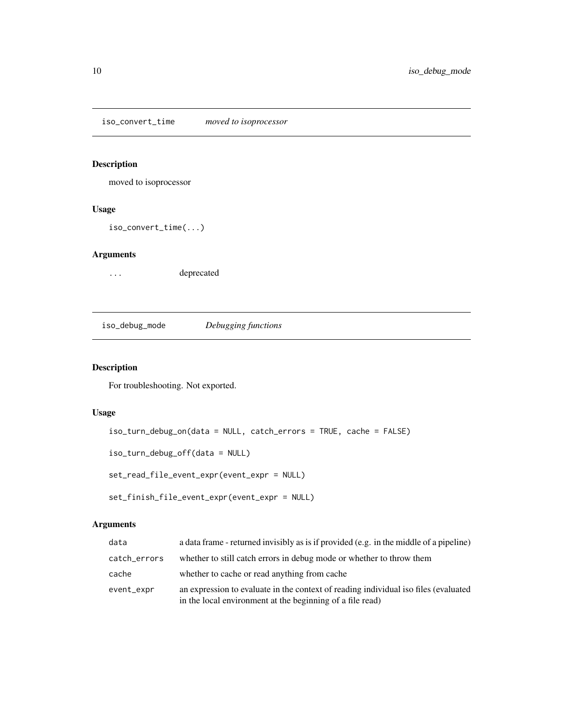## iso_convert_time *moved to isoprocessor*

### Description

moved to isoprocessor

### Usage

```
iso_convert_time(...)
```

### Arguments

| | |
|---|---|
| `...` | deprecated |

## iso_debug_mode *Debugging functions*

### Description

For troubleshooting. Not exported.

### Usage

```
iso_turn_debug_on(data = NULL, catch_errors = TRUE, cache = FALSE)

iso_turn_debug_off(data = NULL)

set_read_file_event_expr(event_expr = NULL)

set_finish_file_event_expr(event_expr = NULL)
```

### Arguments

| | |
|---|---|
| `data` | a data frame - returned invisibly as is if provided (e.g. in the middle of a pipeline) |
| `catch_errors` | whether to still catch errors in debug mode or whether to throw them |
| `cache` | whether to cache or read anything from cache |
| `event_expr` | an expression to evaluate in the context of reading individual iso files (evaluated in the local environment at the beginning of a file read) |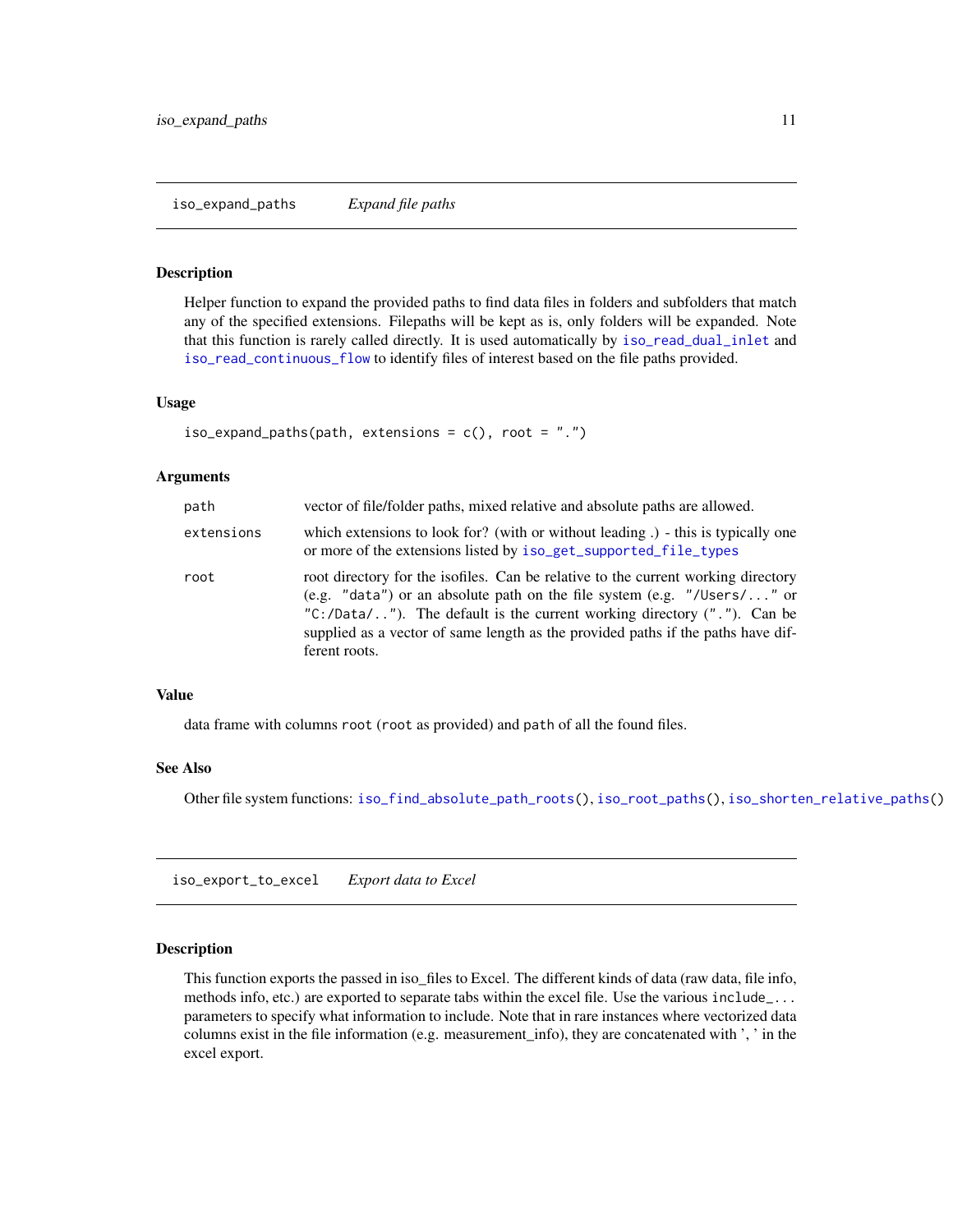## iso_expand_paths — *Expand file paths*

### Description

Helper function to expand the provided paths to find data files in folders and subfolders that match any of the specified extensions. Filepaths will be kept as is, only folders will be expanded. Note that this function is rarely called directly. It is used automatically by `iso_read_dual_inlet` and `iso_read_continuous_flow` to identify files of interest based on the file paths provided.

### Usage

```
iso_expand_paths(path, extensions = c(), root = ".")
```

### Arguments

| | |
|---|---|
| `path` | vector of file/folder paths, mixed relative and absolute paths are allowed. |
| `extensions` | which extensions to look for? (with or without leading .) - this is typically one or more of the extensions listed by `iso_get_supported_file_types` |
| `root` | root directory for the isofiles. Can be relative to the current working directory (e.g. `"data"`) or an absolute path on the file system (e.g. `"/Users/..."` or `"C:/Data/.."`). The default is the current working directory (`"."`). Can be supplied as a vector of same length as the provided paths if the paths have different roots. |

### Value

data frame with columns `root` (`root` as provided) and `path` of all the found files.

### See Also

Other file system functions: `iso_find_absolute_path_roots()`, `iso_root_paths()`, `iso_shorten_relative_paths()`

## iso_export_to_excel — *Export data to Excel*

### Description

This function exports the passed in iso_files to Excel. The different kinds of data (raw data, file info, methods info, etc.) are exported to separate tabs within the excel file. Use the various `include_...` parameters to specify what information to include. Note that in rare instances where vectorized data columns exist in the file information (e.g. measurement_info), they are concatenated with ', ' in the excel export.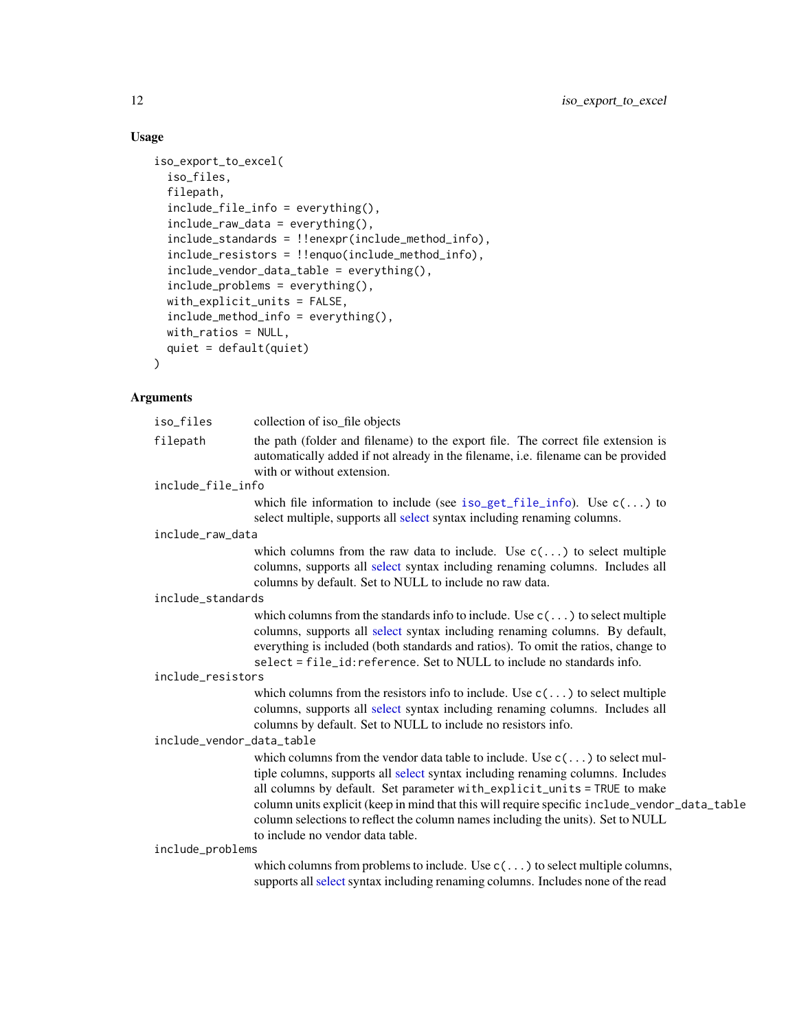### Usage

```
iso_export_to_excel(
  iso_files,
  filepath,
  include_file_info = everything(),
  include_raw_data = everything(),
  include_standards = !!enexpr(include_method_info),
  include_resistors = !!enquo(include_method_info),
  include_vendor_data_table = everything(),
  include_problems = everything(),
  with_explicit_units = FALSE,
  include_method_info = everything(),
  with_ratios = NULL,
  quiet = default(quiet)
)
```

### Arguments

`iso_files` collection of iso_file objects

`filepath` the path (folder and filename) to the export file. The correct file extension is automatically added if not already in the filename, i.e. filename can be provided with or without extension.

`include_file_info` which file information to include (see `iso_get_file_info`). Use `c(...)` to select multiple, supports all select syntax including renaming columns.

`include_raw_data` which columns from the raw data to include. Use `c(...)` to select multiple columns, supports all select syntax including renaming columns. Includes all columns by default. Set to NULL to include no raw data.

`include_standards` which columns from the standards info to include. Use `c(...)` to select multiple columns, supports all select syntax including renaming columns. By default, everything is included (both standards and ratios). To omit the ratios, change to `select = file_id:reference`. Set to NULL to include no standards info.

`include_resistors` which columns from the resistors info to include. Use `c(...)` to select multiple columns, supports all select syntax including renaming columns. Includes all columns by default. Set to NULL to include no resistors info.

`include_vendor_data_table` which columns from the vendor data table to include. Use `c(...)` to select multiple columns, supports all select syntax including renaming columns. Includes all columns by default. Set parameter `with_explicit_units = TRUE` to make column units explicit (keep in mind that this will require specific `include_vendor_data_table` column selections to reflect the column names including the units). Set to NULL to include no vendor data table.

`include_problems` which columns from problems to include. Use `c(...)` to select multiple columns, supports all select syntax including renaming columns. Includes none of the read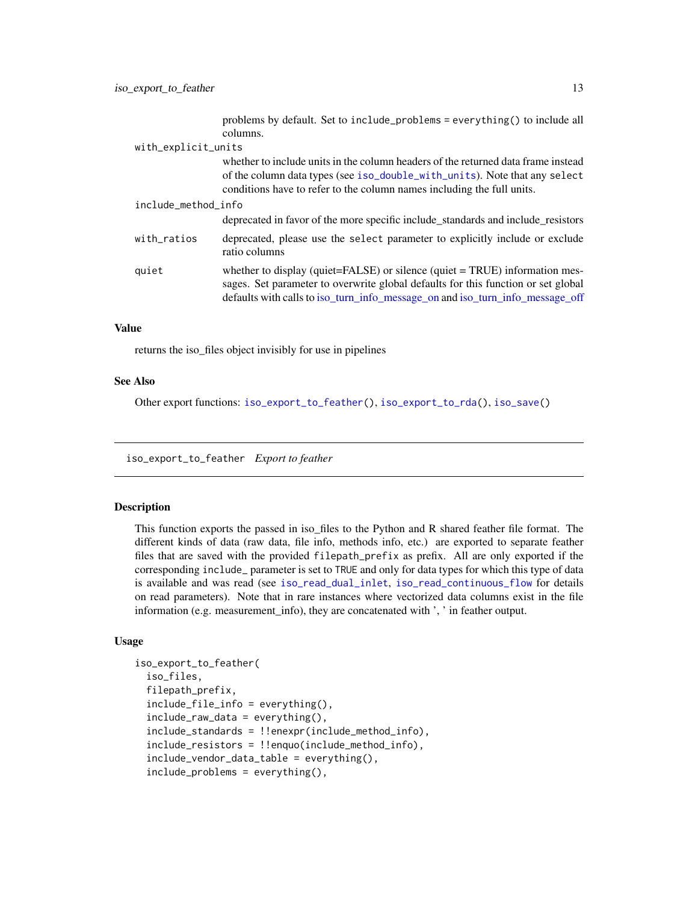problems by default. Set to include_problems = everything() to include all columns.

`with_explicit_units`
: whether to include units in the column headers of the returned data frame instead of the column data types (see iso_double_with_units). Note that any select conditions have to refer to the column names including the full units.

`include_method_info`
: deprecated in favor of the more specific include_standards and include_resistors

`with_ratios`
: deprecated, please use the select parameter to explicitly include or exclude ratio columns

`quiet`
: whether to display (quiet=FALSE) or silence (quiet = TRUE) information messages. Set parameter to overwrite global defaults for this function or set global defaults with calls to iso_turn_info_message_on and iso_turn_info_message_off

### Value

returns the iso_files object invisibly for use in pipelines

### See Also

Other export functions: iso_export_to_feather(), iso_export_to_rda(), iso_save()

---

## iso_export_to_feather *Export to feather*

### Description

This function exports the passed in iso_files to the Python and R shared feather file format. The different kinds of data (raw data, file info, methods info, etc.) are exported to separate feather files that are saved with the provided filepath_prefix as prefix. All are only exported if the corresponding include_ parameter is set to TRUE and only for data types for which this type of data is available and was read (see iso_read_dual_inlet, iso_read_continuous_flow for details on read parameters). Note that in rare instances where vectorized data columns exist in the file information (e.g. measurement_info), they are concatenated with ', ' in feather output.

### Usage

```
iso_export_to_feather(
  iso_files,
  filepath_prefix,
  include_file_info = everything(),
  include_raw_data = everything(),
  include_standards = !!enexpr(include_method_info),
  include_resistors = !!enquo(include_method_info),
  include_vendor_data_table = everything(),
  include_problems = everything(),
```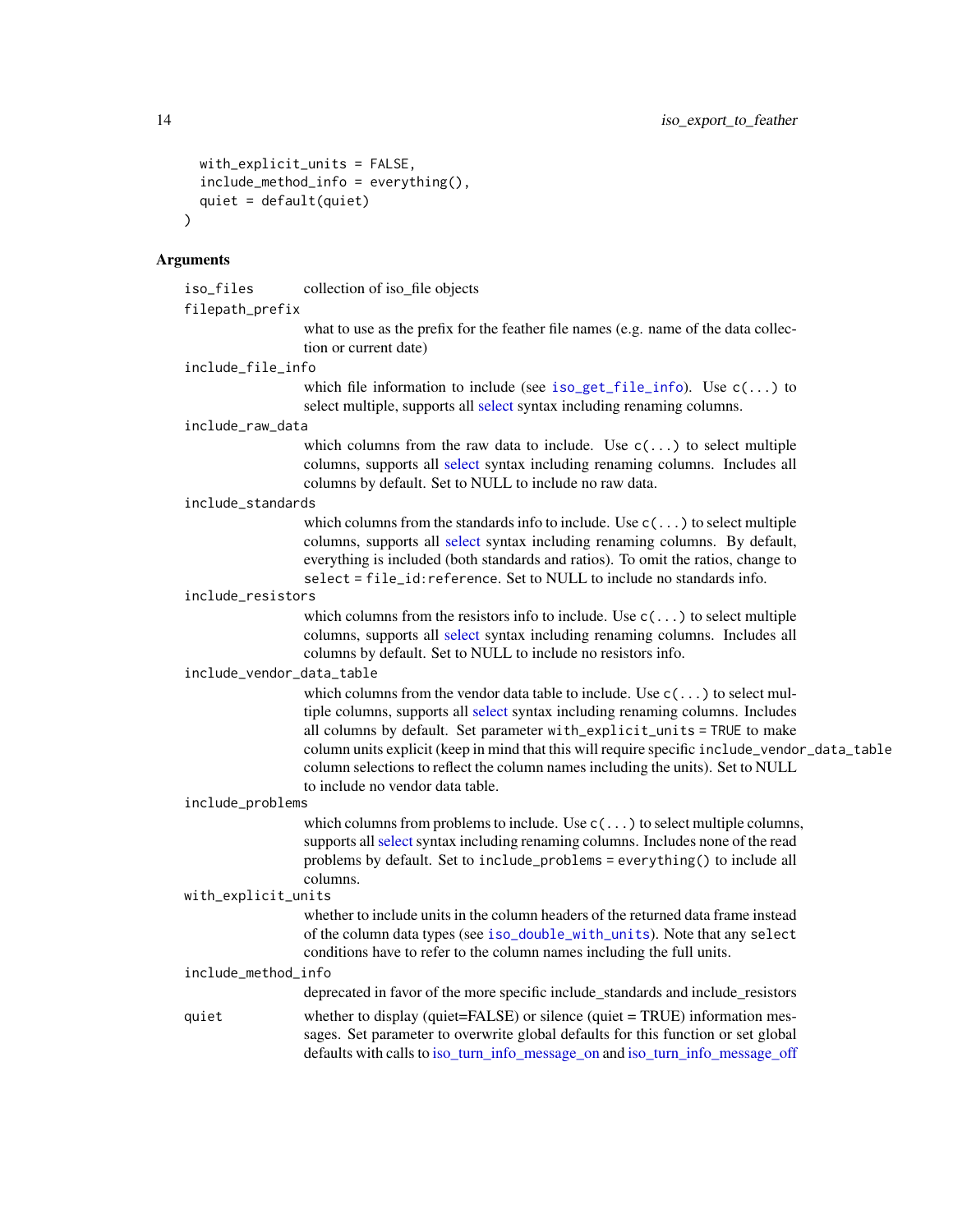```
  with_explicit_units = FALSE,
  include_method_info = everything(),
  quiet = default(quiet)
)
```

## Arguments

`iso_files` collection of iso_file objects

`filepath_prefix` what to use as the prefix for the feather file names (e.g. name of the data collection or current date)

`include_file_info` which file information to include (see `iso_get_file_info`). Use `c(...)` to select multiple, supports all select syntax including renaming columns.

`include_raw_data` which columns from the raw data to include. Use `c(...)` to select multiple columns, supports all select syntax including renaming columns. Includes all columns by default. Set to NULL to include no raw data.

`include_standards` which columns from the standards info to include. Use `c(...)` to select multiple columns, supports all select syntax including renaming columns. By default, everything is included (both standards and ratios). To omit the ratios, change to `select = file_id:reference`. Set to NULL to include no standards info.

`include_resistors` which columns from the resistors info to include. Use `c(...)` to select multiple columns, supports all select syntax including renaming columns. Includes all columns by default. Set to NULL to include no resistors info.

`include_vendor_data_table` which columns from the vendor data table to include. Use `c(...)` to select multiple columns, supports all select syntax including renaming columns. Includes all columns by default. Set parameter `with_explicit_units = TRUE` to make column units explicit (keep in mind that this will require specific `include_vendor_data_table` column selections to reflect the column names including the units). Set to NULL to include no vendor data table.

`include_problems` which columns from problems to include. Use `c(...)` to select multiple columns, supports all select syntax including renaming columns. Includes none of the read problems by default. Set to `include_problems = everything()` to include all columns.

`with_explicit_units` whether to include units in the column headers of the returned data frame instead of the column data types (see `iso_double_with_units`). Note that any `select` conditions have to refer to the column names including the full units.

`include_method_info` deprecated in favor of the more specific include_standards and include_resistors

`quiet` whether to display (quiet=FALSE) or silence (quiet = TRUE) information messages. Set parameter to overwrite global defaults for this function or set global defaults with calls to iso_turn_info_message_on and iso_turn_info_message_off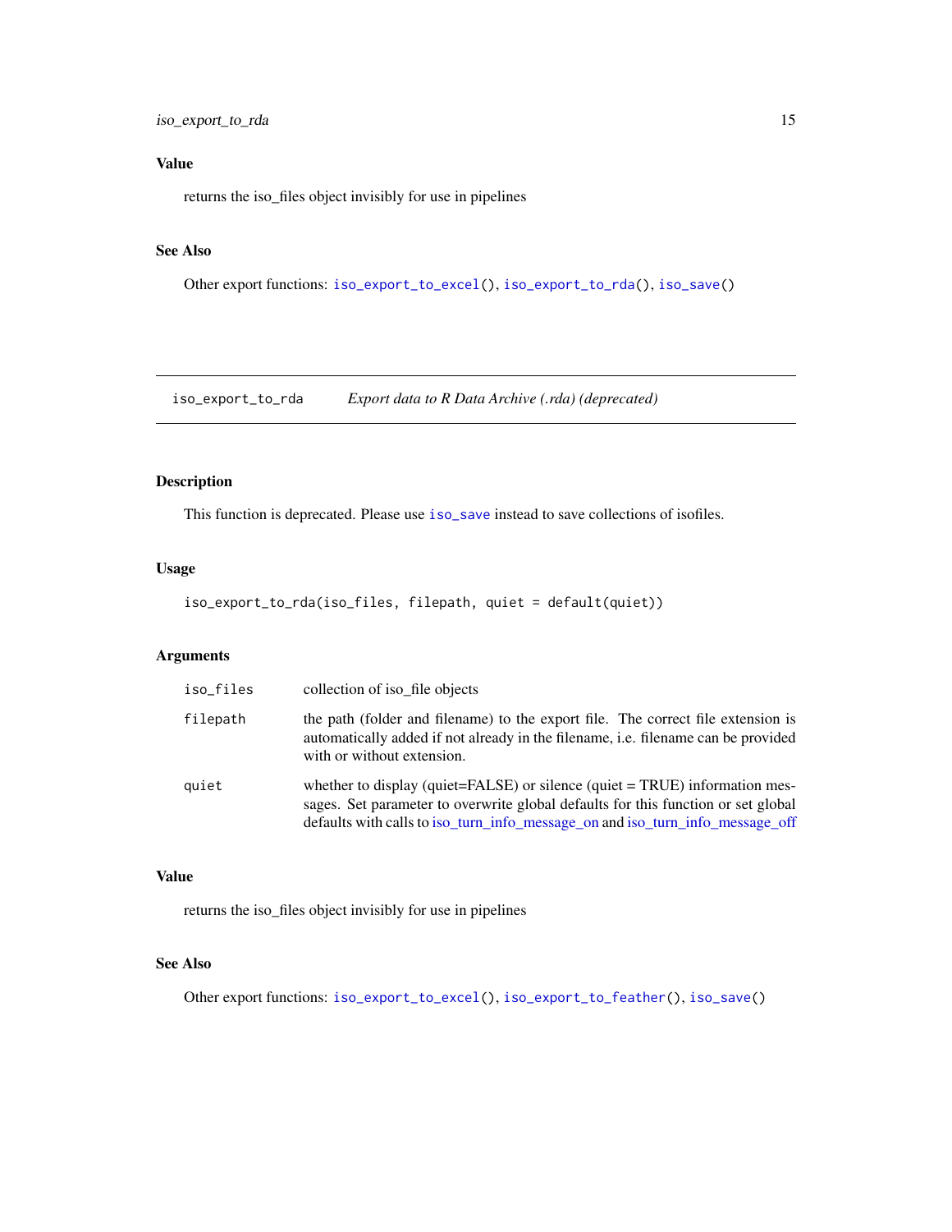## Value

returns the iso_files object invisibly for use in pipelines

## See Also

Other export functions: `iso_export_to_excel()`, `iso_export_to_rda()`, `iso_save()`

---

# iso_export_to_rda — *Export data to R Data Archive (.rda) (deprecated)*

## Description

This function is deprecated. Please use `iso_save` instead to save collections of isofiles.

## Usage

```
iso_export_to_rda(iso_files, filepath, quiet = default(quiet))
```

## Arguments

| | |
|---|---|
| `iso_files` | collection of iso_file objects |
| `filepath` | the path (folder and filename) to the export file. The correct file extension is automatically added if not already in the filename, i.e. filename can be provided with or without extension. |
| `quiet` | whether to display (quiet=FALSE) or silence (quiet = TRUE) information messages. Set parameter to overwrite global defaults for this function or set global defaults with calls to iso_turn_info_message_on and iso_turn_info_message_off |

## Value

returns the iso_files object invisibly for use in pipelines

## See Also

Other export functions: `iso_export_to_excel()`, `iso_export_to_feather()`, `iso_save()`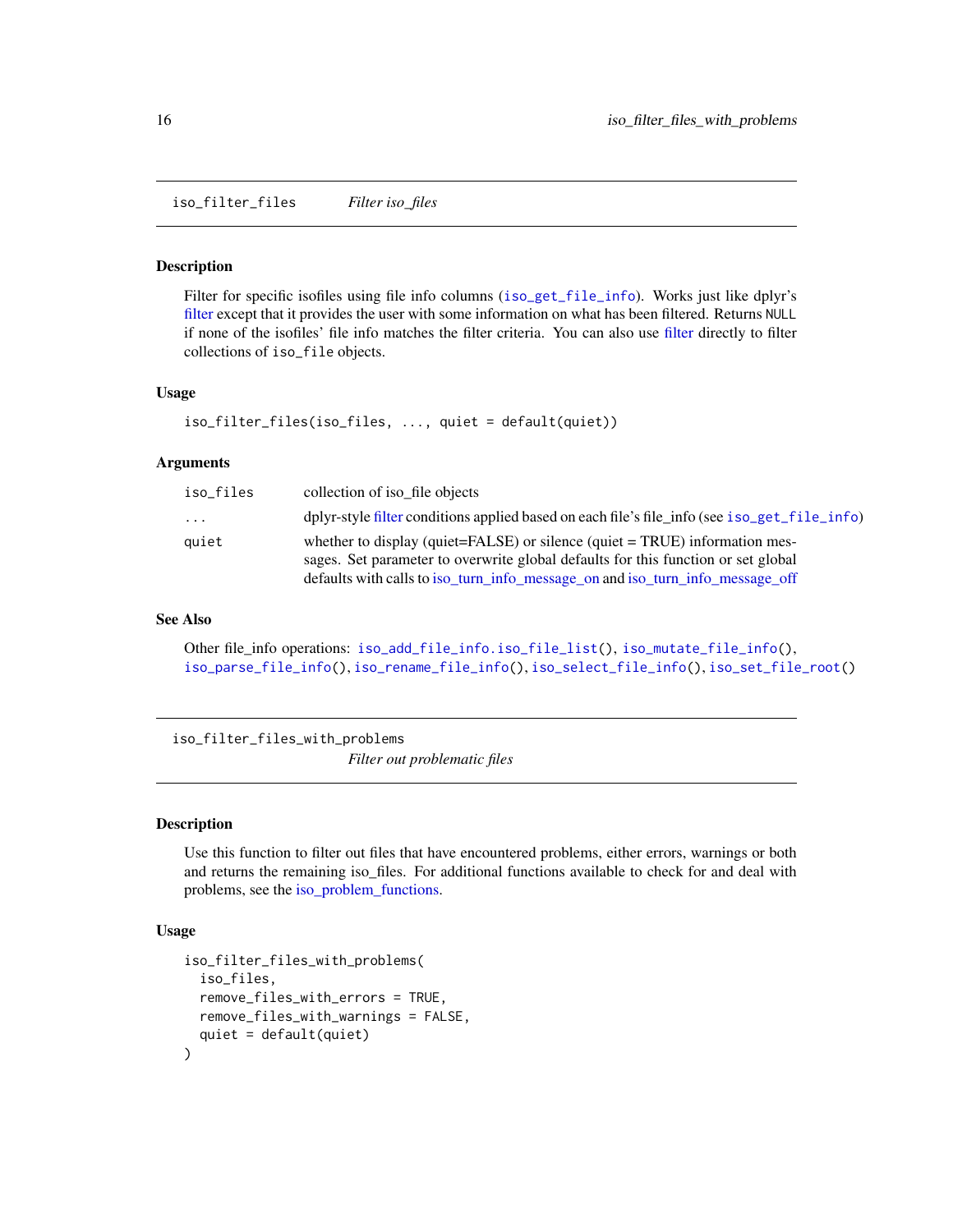## iso_filter_files — *Filter iso_files*

### Description

Filter for specific isofiles using file info columns (`iso_get_file_info`). Works just like dplyr's filter except that it provides the user with some information on what has been filtered. Returns `NULL` if none of the isofiles' file info matches the filter criteria. You can also use filter directly to filter collections of `iso_file` objects.

### Usage

```
iso_filter_files(iso_files, ..., quiet = default(quiet))
```

### Arguments

| | |
|---|---|
| `iso_files` | collection of iso_file objects |
| `...` | dplyr-style filter conditions applied based on each file's file_info (see `iso_get_file_info`) |
| `quiet` | whether to display (quiet=FALSE) or silence (quiet = TRUE) information messages. Set parameter to overwrite global defaults for this function or set global defaults with calls to iso_turn_info_message_on and iso_turn_info_message_off |

### See Also

Other file_info operations: `iso_add_file_info.iso_file_list()`, `iso_mutate_file_info()`, `iso_parse_file_info()`, `iso_rename_file_info()`, `iso_select_file_info()`, `iso_set_file_root()`

## iso_filter_files_with_problems — *Filter out problematic files*

### Description

Use this function to filter out files that have encountered problems, either errors, warnings or both and returns the remaining iso_files. For additional functions available to check for and deal with problems, see the iso_problem_functions.

### Usage

```
iso_filter_files_with_problems(
  iso_files,
  remove_files_with_errors = TRUE,
  remove_files_with_warnings = FALSE,
  quiet = default(quiet)
)
```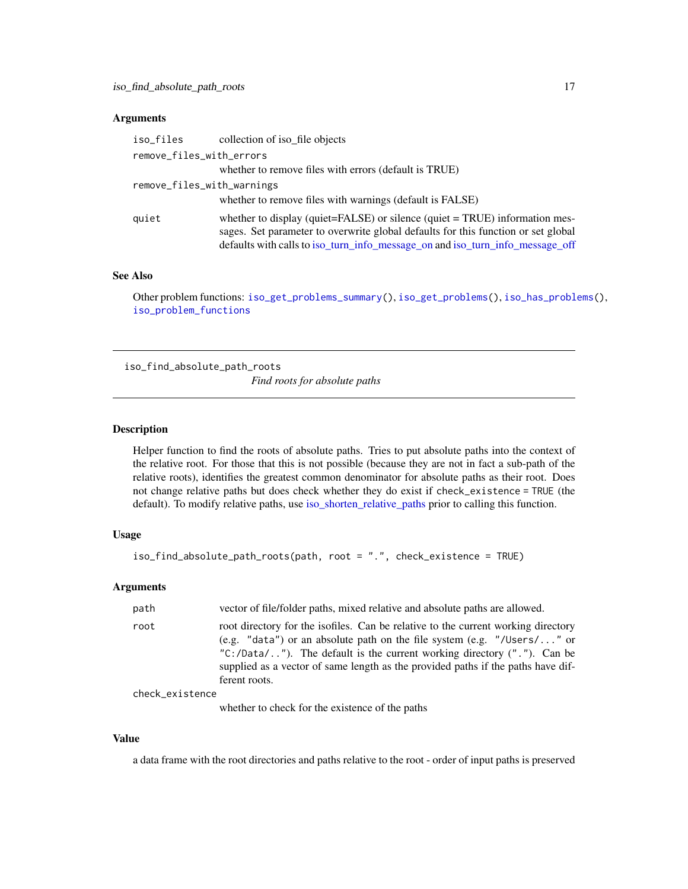### Arguments

- `iso_files` — collection of iso_file objects
- `remove_files_with_errors` — whether to remove files with errors (default is TRUE)
- `remove_files_with_warnings` — whether to remove files with warnings (default is FALSE)
- `quiet` — whether to display (quiet=FALSE) or silence (quiet = TRUE) information messages. Set parameter to overwrite global defaults for this function or set global defaults with calls to iso_turn_info_message_on and iso_turn_info_message_off

### See Also

Other problem functions: `iso_get_problems_summary()`, `iso_get_problems()`, `iso_has_problems()`, `iso_problem_functions`

---

## iso_find_absolute_path_roots

*Find roots for absolute paths*

---

### Description

Helper function to find the roots of absolute paths. Tries to put absolute paths into the context of the relative root. For those that this is not possible (because they are not in fact a sub-path of the relative roots), identifies the greatest common denominator for absolute paths as their root. Does not change relative paths but does check whether they do exist if `check_existence = TRUE` (the default). To modify relative paths, use iso_shorten_relative_paths prior to calling this function.

### Usage

```
iso_find_absolute_path_roots(path, root = ".", check_existence = TRUE)
```

### Arguments

- `path` — vector of file/folder paths, mixed relative and absolute paths are allowed.
- `root` — root directory for the isofiles. Can be relative to the current working directory (e.g. `"data"`) or an absolute path on the file system (e.g. `"/Users/..."` or `"C:/Data/.."`). The default is the current working directory (`"."`). Can be supplied as a vector of same length as the provided paths if the paths have different roots.
- `check_existence` — whether to check for the existence of the paths

### Value

a data frame with the root directories and paths relative to the root - order of input paths is preserved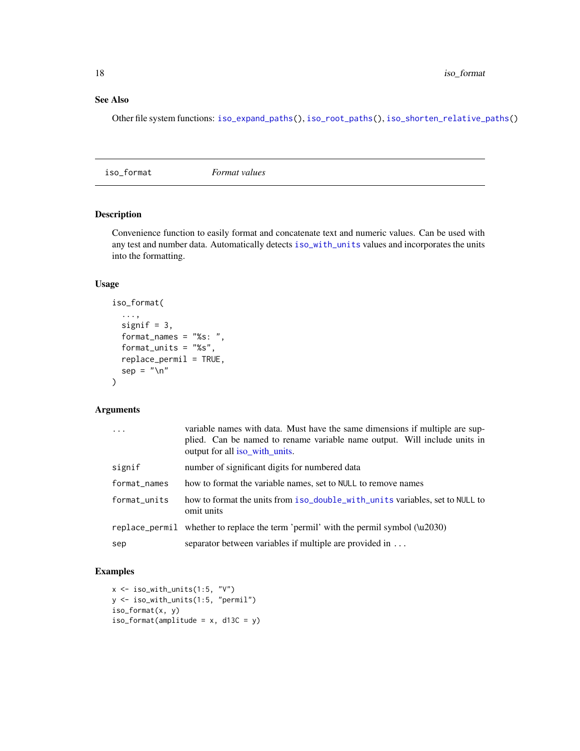## See Also

Other file system functions: `iso_expand_paths()`, `iso_root_paths()`, `iso_shorten_relative_paths()`

---

# iso_format *Format values*

---

### Description

Convenience function to easily format and concatenate text and numeric values. Can be used with any test and number data. Automatically detects `iso_with_units` values and incorporates the units into the formatting.

### Usage

```
iso_format(
  ...,
  signif = 3,
  format_names = "%s: ",
  format_units = "%s",
  replace_permil = TRUE,
  sep = "\n"
)
```

### Arguments

| | |
|---|---|
| `...` | variable names with data. Must have the same dimensions if multiple are supplied. Can be named to rename variable name output. Will include units in output for all iso_with_units. |
| `signif` | number of significant digits for numbered data |
| `format_names` | how to format the variable names, set to `NULL` to remove names |
| `format_units` | how to format the units from `iso_double_with_units` variables, set to `NULL` to omit units |
| `replace_permil` | whether to replace the term 'permil' with the permil symbol (\u2030) |
| `sep` | separator between variables if multiple are provided in ... |

### Examples

```
x <- iso_with_units(1:5, "V")
y <- iso_with_units(1:5, "permil")
iso_format(x, y)
iso_format(amplitude = x, d13C = y)
```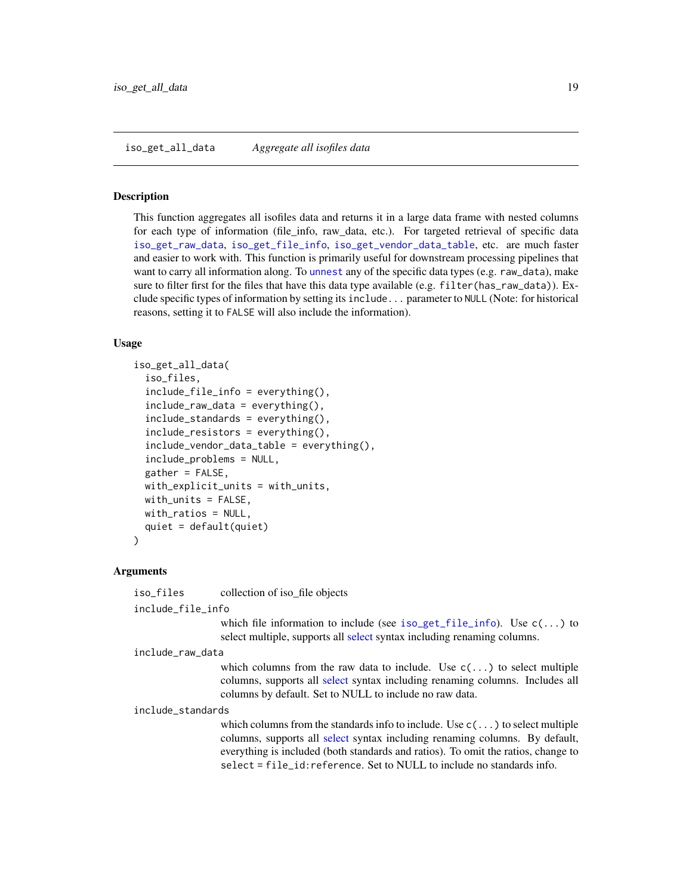## iso_get_all_data — *Aggregate all isofiles data*

### Description

This function aggregates all isofiles data and returns it in a large data frame with nested columns for each type of information (file_info, raw_data, etc.). For targeted retrieval of specific data `iso_get_raw_data`, `iso_get_file_info`, `iso_get_vendor_data_table`, etc. are much faster and easier to work with. This function is primarily useful for downstream processing pipelines that want to carry all information along. To `unnest` any of the specific data types (e.g. `raw_data`), make sure to filter first for the files that have this data type available (e.g. `filter(has_raw_data)`). Exclude specific types of information by setting its `include...` parameter to `NULL` (Note: for historical reasons, setting it to `FALSE` will also include the information).

### Usage

```
iso_get_all_data(
  iso_files,
  include_file_info = everything(),
  include_raw_data = everything(),
  include_standards = everything(),
  include_resistors = everything(),
  include_vendor_data_table = everything(),
  include_problems = NULL,
  gather = FALSE,
  with_explicit_units = with_units,
  with_units = FALSE,
  with_ratios = NULL,
  quiet = default(quiet)
)
```

### Arguments

`iso_files`
: collection of iso_file objects

`include_file_info`
: which file information to include (see `iso_get_file_info`). Use `c(...)` to select multiple, supports all select syntax including renaming columns.

`include_raw_data`
: which columns from the raw data to include. Use `c(...)` to select multiple columns, supports all select syntax including renaming columns. Includes all columns by default. Set to NULL to include no raw data.

`include_standards`
: which columns from the standards info to include. Use `c(...)` to select multiple columns, supports all select syntax including renaming columns. By default, everything is included (both standards and ratios). To omit the ratios, change to `select = file_id:reference`. Set to NULL to include no standards info.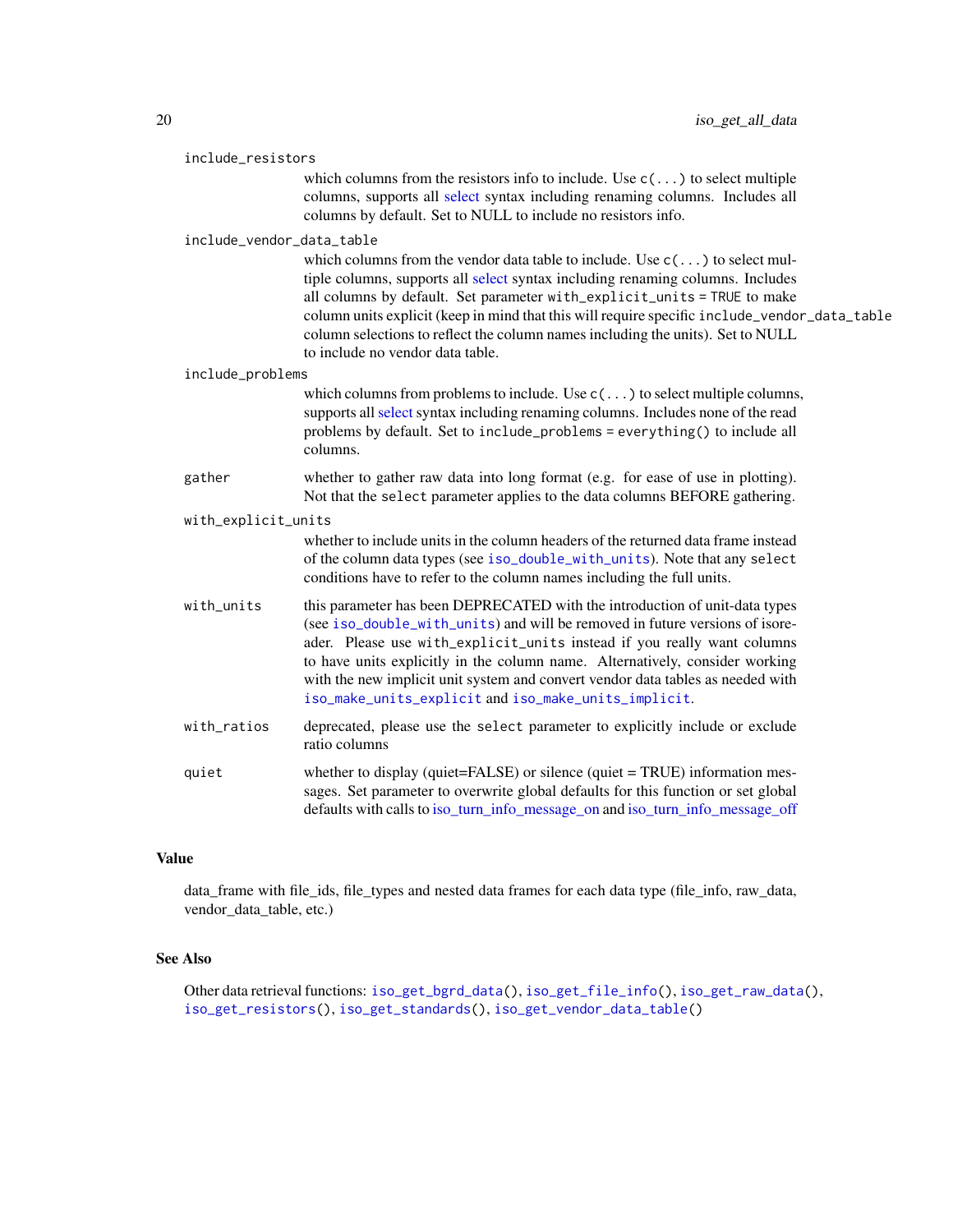`include_resistors`
: which columns from the resistors info to include. Use `c(...)` to select multiple columns, supports all select syntax including renaming columns. Includes all columns by default. Set to NULL to include no resistors info.

`include_vendor_data_table`
: which columns from the vendor data table to include. Use `c(...)` to select multiple columns, supports all select syntax including renaming columns. Includes all columns by default. Set parameter `with_explicit_units = TRUE` to make column units explicit (keep in mind that this will require specific `include_vendor_data_table` column selections to reflect the column names including the units). Set to NULL to include no vendor data table.

`include_problems`
: which columns from problems to include. Use `c(...)` to select multiple columns, supports all select syntax including renaming columns. Includes none of the read problems by default. Set to `include_problems = everything()` to include all columns.

`gather`
: whether to gather raw data into long format (e.g. for ease of use in plotting). Not that the `select` parameter applies to the data columns BEFORE gathering.

`with_explicit_units`
: whether to include units in the column headers of the returned data frame instead of the column data types (see `iso_double_with_units`). Note that any `select` conditions have to refer to the column names including the full units.

`with_units`
: this parameter has been DEPRECATED with the introduction of unit-data types (see `iso_double_with_units`) and will be removed in future versions of isoreader. Please use `with_explicit_units` instead if you really want columns to have units explicitly in the column name. Alternatively, consider working with the new implicit unit system and convert vendor data tables as needed with `iso_make_units_explicit` and `iso_make_units_implicit`.

`with_ratios`
: deprecated, please use the `select` parameter to explicitly include or exclude ratio columns

`quiet`
: whether to display (quiet=FALSE) or silence (quiet = TRUE) information messages. Set parameter to overwrite global defaults for this function or set global defaults with calls to iso_turn_info_message_on and iso_turn_info_message_off

## Value

data_frame with file_ids, file_types and nested data frames for each data type (file_info, raw_data, vendor_data_table, etc.)

## See Also

Other data retrieval functions: `iso_get_bgrd_data()`, `iso_get_file_info()`, `iso_get_raw_data()`, `iso_get_resistors()`, `iso_get_standards()`, `iso_get_vendor_data_table()`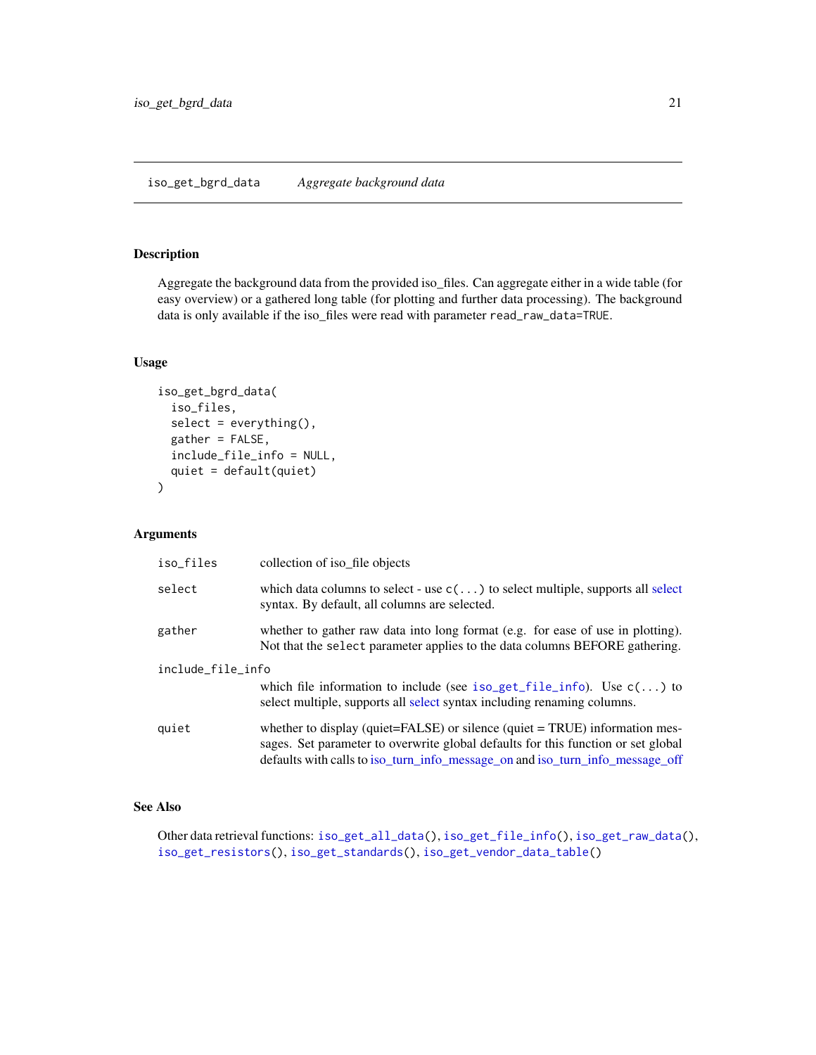# iso_get_bgrd_data — *Aggregate background data*

## Description

Aggregate the background data from the provided iso_files. Can aggregate either in a wide table (for easy overview) or a gathered long table (for plotting and further data processing). The background data is only available if the iso_files were read with parameter `read_raw_data=TRUE`.

## Usage

```
iso_get_bgrd_data(
  iso_files,
  select = everything(),
  gather = FALSE,
  include_file_info = NULL,
  quiet = default(quiet)
)
```

## Arguments

| Argument | Description |
|---|---|
| `iso_files` | collection of iso_file objects |
| `select` | which data columns to select - use `c(...)` to select multiple, supports all select syntax. By default, all columns are selected. |
| `gather` | whether to gather raw data into long format (e.g. for ease of use in plotting). Not that the `select` parameter applies to the data columns BEFORE gathering. |
| `include_file_info` | which file information to include (see `iso_get_file_info`). Use `c(...)` to select multiple, supports all select syntax including renaming columns. |
| `quiet` | whether to display (quiet=FALSE) or silence (quiet = TRUE) information messages. Set parameter to overwrite global defaults for this function or set global defaults with calls to iso_turn_info_message_on and iso_turn_info_message_off |

## See Also

Other data retrieval functions: `iso_get_all_data()`, `iso_get_file_info()`, `iso_get_raw_data()`, `iso_get_resistors()`, `iso_get_standards()`, `iso_get_vendor_data_table()`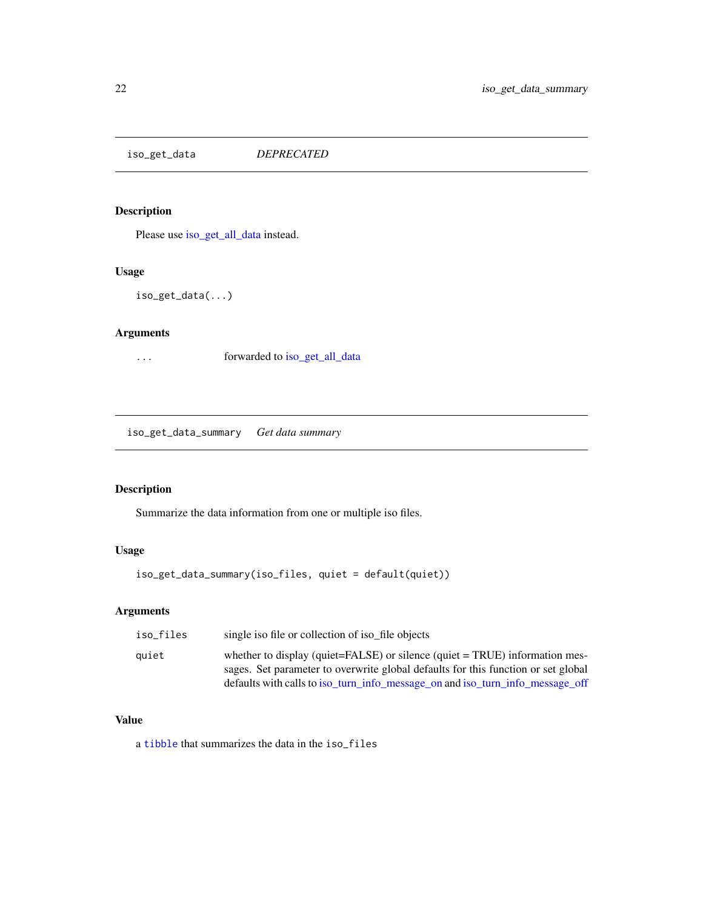## iso_get_data — *DEPRECATED*

### Description

Please use iso_get_all_data instead.

### Usage

```
iso_get_data(...)
```

### Arguments

| | |
|---|---|
| `...` | forwarded to iso_get_all_data |

## iso_get_data_summary — *Get data summary*

### Description

Summarize the data information from one or multiple iso files.

### Usage

```
iso_get_data_summary(iso_files, quiet = default(quiet))
```

### Arguments

| | |
|---|---|
| `iso_files` | single iso file or collection of iso_file objects |
| `quiet` | whether to display (quiet=FALSE) or silence (quiet = TRUE) information messages. Set parameter to overwrite global defaults for this function or set global defaults with calls to iso_turn_info_message_on and iso_turn_info_message_off |

### Value

a `tibble` that summarizes the data in the `iso_files`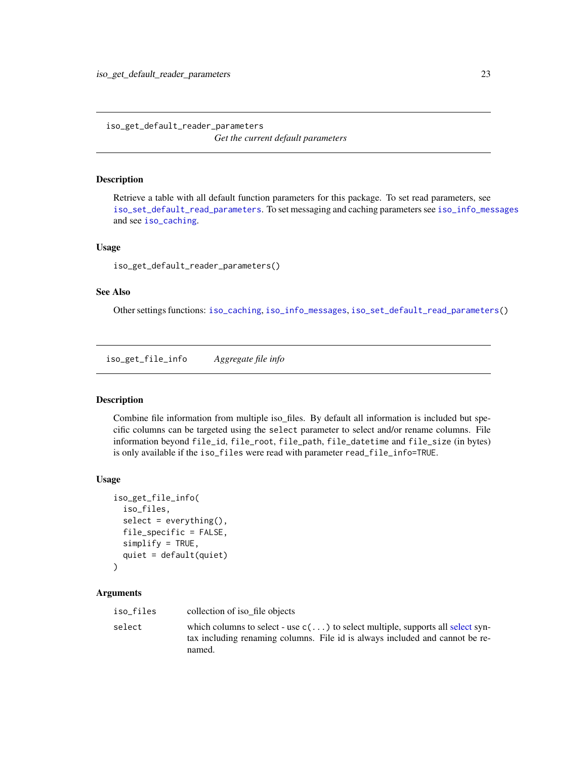## iso_get_default_reader_parameters

*Get the current default parameters*

### Description

Retrieve a table with all default function parameters for this package. To set read parameters, see `iso_set_default_read_parameters`. To set messaging and caching parameters see `iso_info_messages` and see `iso_caching`.

### Usage

```
iso_get_default_reader_parameters()
```

### See Also

Other settings functions: `iso_caching`, `iso_info_messages`, `iso_set_default_read_parameters()`

## iso_get_file_info

*Aggregate file info*

### Description

Combine file information from multiple iso_files. By default all information is included but specific columns can be targeted using the `select` parameter to select and/or rename columns. File information beyond `file_id`, `file_root`, `file_path`, `file_datetime` and `file_size` (in bytes) is only available if the `iso_files` were read with parameter `read_file_info=TRUE`.

### Usage

```
iso_get_file_info(
  iso_files,
  select = everything(),
  file_specific = FALSE,
  simplify = TRUE,
  quiet = default(quiet)
)
```

### Arguments

| | |
|---|---|
| `iso_files` | collection of iso_file objects |
| `select` | which columns to select - use `c(...)` to select multiple, supports all select syntax including renaming columns. File id is always included and cannot be renamed. |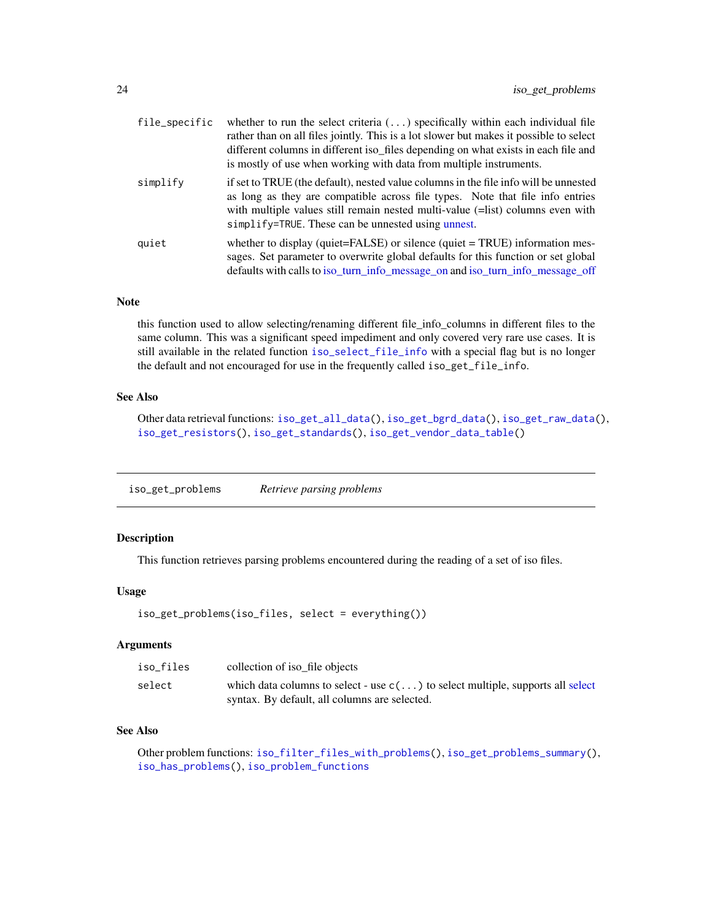| | |
|---|---|
| `file_specific` | whether to run the select criteria (`...`) specifically within each individual file rather than on all files jointly. This is a lot slower but makes it possible to select different columns in different iso_files depending on what exists in each file and is mostly of use when working with data from multiple instruments. |
| `simplify` | if set to TRUE (the default), nested value columns in the file info will be unnested as long as they are compatible across file types. Note that file info entries with multiple values still remain nested multi-value (=list) columns even with `simplify=TRUE`. These can be unnested using unnest. |
| `quiet` | whether to display (quiet=FALSE) or silence (quiet = TRUE) information messages. Set parameter to overwrite global defaults for this function or set global defaults with calls to iso_turn_info_message_on and iso_turn_info_message_off |

## Note

this function used to allow selecting/renaming different file_info_columns in different files to the same column. This was a significant speed impediment and only covered very rare use cases. It is still available in the related function `iso_select_file_info` with a special flag but is no longer the default and not encouraged for use in the frequently called `iso_get_file_info`.

## See Also

Other data retrieval functions: `iso_get_all_data()`, `iso_get_bgrd_data()`, `iso_get_raw_data()`, `iso_get_resistors()`, `iso_get_standards()`, `iso_get_vendor_data_table()`

---

# iso_get_problems — *Retrieve parsing problems*

## Description

This function retrieves parsing problems encountered during the reading of a set of iso files.

## Usage

```
iso_get_problems(iso_files, select = everything())
```

## Arguments

| | |
|---|---|
| `iso_files` | collection of iso_file objects |
| `select` | which data columns to select - use `c(...)` to select multiple, supports all select syntax. By default, all columns are selected. |

## See Also

Other problem functions: `iso_filter_files_with_problems()`, `iso_get_problems_summary()`, `iso_has_problems()`, `iso_problem_functions`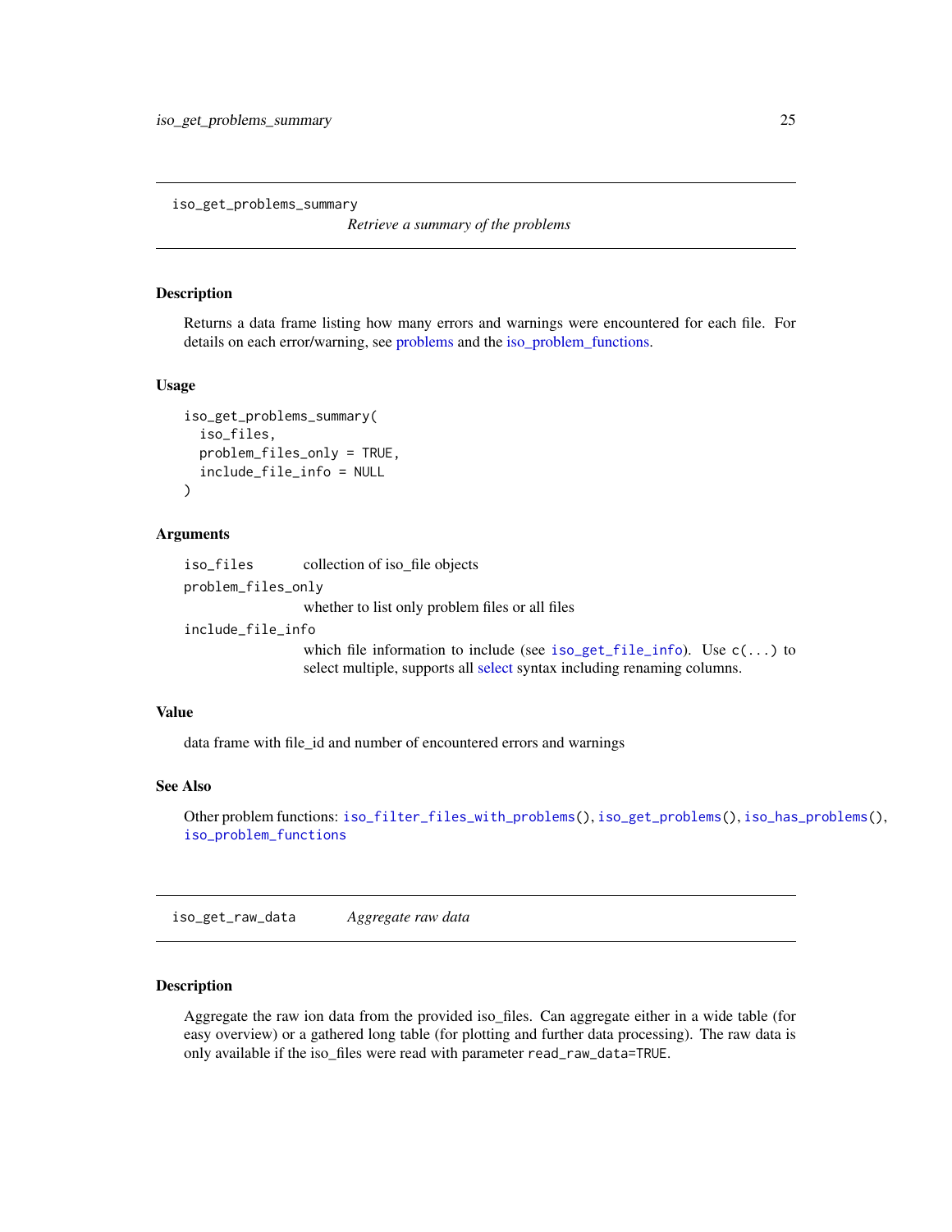## iso_get_problems_summary

*Retrieve a summary of the problems*

### Description

Returns a data frame listing how many errors and warnings were encountered for each file. For details on each error/warning, see problems and the iso_problem_functions.

### Usage

```
iso_get_problems_summary(
  iso_files,
  problem_files_only = TRUE,
  include_file_info = NULL
)
```

### Arguments

| | |
|---|---|
| `iso_files` | collection of iso_file objects |
| `problem_files_only` | whether to list only problem files or all files |
| `include_file_info` | which file information to include (see `iso_get_file_info`). Use `c(...)` to select multiple, supports all select syntax including renaming columns. |

### Value

data frame with file_id and number of encountered errors and warnings

### See Also

Other problem functions: `iso_filter_files_with_problems()`, `iso_get_problems()`, `iso_has_problems()`, `iso_problem_functions`

## iso_get_raw_data

*Aggregate raw data*

### Description

Aggregate the raw ion data from the provided iso_files. Can aggregate either in a wide table (for easy overview) or a gathered long table (for plotting and further data processing). The raw data is only available if the iso_files were read with parameter `read_raw_data=TRUE`.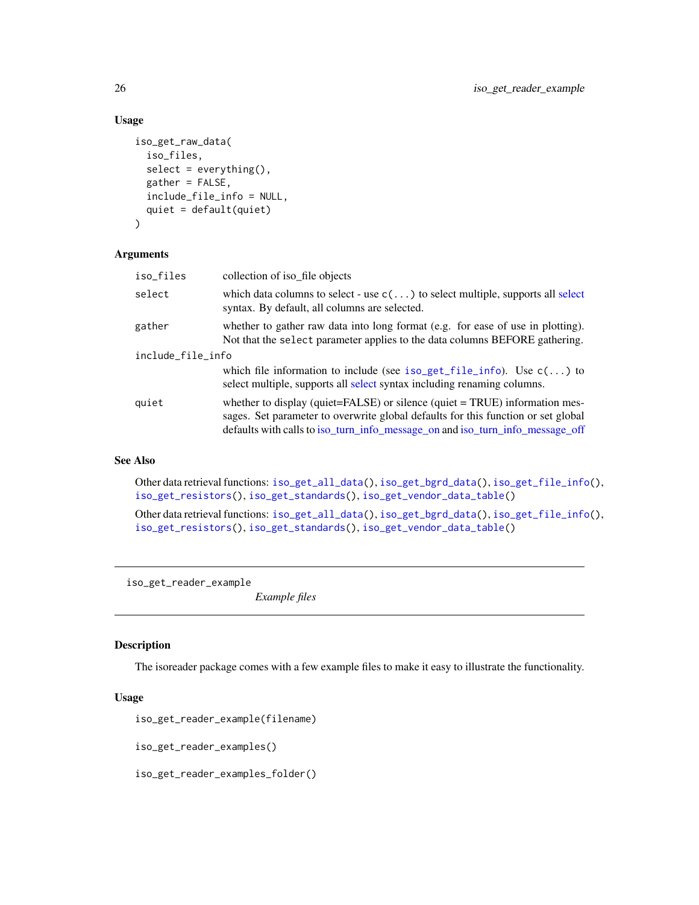### Usage

```
iso_get_raw_data(
  iso_files,
  select = everything(),
  gather = FALSE,
  include_file_info = NULL,
  quiet = default(quiet)
)
```

### Arguments

| | |
|---|---|
| `iso_files` | collection of iso_file objects |
| `select` | which data columns to select - use `c(...)` to select multiple, supports all select syntax. By default, all columns are selected. |
| `gather` | whether to gather raw data into long format (e.g. for ease of use in plotting). Not that the `select` parameter applies to the data columns BEFORE gathering. |
| `include_file_info` | which file information to include (see `iso_get_file_info`). Use `c(...)` to select multiple, supports all select syntax including renaming columns. |
| `quiet` | whether to display (quiet=FALSE) or silence (quiet = TRUE) information messages. Set parameter to overwrite global defaults for this function or set global defaults with calls to iso_turn_info_message_on and iso_turn_info_message_off |

### See Also

Other data retrieval functions: `iso_get_all_data()`, `iso_get_bgrd_data()`, `iso_get_file_info()`, `iso_get_resistors()`, `iso_get_standards()`, `iso_get_vendor_data_table()`

Other data retrieval functions: `iso_get_all_data()`, `iso_get_bgrd_data()`, `iso_get_file_info()`, `iso_get_resistors()`, `iso_get_standards()`, `iso_get_vendor_data_table()`

---

## `iso_get_reader_example` *Example files*

---

### Description

The isoreader package comes with a few example files to make it easy to illustrate the functionality.

### Usage

```
iso_get_reader_example(filename)

iso_get_reader_examples()

iso_get_reader_examples_folder()
```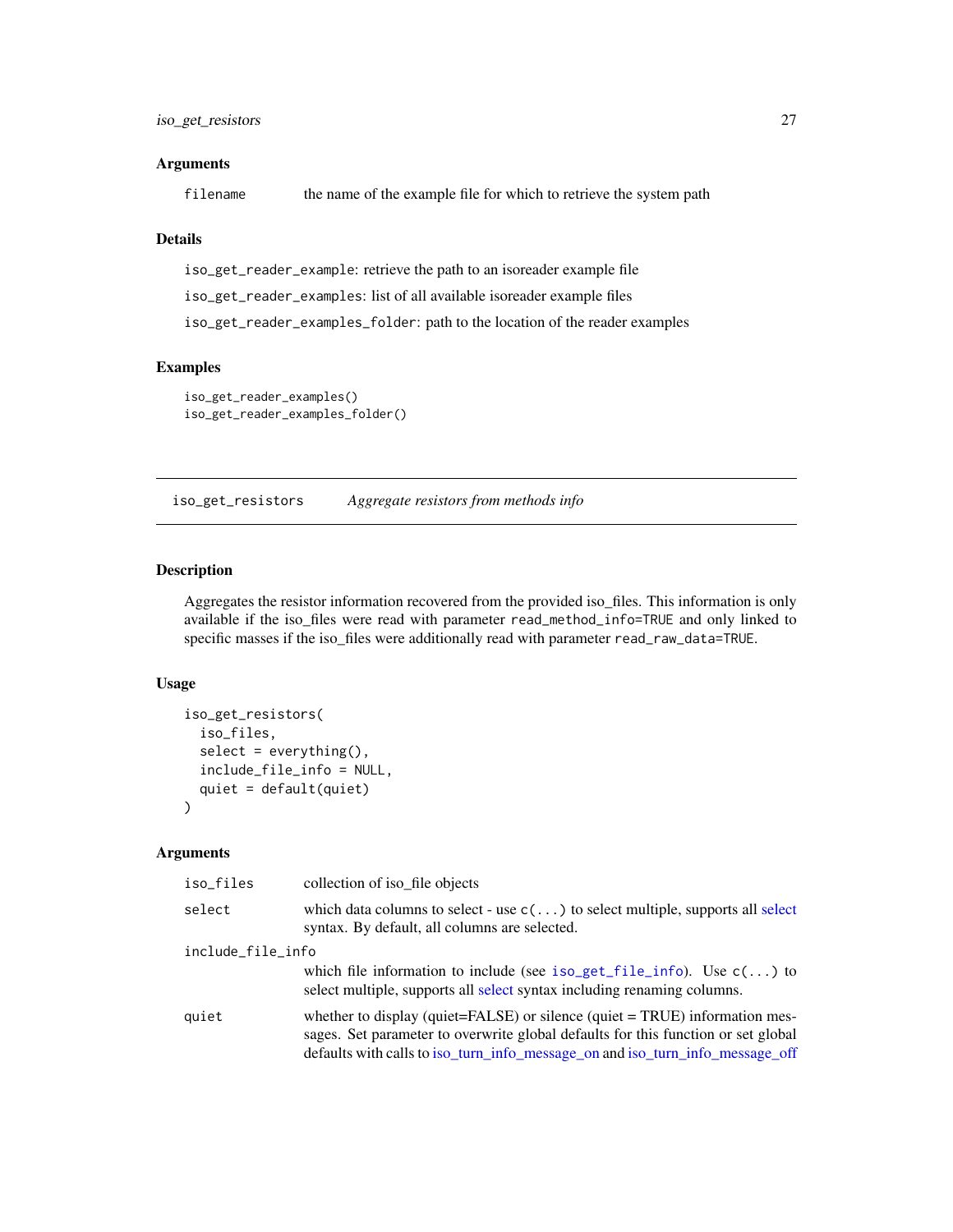### Arguments

| | |
|---|---|
| `filename` | the name of the example file for which to retrieve the system path |

### Details

`iso_get_reader_example`: retrieve the path to an isoreader example file

`iso_get_reader_examples`: list of all available isoreader example files

`iso_get_reader_examples_folder`: path to the location of the reader examples

### Examples

```
iso_get_reader_examples()
iso_get_reader_examples_folder()
```

---

## `iso_get_resistors` *Aggregate resistors from methods info*

---

### Description

Aggregates the resistor information recovered from the provided iso_files. This information is only available if the iso_files were read with parameter `read_method_info=TRUE` and only linked to specific masses if the iso_files were additionally read with parameter `read_raw_data=TRUE`.

### Usage

```
iso_get_resistors(
  iso_files,
  select = everything(),
  include_file_info = NULL,
  quiet = default(quiet)
)
```

### Arguments

| | |
|---|---|
| `iso_files` | collection of iso_file objects |
| `select` | which data columns to select - use `c(...)` to select multiple, supports all select syntax. By default, all columns are selected. |
| `include_file_info` | which file information to include (see `iso_get_file_info`). Use `c(...)` to select multiple, supports all select syntax including renaming columns. |
| `quiet` | whether to display (quiet=FALSE) or silence (quiet = TRUE) information messages. Set parameter to overwrite global defaults for this function or set global defaults with calls to iso_turn_info_message_on and iso_turn_info_message_off |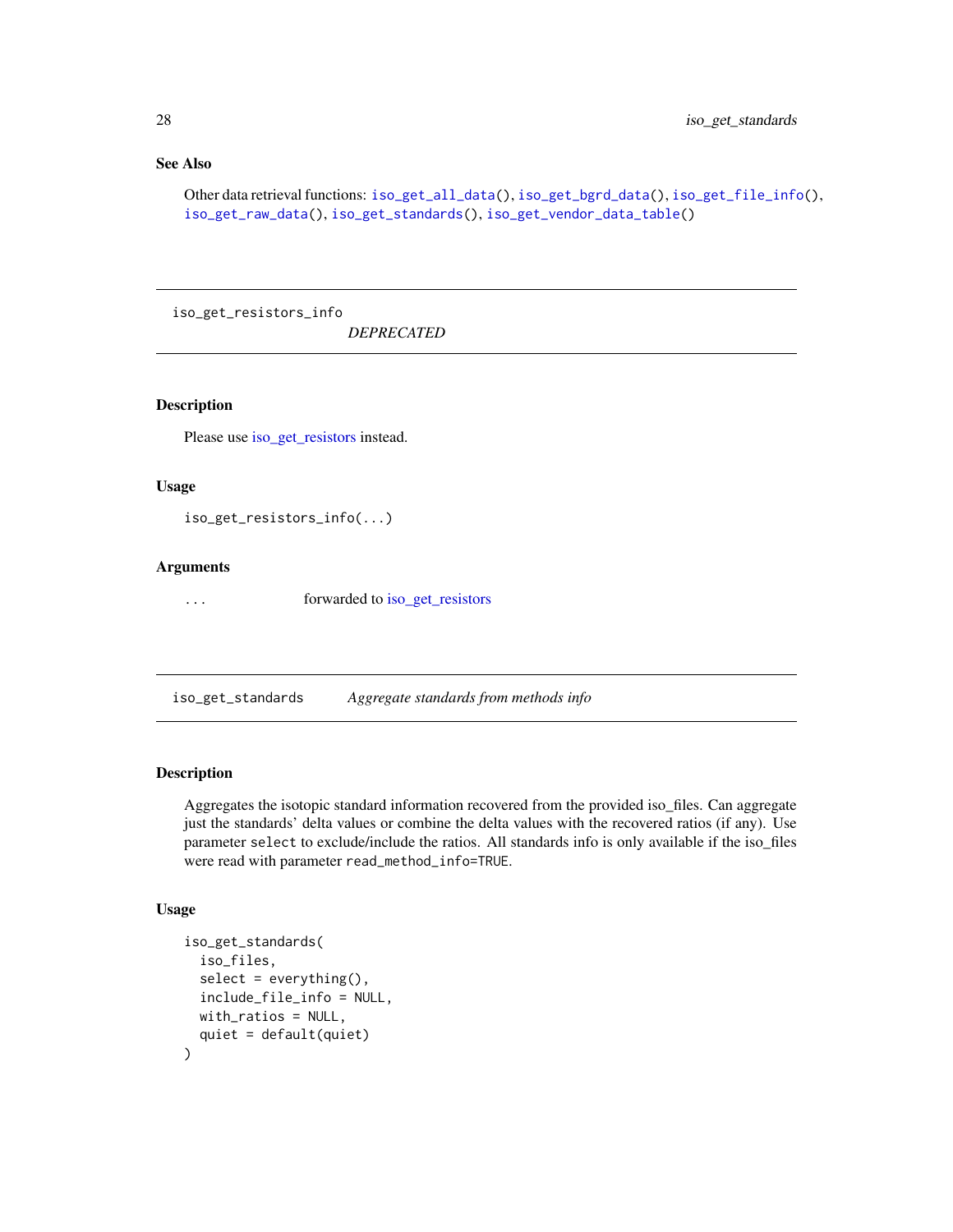### See Also

Other data retrieval functions: `iso_get_all_data()`, `iso_get_bgrd_data()`, `iso_get_file_info()`, `iso_get_raw_data()`, `iso_get_standards()`, `iso_get_vendor_data_table()`

---

## iso_get_resistors_info    *DEPRECATED*

### Description

Please use iso_get_resistors instead.

### Usage

```
iso_get_resistors_info(...)
```

### Arguments

`...`    forwarded to iso_get_resistors

---

## iso_get_standards    *Aggregate standards from methods info*

### Description

Aggregates the isotopic standard information recovered from the provided iso_files. Can aggregate just the standards' delta values or combine the delta values with the recovered ratios (if any). Use parameter `select` to exclude/include the ratios. All standards info is only available if the iso_files were read with parameter `read_method_info=TRUE`.

### Usage

```
iso_get_standards(
  iso_files,
  select = everything(),
  include_file_info = NULL,
  with_ratios = NULL,
  quiet = default(quiet)
)
```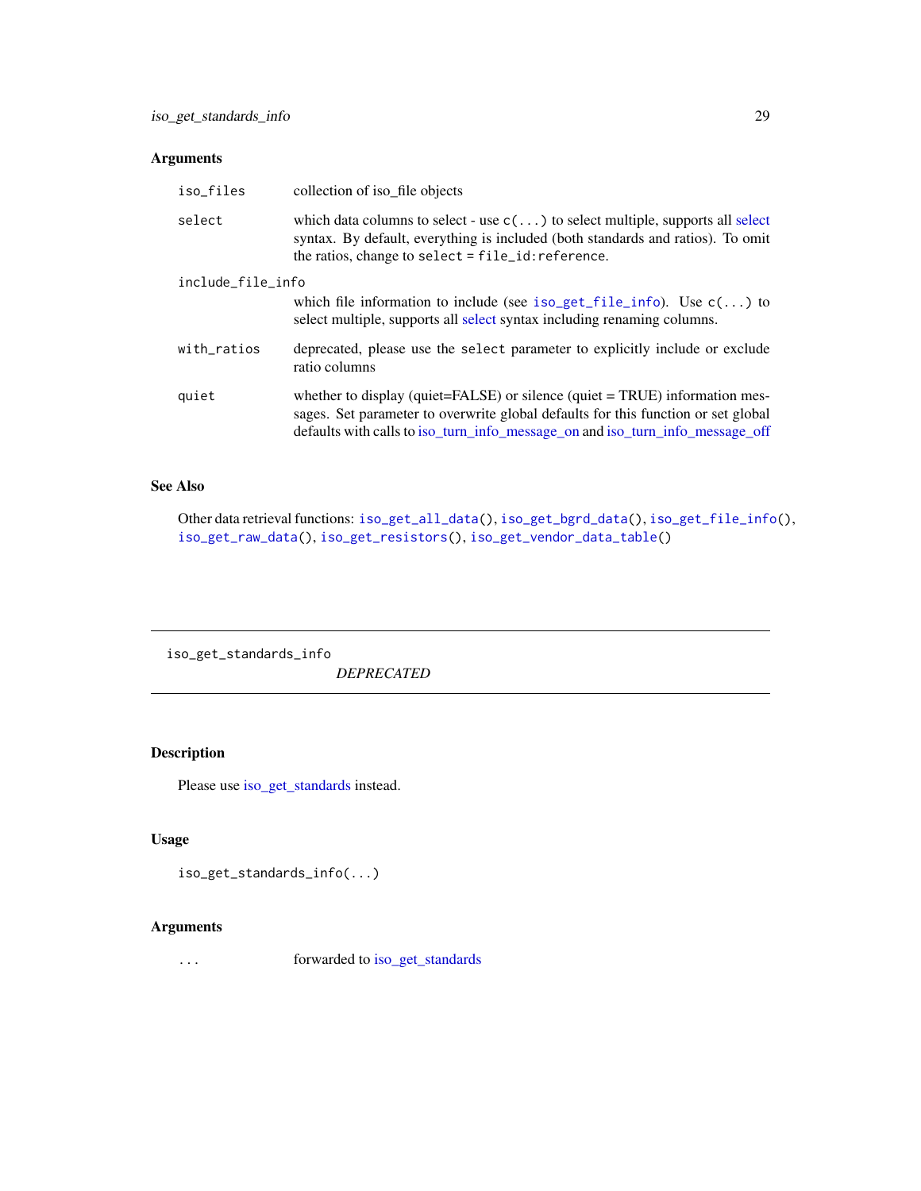## Arguments

| | |
|---|---|
| `iso_files` | collection of iso_file objects |
| `select` | which data columns to select - use `c(...)` to select multiple, supports all select syntax. By default, everything is included (both standards and ratios). To omit the ratios, change to `select = file_id:reference`. |
| `include_file_info` | which file information to include (see `iso_get_file_info`). Use `c(...)` to select multiple, supports all select syntax including renaming columns. |
| `with_ratios` | deprecated, please use the `select` parameter to explicitly include or exclude ratio columns |
| `quiet` | whether to display (quiet=FALSE) or silence (quiet = TRUE) information messages. Set parameter to overwrite global defaults for this function or set global defaults with calls to iso_turn_info_message_on and iso_turn_info_message_off |

## See Also

Other data retrieval functions: `iso_get_all_data()`, `iso_get_bgrd_data()`, `iso_get_file_info()`, `iso_get_raw_data()`, `iso_get_resistors()`, `iso_get_vendor_data_table()`

---

# iso_get_standards_info

*DEPRECATED*

---

## Description

Please use iso_get_standards instead.

## Usage

```
iso_get_standards_info(...)
```

## Arguments

| | |
|---|---|
| `...` | forwarded to iso_get_standards |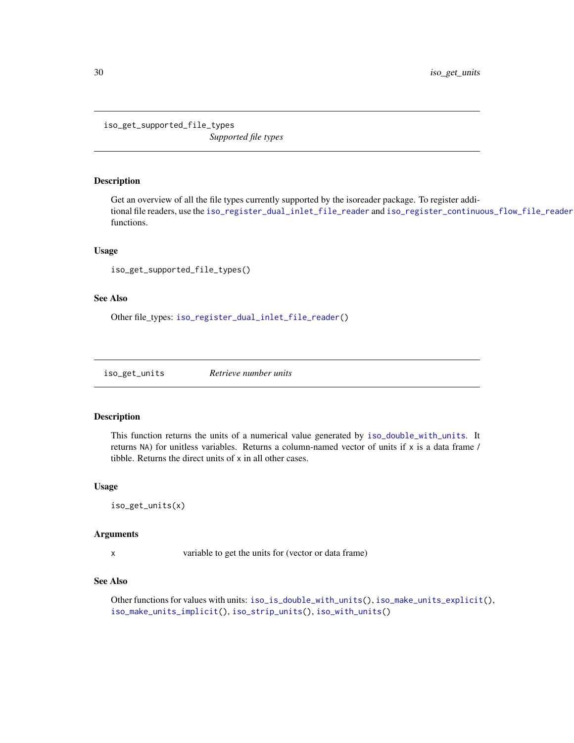## iso_get_supported_file_types — *Supported file types*

### Description

Get an overview of all the file types currently supported by the isoreader package. To register additional file readers, use the `iso_register_dual_inlet_file_reader` and `iso_register_continuous_flow_file_reader` functions.

### Usage

```
iso_get_supported_file_types()
```

### See Also

Other file_types: `iso_register_dual_inlet_file_reader()`

## iso_get_units — *Retrieve number units*

### Description

This function returns the units of a numerical value generated by `iso_double_with_units`. It returns `NA`) for unitless variables. Returns a column-named vector of units if `x` is a data frame / tibble. Returns the direct units of `x` in all other cases.

### Usage

```
iso_get_units(x)
```

### Arguments

| | |
|---|---|
| `x` | variable to get the units for (vector or data frame) |

### See Also

Other functions for values with units: `iso_is_double_with_units()`, `iso_make_units_explicit()`, `iso_make_units_implicit()`, `iso_strip_units()`, `iso_with_units()`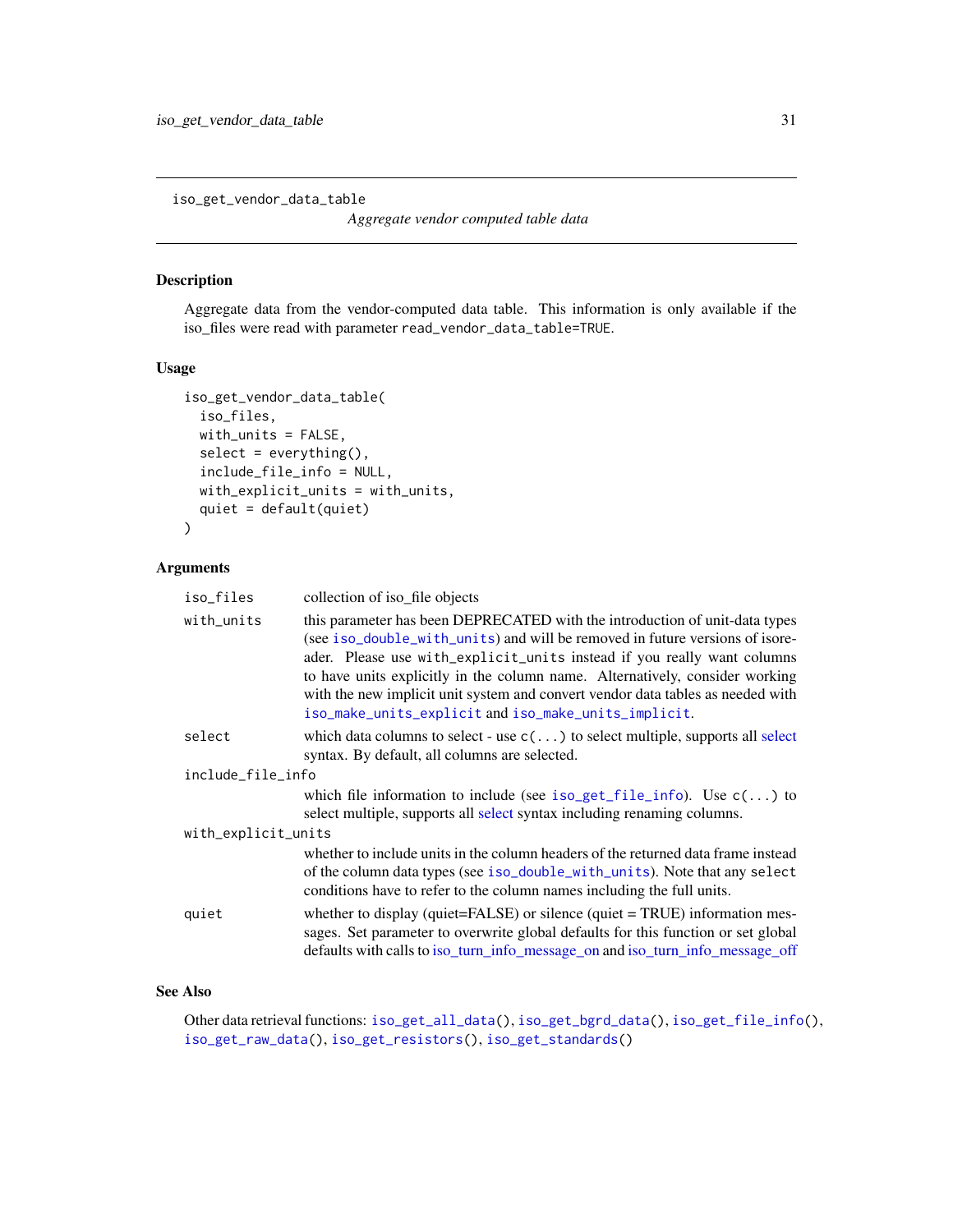## iso_get_vendor_data_table

*Aggregate vendor computed table data*

### Description

Aggregate data from the vendor-computed data table. This information is only available if the iso_files were read with parameter `read_vendor_data_table=TRUE`.

### Usage

```
iso_get_vendor_data_table(
  iso_files,
  with_units = FALSE,
  select = everything(),
  include_file_info = NULL,
  with_explicit_units = with_units,
  quiet = default(quiet)
)
```

### Arguments

- `iso_files` — collection of iso_file objects
- `with_units` — this parameter has been DEPRECATED with the introduction of unit-data types (see `iso_double_with_units`) and will be removed in future versions of isoreader. Please use `with_explicit_units` instead if you really want columns to have units explicitly in the column name. Alternatively, consider working with the new implicit unit system and convert vendor data tables as needed with `iso_make_units_explicit` and `iso_make_units_implicit`.
- `select` — which data columns to select - use `c(...)` to select multiple, supports all select syntax. By default, all columns are selected.
- `include_file_info` — which file information to include (see `iso_get_file_info`). Use `c(...)` to select multiple, supports all select syntax including renaming columns.
- `with_explicit_units` — whether to include units in the column headers of the returned data frame instead of the column data types (see `iso_double_with_units`). Note that any `select` conditions have to refer to the column names including the full units.
- `quiet` — whether to display (quiet=FALSE) or silence (quiet = TRUE) information messages. Set parameter to overwrite global defaults for this function or set global defaults with calls to iso_turn_info_message_on and iso_turn_info_message_off

### See Also

Other data retrieval functions: `iso_get_all_data()`, `iso_get_bgrd_data()`, `iso_get_file_info()`, `iso_get_raw_data()`, `iso_get_resistors()`, `iso_get_standards()`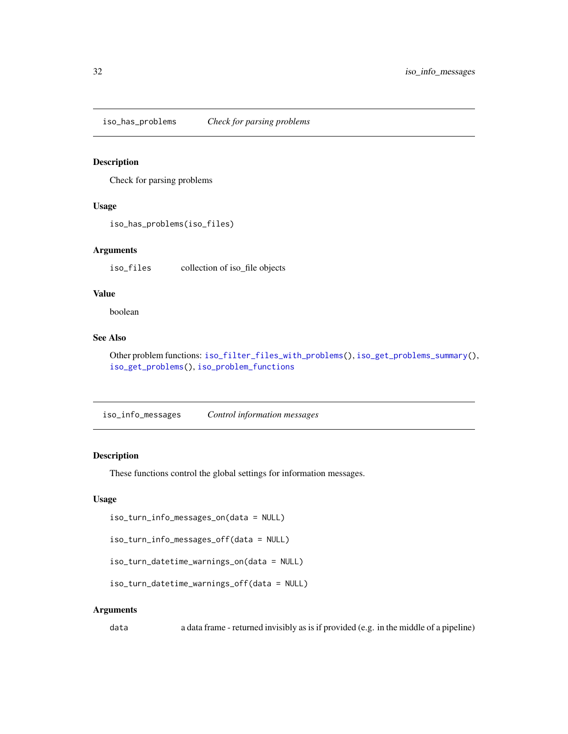## iso_has_problems — *Check for parsing problems*

### Description

Check for parsing problems

### Usage

```
iso_has_problems(iso_files)
```

### Arguments

| | |
|---|---|
| `iso_files` | collection of iso_file objects |

### Value

boolean

### See Also

Other problem functions: `iso_filter_files_with_problems()`, `iso_get_problems_summary()`, `iso_get_problems()`, `iso_problem_functions`

## iso_info_messages — *Control information messages*

### Description

These functions control the global settings for information messages.

### Usage

```
iso_turn_info_messages_on(data = NULL)

iso_turn_info_messages_off(data = NULL)

iso_turn_datetime_warnings_on(data = NULL)

iso_turn_datetime_warnings_off(data = NULL)
```

### Arguments

| | |
|---|---|
| `data` | a data frame - returned invisibly as is if provided (e.g. in the middle of a pipeline) |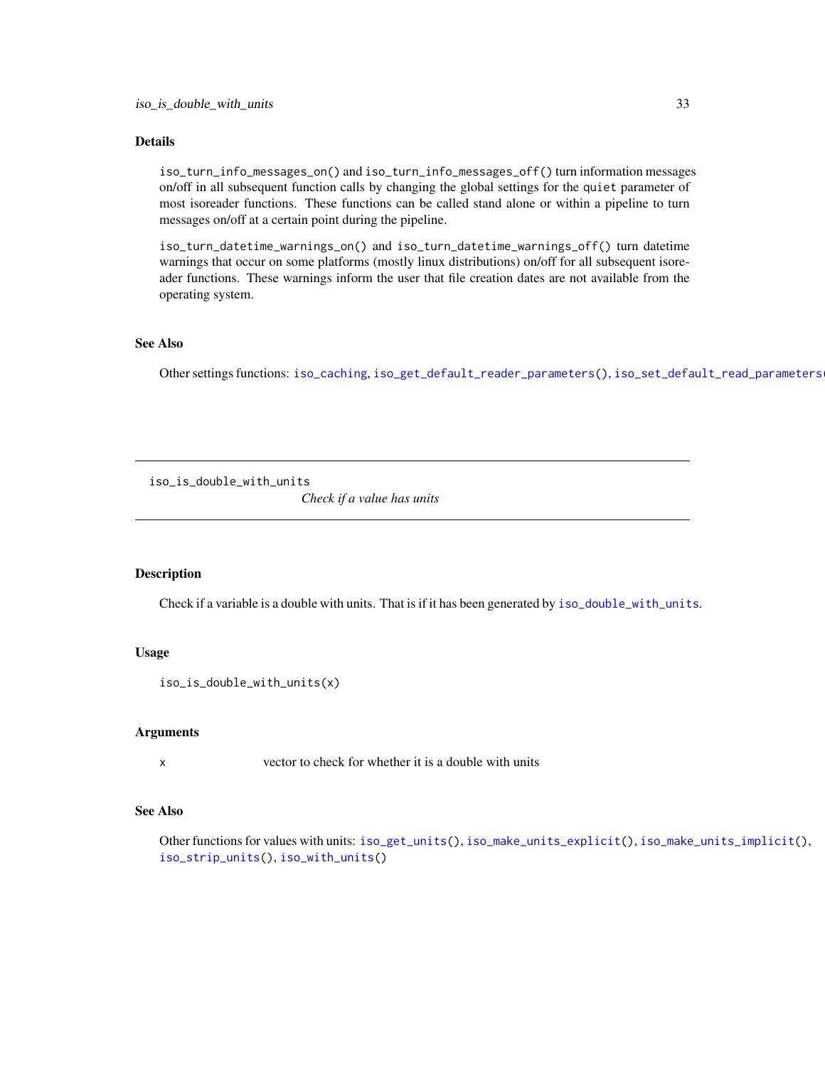## Details

`iso_turn_info_messages_on()` and `iso_turn_info_messages_off()` turn information messages on/off in all subsequent function calls by changing the global settings for the `quiet` parameter of most isoreader functions. These functions can be called stand alone or within a pipeline to turn messages on/off at a certain point during the pipeline.

`iso_turn_datetime_warnings_on()` and `iso_turn_datetime_warnings_off()` turn datetime warnings that occur on some platforms (mostly linux distributions) on/off for all subsequent isoreader functions. These warnings inform the user that file creation dates are not available from the operating system.

## See Also

Other settings functions: `iso_caching`, `iso_get_default_reader_parameters()`, `iso_set_default_read_parameters(`

---

# iso_is_double_with_units

*Check if a value has units*

## Description

Check if a variable is a double with units. That is if it has been generated by `iso_double_with_units`.

## Usage

```
iso_is_double_with_units(x)
```

## Arguments

| | |
|---|---|
| x | vector to check for whether it is a double with units |

## See Also

Other functions for values with units: `iso_get_units()`, `iso_make_units_explicit()`, `iso_make_units_implicit()`, `iso_strip_units()`, `iso_with_units()`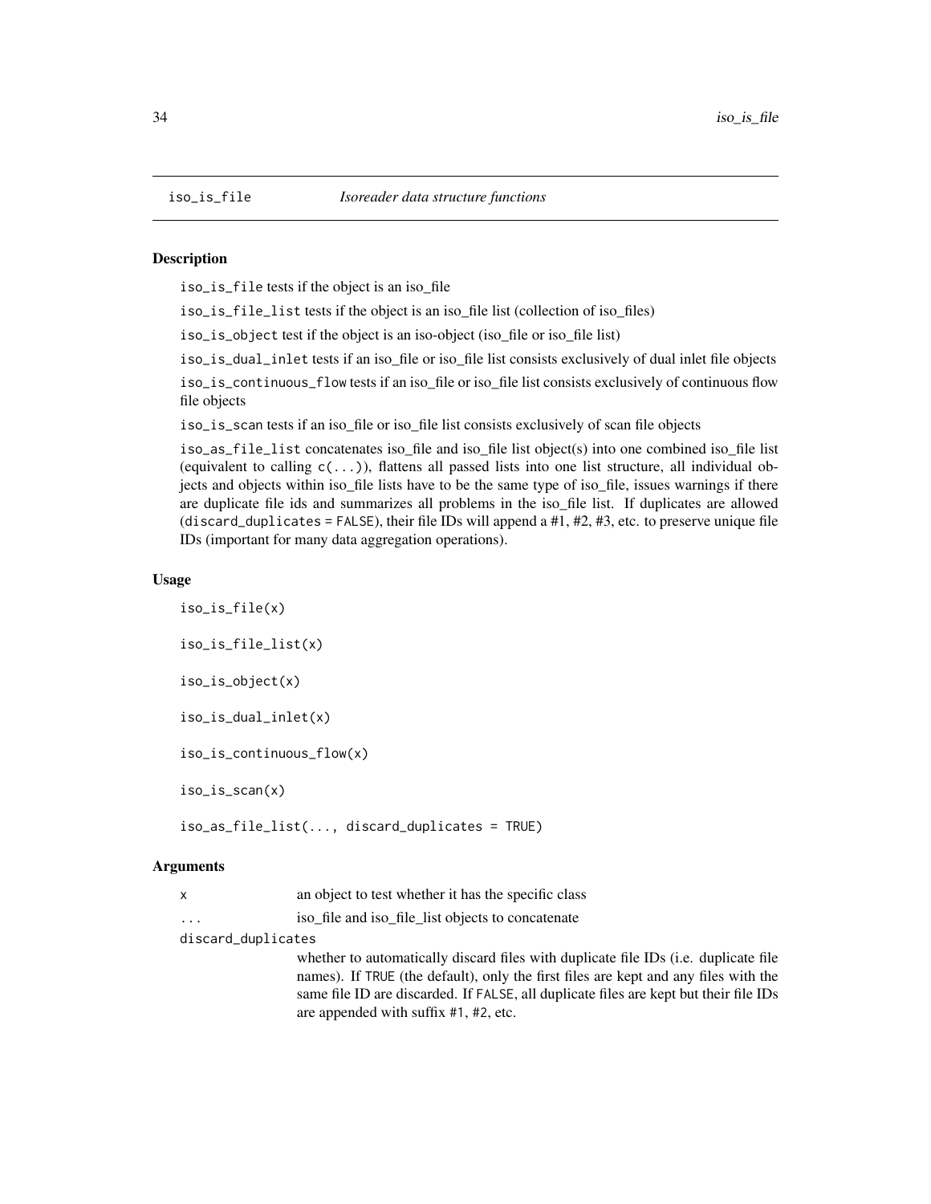## iso_is_file — *Isoreader data structure functions*

### Description

`iso_is_file` tests if the object is an iso_file

`iso_is_file_list` tests if the object is an iso_file list (collection of iso_files)

`iso_is_object` test if the object is an iso-object (iso_file or iso_file list)

`iso_is_dual_inlet` tests if an iso_file or iso_file list consists exclusively of dual inlet file objects

`iso_is_continuous_flow` tests if an iso_file or iso_file list consists exclusively of continuous flow file objects

`iso_is_scan` tests if an iso_file or iso_file list consists exclusively of scan file objects

`iso_as_file_list` concatenates iso_file and iso_file list object(s) into one combined iso_file list (equivalent to calling `c(...)`), flattens all passed lists into one list structure, all individual objects and objects within iso_file lists have to be the same type of iso_file, issues warnings if there are duplicate file ids and summarizes all problems in the iso_file list. If duplicates are allowed (`discard_duplicates = FALSE`), their file IDs will append a #1, #2, #3, etc. to preserve unique file IDs (important for many data aggregation operations).

### Usage

```
iso_is_file(x)

iso_is_file_list(x)

iso_is_object(x)

iso_is_dual_inlet(x)

iso_is_continuous_flow(x)

iso_is_scan(x)

iso_as_file_list(..., discard_duplicates = TRUE)
```

### Arguments

| | |
|---|---|
| `x` | an object to test whether it has the specific class |
| `...` | iso_file and iso_file_list objects to concatenate |
| `discard_duplicates` | whether to automatically discard files with duplicate file IDs (i.e. duplicate file names). If `TRUE` (the default), only the first files are kept and any files with the same file ID are discarded. If `FALSE`, all duplicate files are kept but their file IDs are appended with suffix `#1`, `#2`, etc. |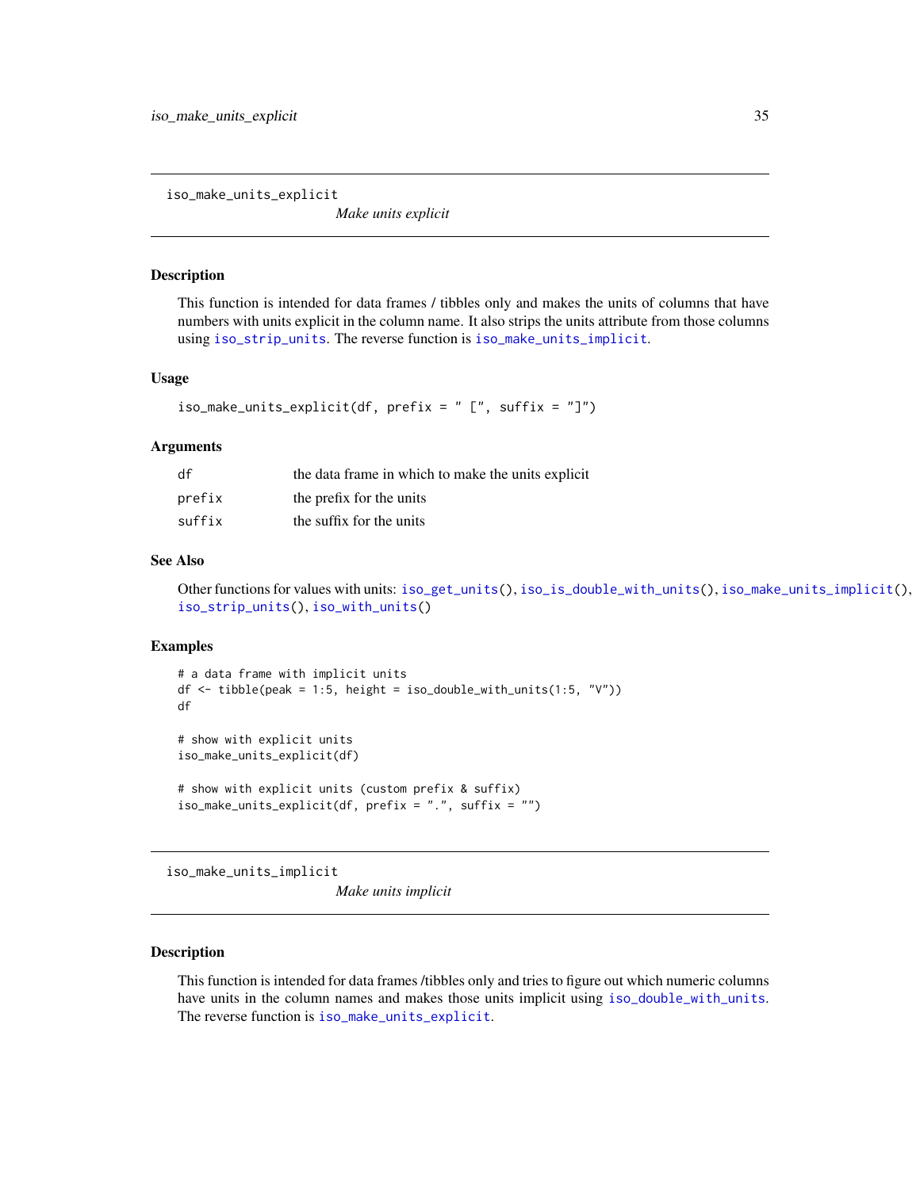## iso_make_units_explicit

*Make units explicit*

### Description

This function is intended for data frames / tibbles only and makes the units of columns that have numbers with units explicit in the column name. It also strips the units attribute from those columns using `iso_strip_units`. The reverse function is `iso_make_units_implicit`.

### Usage

```
iso_make_units_explicit(df, prefix = " [", suffix = "]")
```

### Arguments

| | |
|---|---|
| df | the data frame in which to make the units explicit |
| prefix | the prefix for the units |
| suffix | the suffix for the units |

### See Also

Other functions for values with units: `iso_get_units()`, `iso_is_double_with_units()`, `iso_make_units_implicit()`, `iso_strip_units()`, `iso_with_units()`

### Examples

```
# a data frame with implicit units
df <- tibble(peak = 1:5, height = iso_double_with_units(1:5, "V"))
df

# show with explicit units
iso_make_units_explicit(df)

# show with explicit units (custom prefix & suffix)
iso_make_units_explicit(df, prefix = ".", suffix = "")
```

## iso_make_units_implicit

*Make units implicit*

### Description

This function is intended for data frames /tibbles only and tries to figure out which numeric columns have units in the column names and makes those units implicit using `iso_double_with_units`. The reverse function is `iso_make_units_explicit`.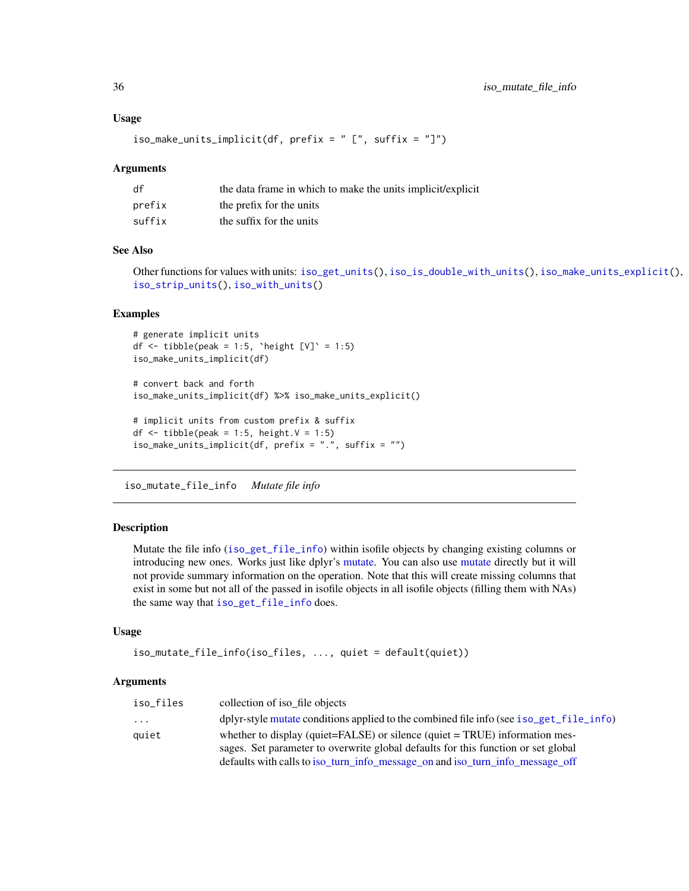### Usage

```
iso_make_units_implicit(df, prefix = " [", suffix = "]")
```

### Arguments

| | |
|---|---|
| df | the data frame in which to make the units implicit/explicit |
| prefix | the prefix for the units |
| suffix | the suffix for the units |

### See Also

Other functions for values with units: `iso_get_units()`, `iso_is_double_with_units()`, `iso_make_units_explicit()`, `iso_strip_units()`, `iso_with_units()`

### Examples

```
# generate implicit units
df <- tibble(peak = 1:5, `height [V]` = 1:5)
iso_make_units_implicit(df)

# convert back and forth
iso_make_units_implicit(df) %>% iso_make_units_explicit()

# implicit units from custom prefix & suffix
df <- tibble(peak = 1:5, height.V = 1:5)
iso_make_units_implicit(df, prefix = ".", suffix = "")
```

---

## iso_mutate_file_info    *Mutate file info*

---

### Description

Mutate the file info (`iso_get_file_info`) within isofile objects by changing existing columns or introducing new ones. Works just like dplyr's mutate. You can also use mutate directly but it will not provide summary information on the operation. Note that this will create missing columns that exist in some but not all of the passed in isofile objects in all isofile objects (filling them with NAs) the same way that `iso_get_file_info` does.

### Usage

```
iso_mutate_file_info(iso_files, ..., quiet = default(quiet))
```

### Arguments

| | |
|---|---|
| iso_files | collection of iso_file objects |
| ... | dplyr-style mutate conditions applied to the combined file info (see `iso_get_file_info`) |
| quiet | whether to display (quiet=FALSE) or silence (quiet = TRUE) information messages. Set parameter to overwrite global defaults for this function or set global defaults with calls to iso_turn_info_message_on and iso_turn_info_message_off |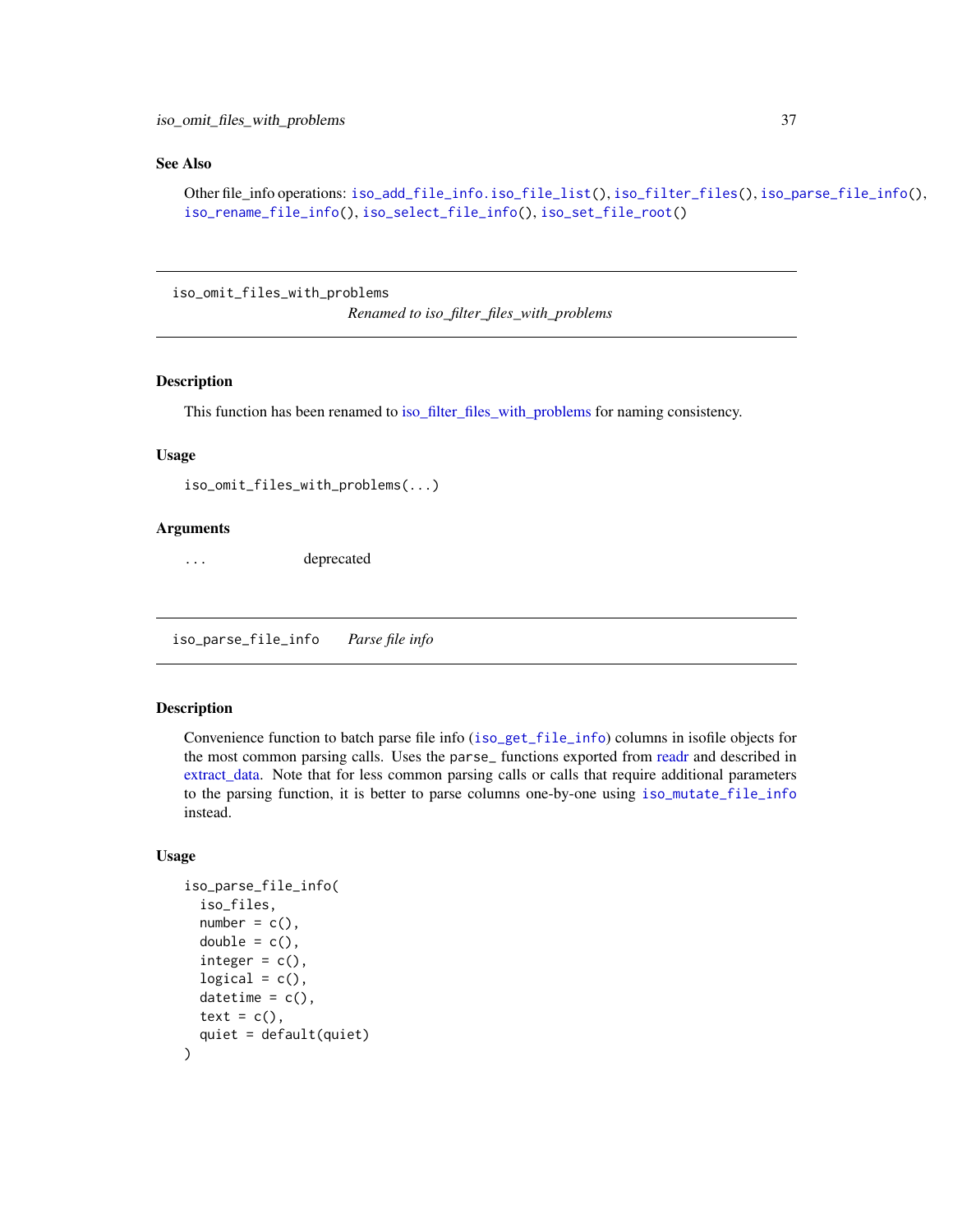### See Also

Other file_info operations: `iso_add_file_info.iso_file_list()`, `iso_filter_files()`, `iso_parse_file_info()`, `iso_rename_file_info()`, `iso_select_file_info()`, `iso_set_file_root()`

---

## iso_omit_files_with_problems — *Renamed to iso_filter_files_with_problems*

### Description

This function has been renamed to iso_filter_files_with_problems for naming consistency.

### Usage

```
iso_omit_files_with_problems(...)
```

### Arguments

| | |
|---|---|
| `...` | deprecated |

---

## iso_parse_file_info — *Parse file info*

### Description

Convenience function to batch parse file info (`iso_get_file_info`) columns in isofile objects for the most common parsing calls. Uses the `parse_` functions exported from readr and described in extract_data. Note that for less common parsing calls or calls that require additional parameters to the parsing function, it is better to parse columns one-by-one using `iso_mutate_file_info` instead.

### Usage

```
iso_parse_file_info(
  iso_files,
  number = c(),
  double = c(),
  integer = c(),
  logical = c(),
  datetime = c(),
  text = c(),
  quiet = default(quiet)
)
```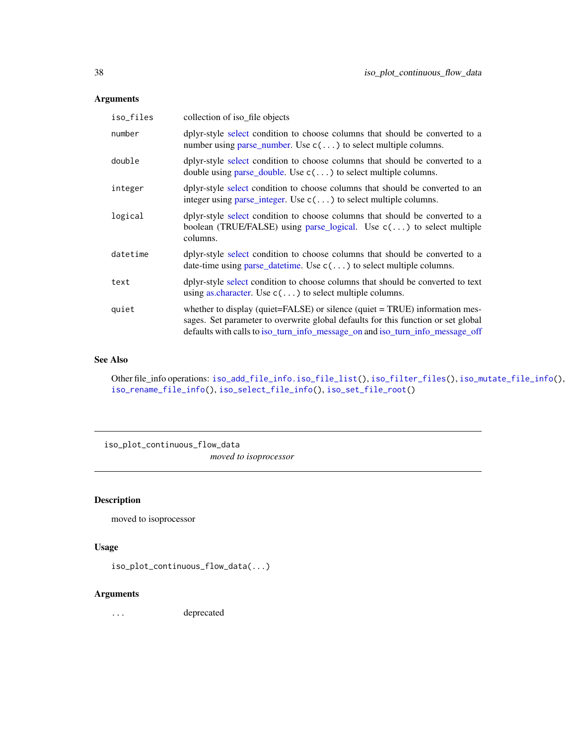## Arguments

| | |
|---|---|
| `iso_files` | collection of iso_file objects |
| `number` | dplyr-style select condition to choose columns that should be converted to a number using parse_number. Use `c(...)` to select multiple columns. |
| `double` | dplyr-style select condition to choose columns that should be converted to a double using parse_double. Use `c(...)` to select multiple columns. |
| `integer` | dplyr-style select condition to choose columns that should be converted to an integer using parse_integer. Use `c(...)` to select multiple columns. |
| `logical` | dplyr-style select condition to choose columns that should be converted to a boolean (TRUE/FALSE) using parse_logical. Use `c(...)` to select multiple columns. |
| `datetime` | dplyr-style select condition to choose columns that should be converted to a date-time using parse_datetime. Use `c(...)` to select multiple columns. |
| `text` | dplyr-style select condition to choose columns that should be converted to text using as.character. Use `c(...)` to select multiple columns. |
| `quiet` | whether to display (quiet=FALSE) or silence (quiet = TRUE) information messages. Set parameter to overwrite global defaults for this function or set global defaults with calls to iso_turn_info_message_on and iso_turn_info_message_off |

## See Also

Other file_info operations: `iso_add_file_info.iso_file_list()`, `iso_filter_files()`, `iso_mutate_file_info()`, `iso_rename_file_info()`, `iso_select_file_info()`, `iso_set_file_root()`

---

# iso_plot_continuous_flow_data

*moved to isoprocessor*

## Description

moved to isoprocessor

## Usage

```
iso_plot_continuous_flow_data(...)
```

## Arguments

| | |
|---|---|
| `...` | deprecated |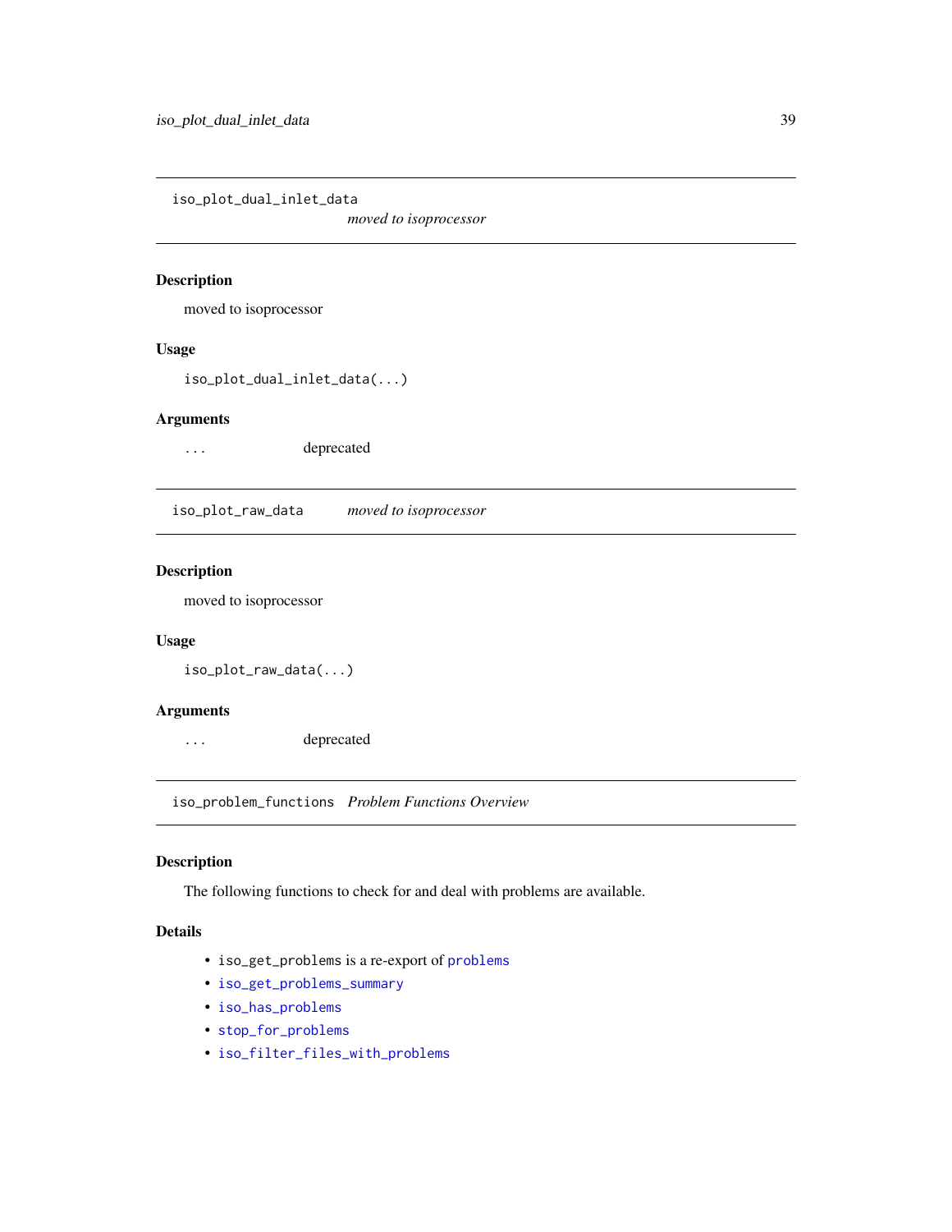## iso_plot_dual_inlet_data *moved to isoprocessor*

### Description

moved to isoprocessor

### Usage

```
iso_plot_dual_inlet_data(...)
```

### Arguments

| | |
|---|---|
| ... | deprecated |

## iso_plot_raw_data *moved to isoprocessor*

### Description

moved to isoprocessor

### Usage

```
iso_plot_raw_data(...)
```

### Arguments

| | |
|---|---|
| ... | deprecated |

## iso_problem_functions *Problem Functions Overview*

### Description

The following functions to check for and deal with problems are available.

### Details

- `iso_get_problems` is a re-export of `problems`
- `iso_get_problems_summary`
- `iso_has_problems`
- `stop_for_problems`
- `iso_filter_files_with_problems`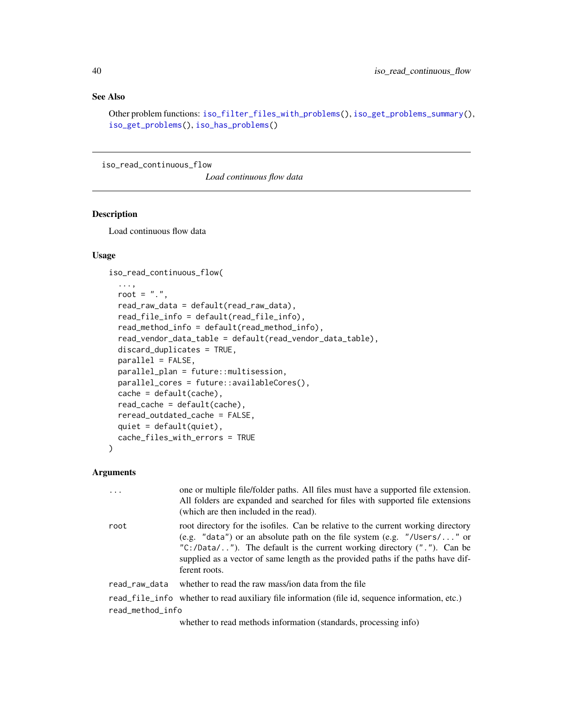## See Also

Other problem functions: `iso_filter_files_with_problems()`, `iso_get_problems_summary()`, `iso_get_problems()`, `iso_has_problems()`

---

`iso_read_continuous_flow` *Load continuous flow data*

---

### Description

Load continuous flow data

### Usage

```
iso_read_continuous_flow(
  ...,
  root = ".",
  read_raw_data = default(read_raw_data),
  read_file_info = default(read_file_info),
  read_method_info = default(read_method_info),
  read_vendor_data_table = default(read_vendor_data_table),
  discard_duplicates = TRUE,
  parallel = FALSE,
  parallel_plan = future::multisession,
  parallel_cores = future::availableCores(),
  cache = default(cache),
  read_cache = default(cache),
  reread_outdated_cache = FALSE,
  quiet = default(quiet),
  cache_files_with_errors = TRUE
)
```

### Arguments

| | |
|---|---|
| `...` | one or multiple file/folder paths. All files must have a supported file extension. All folders are expanded and searched for files with supported file extensions (which are then included in the read). |
| `root` | root directory for the isofiles. Can be relative to the current working directory (e.g. `"data"`) or an absolute path on the file system (e.g. `"/Users/..."` or `"C:/Data/.."`). The default is the current working directory (`"."`). Can be supplied as a vector of same length as the provided paths if the paths have different roots. |
| `read_raw_data` | whether to read the raw mass/ion data from the file |
| `read_file_info` | whether to read auxiliary file information (file id, sequence information, etc.) |
| `read_method_info` | whether to read methods information (standards, processing info) |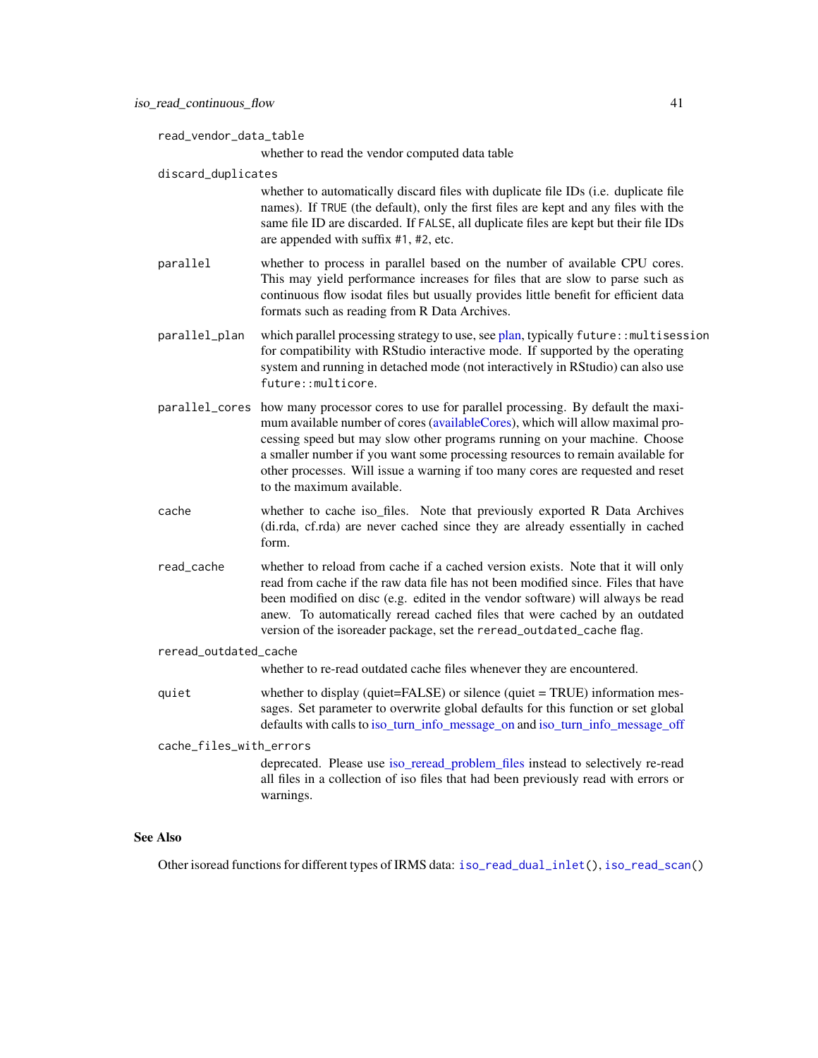`read_vendor_data_table`
: whether to read the vendor computed data table

`discard_duplicates`
: whether to automatically discard files with duplicate file IDs (i.e. duplicate file names). If `TRUE` (the default), only the first files are kept and any files with the same file ID are discarded. If `FALSE`, all duplicate files are kept but their file IDs are appended with suffix `#1`, `#2`, etc.

`parallel`
: whether to process in parallel based on the number of available CPU cores. This may yield performance increases for files that are slow to parse such as continuous flow isodat files but usually provides little benefit for efficient data formats such as reading from R Data Archives.

`parallel_plan`
: which parallel processing strategy to use, see plan, typically `future::multisession` for compatibility with RStudio interactive mode. If supported by the operating system and running in detached mode (not interactively in RStudio) can also use `future::multicore`.

`parallel_cores`
: how many processor cores to use for parallel processing. By default the maximum available number of cores (availableCores), which will allow maximal processing speed but may slow other programs running on your machine. Choose a smaller number if you want some processing resources to remain available for other processes. Will issue a warning if too many cores are requested and reset to the maximum available.

`cache`
: whether to cache iso_files. Note that previously exported R Data Archives (di.rda, cf.rda) are never cached since they are already essentially in cached form.

`read_cache`
: whether to reload from cache if a cached version exists. Note that it will only read from cache if the raw data file has not been modified since. Files that have been modified on disc (e.g. edited in the vendor software) will always be read anew. To automatically reread cached files that were cached by an outdated version of the isoreader package, set the `reread_outdated_cache` flag.

`reread_outdated_cache`
: whether to re-read outdated cache files whenever they are encountered.

`quiet`
: whether to display (quiet=FALSE) or silence (quiet = TRUE) information messages. Set parameter to overwrite global defaults for this function or set global defaults with calls to iso_turn_info_message_on and iso_turn_info_message_off

`cache_files_with_errors`
: deprecated. Please use iso_reread_problem_files instead to selectively re-read all files in a collection of iso files that had been previously read with errors or warnings.

### See Also

Other isoread functions for different types of IRMS data: `iso_read_dual_inlet()`, `iso_read_scan()`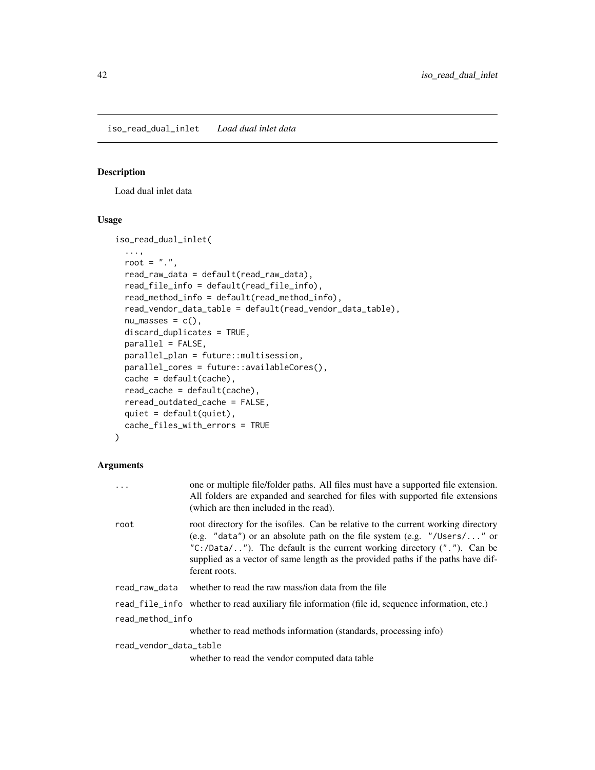## iso_read_dual_inlet *Load dual inlet data*

### Description

Load dual inlet data

### Usage

```
iso_read_dual_inlet(
  ...,
  root = ".",
  read_raw_data = default(read_raw_data),
  read_file_info = default(read_file_info),
  read_method_info = default(read_method_info),
  read_vendor_data_table = default(read_vendor_data_table),
  nu_masses = c(),
  discard_duplicates = TRUE,
  parallel = FALSE,
  parallel_plan = future::multisession,
  parallel_cores = future::availableCores(),
  cache = default(cache),
  read_cache = default(cache),
  reread_outdated_cache = FALSE,
  quiet = default(quiet),
  cache_files_with_errors = TRUE
)
```

### Arguments

| | |
|---|---|
| `...` | one or multiple file/folder paths. All files must have a supported file extension. All folders are expanded and searched for files with supported file extensions (which are then included in the read). |
| `root` | root directory for the isofiles. Can be relative to the current working directory (e.g. `"data"`) or an absolute path on the file system (e.g. `"/Users/..."` or `"C:/Data/.."`). The default is the current working directory (`"."`). Can be supplied as a vector of same length as the provided paths if the paths have different roots. |
| `read_raw_data` | whether to read the raw mass/ion data from the file |
| `read_file_info` | whether to read auxiliary file information (file id, sequence information, etc.) |
| `read_method_info` | whether to read methods information (standards, processing info) |
| `read_vendor_data_table` | whether to read the vendor computed data table |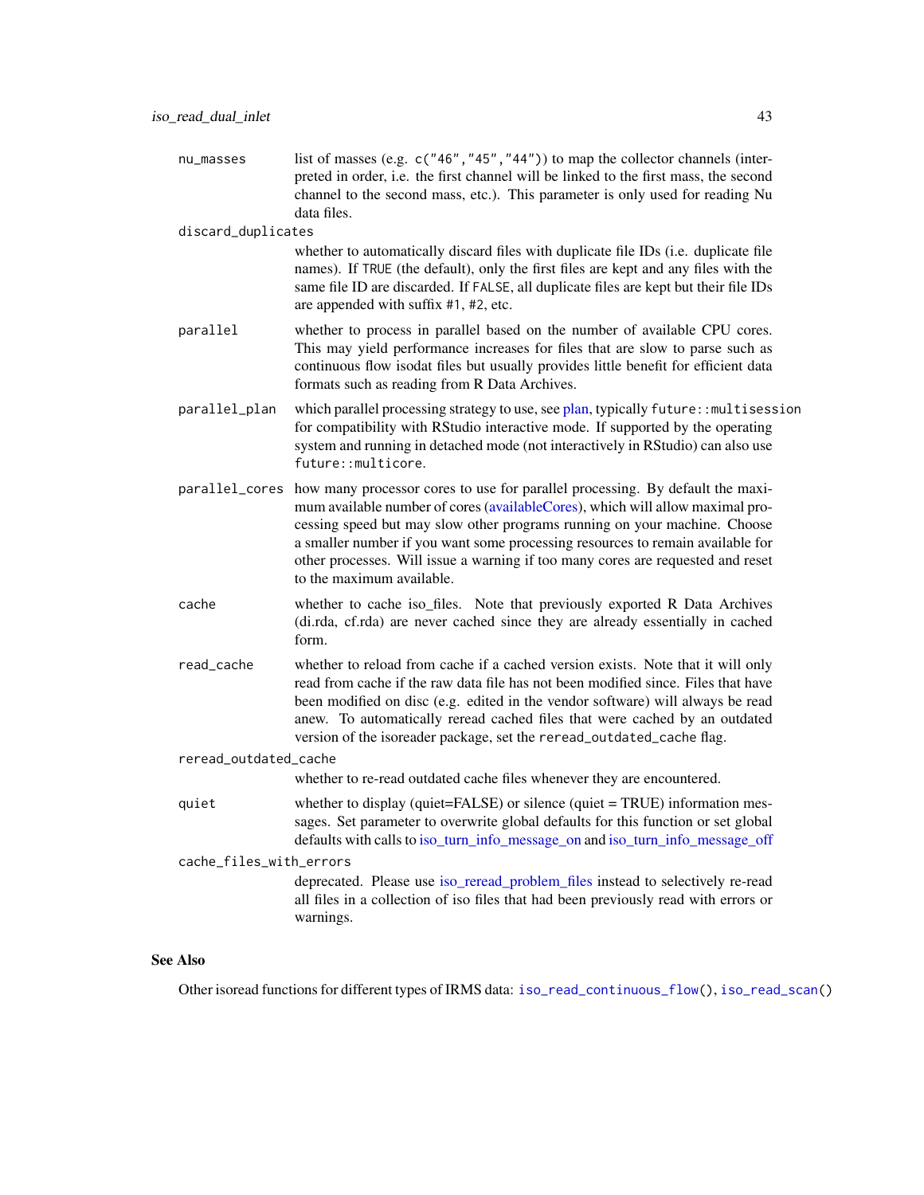| | |
|---|---|
| `nu_masses` | list of masses (e.g. `c("46","45","44")`) to map the collector channels (interpreted in order, i.e. the first channel will be linked to the first mass, the second channel to the second mass, etc.). This parameter is only used for reading Nu data files. |
| `discard_duplicates` | whether to automatically discard files with duplicate file IDs (i.e. duplicate file names). If `TRUE` (the default), only the first files are kept and any files with the same file ID are discarded. If `FALSE`, all duplicate files are kept but their file IDs are appended with suffix `#1`, `#2`, etc. |
| `parallel` | whether to process in parallel based on the number of available CPU cores. This may yield performance increases for files that are slow to parse such as continuous flow isodat files but usually provides little benefit for efficient data formats such as reading from R Data Archives. |
| `parallel_plan` | which parallel processing strategy to use, see plan, typically `future::multisession` for compatibility with RStudio interactive mode. If supported by the operating system and running in detached mode (not interactively in RStudio) can also use `future::multicore`. |
| `parallel_cores` | how many processor cores to use for parallel processing. By default the maximum available number of cores (availableCores), which will allow maximal processing speed but may slow other programs running on your machine. Choose a smaller number if you want some processing resources to remain available for other processes. Will issue a warning if too many cores are requested and reset to the maximum available. |
| `cache` | whether to cache iso_files. Note that previously exported R Data Archives (di.rda, cf.rda) are never cached since they are already essentially in cached form. |
| `read_cache` | whether to reload from cache if a cached version exists. Note that it will only read from cache if the raw data file has not been modified since. Files that have been modified on disc (e.g. edited in the vendor software) will always be read anew. To automatically reread cached files that were cached by an outdated version of the isoreader package, set the `reread_outdated_cache` flag. |
| `reread_outdated_cache` | whether to re-read outdated cache files whenever they are encountered. |
| `quiet` | whether to display (quiet=FALSE) or silence (quiet = TRUE) information messages. Set parameter to overwrite global defaults for this function or set global defaults with calls to iso_turn_info_message_on and iso_turn_info_message_off |
| `cache_files_with_errors` | deprecated. Please use iso_reread_problem_files instead to selectively re-read all files in a collection of iso files that had been previously read with errors or warnings. |

### See Also

Other isoread functions for different types of IRMS data: `iso_read_continuous_flow()`, `iso_read_scan()`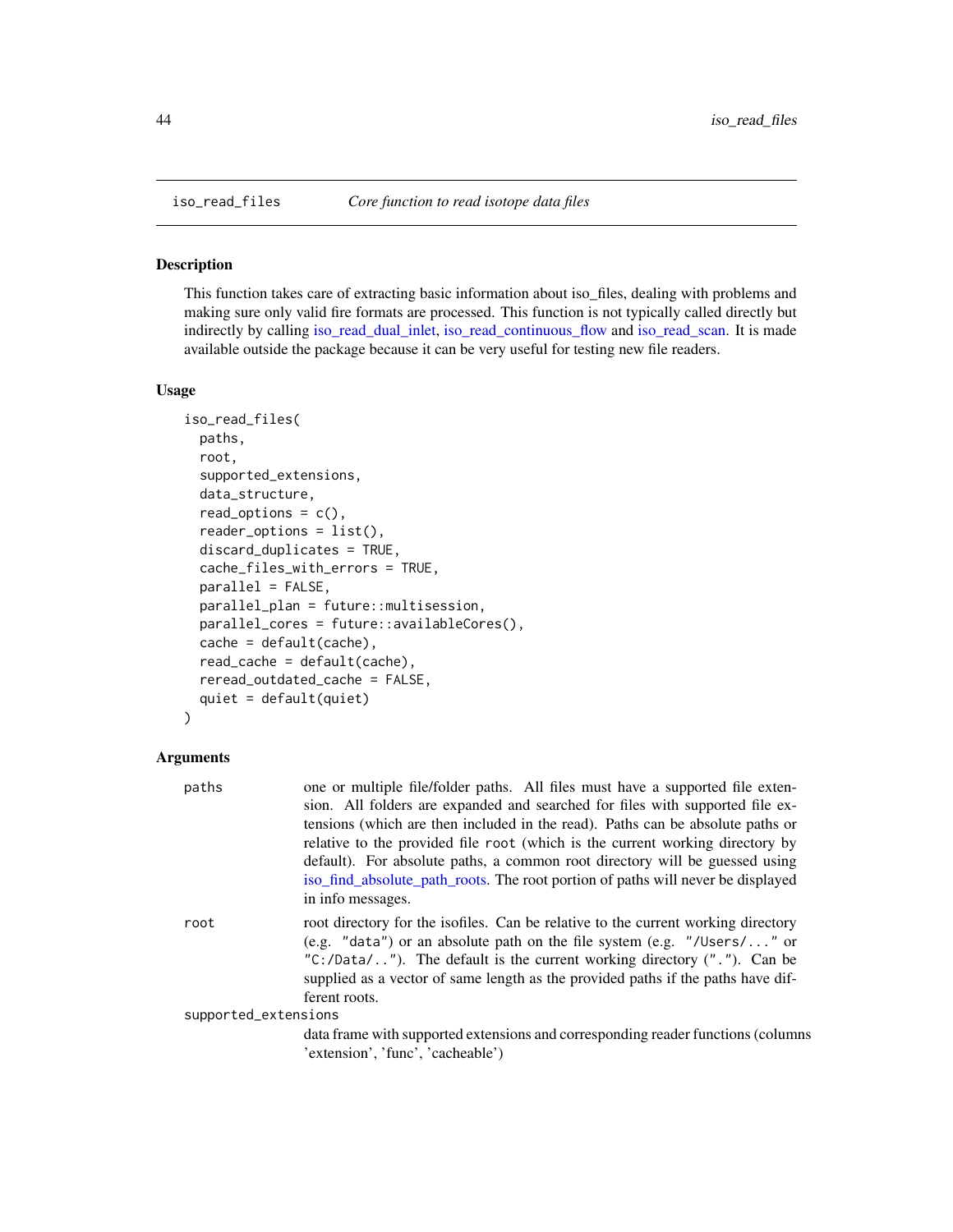## iso_read_files — *Core function to read isotope data files*

### Description

This function takes care of extracting basic information about iso_files, dealing with problems and making sure only valid fire formats are processed. This function is not typically called directly but indirectly by calling iso_read_dual_inlet, iso_read_continuous_flow and iso_read_scan. It is made available outside the package because it can be very useful for testing new file readers.

### Usage

```
iso_read_files(
  paths,
  root,
  supported_extensions,
  data_structure,
  read_options = c(),
  reader_options = list(),
  discard_duplicates = TRUE,
  cache_files_with_errors = TRUE,
  parallel = FALSE,
  parallel_plan = future::multisession,
  parallel_cores = future::availableCores(),
  cache = default(cache),
  read_cache = default(cache),
  reread_outdated_cache = FALSE,
  quiet = default(quiet)
)
```

### Arguments

`paths` one or multiple file/folder paths. All files must have a supported file extension. All folders are expanded and searched for files with supported file extensions (which are then included in the read). Paths can be absolute paths or relative to the provided file `root` (which is the current working directory by default). For absolute paths, a common root directory will be guessed using iso_find_absolute_path_roots. The root portion of paths will never be displayed in info messages.

`root` root directory for the isofiles. Can be relative to the current working directory (e.g. `"data"`) or an absolute path on the file system (e.g. `"/Users/..."` or `"C:/Data/.."`). The default is the current working directory (`"."`). Can be supplied as a vector of same length as the provided paths if the paths have different roots.

`supported_extensions` data frame with supported extensions and corresponding reader functions (columns 'extension', 'func', 'cacheable')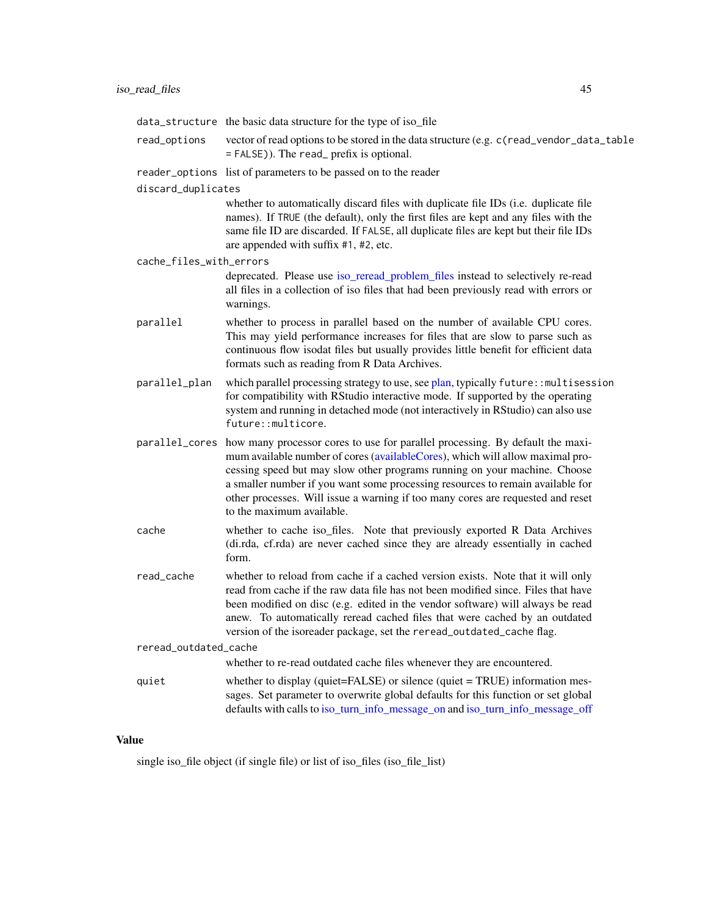| | |
|---|---|
| `data_structure` | the basic data structure for the type of iso_file |
| `read_options` | vector of read options to be stored in the data structure (e.g. `c(read_vendor_data_table = FALSE)`). The `read_` prefix is optional. |
| `reader_options` | list of parameters to be passed on to the reader |
| `discard_duplicates` | whether to automatically discard files with duplicate file IDs (i.e. duplicate file names). If `TRUE` (the default), only the first files are kept and any files with the same file ID are discarded. If `FALSE`, all duplicate files are kept but their file IDs are appended with suffix `#1`, `#2`, etc. |
| `cache_files_with_errors` | deprecated. Please use iso_reread_problem_files instead to selectively re-read all files in a collection of iso files that had been previously read with errors or warnings. |
| `parallel` | whether to process in parallel based on the number of available CPU cores. This may yield performance increases for files that are slow to parse such as continuous flow isodat files but usually provides little benefit for efficient data formats such as reading from R Data Archives. |
| `parallel_plan` | which parallel processing strategy to use, see plan, typically `future::multisession` for compatibility with RStudio interactive mode. If supported by the operating system and running in detached mode (not interactively in RStudio) can also use `future::multicore`. |
| `parallel_cores` | how many processor cores to use for parallel processing. By default the maximum available number of cores (availableCores), which will allow maximal processing speed but may slow other programs running on your machine. Choose a smaller number if you want some processing resources to remain available for other processes. Will issue a warning if too many cores are requested and reset to the maximum available. |
| `cache` | whether to cache iso_files. Note that previously exported R Data Archives (di.rda, cf.rda) are never cached since they are already essentially in cached form. |
| `read_cache` | whether to reload from cache if a cached version exists. Note that it will only read from cache if the raw data file has not been modified since. Files that have been modified on disc (e.g. edited in the vendor software) will always be read anew. To automatically reread cached files that were cached by an outdated version of the isoreader package, set the `reread_outdated_cache` flag. |
| `reread_outdated_cache` | whether to re-read outdated cache files whenever they are encountered. |
| `quiet` | whether to display (quiet=FALSE) or silence (quiet = TRUE) information messages. Set parameter to overwrite global defaults for this function or set global defaults with calls to iso_turn_info_message_on and iso_turn_info_message_off |

## Value

single iso_file object (if single file) or list of iso_files (iso_file_list)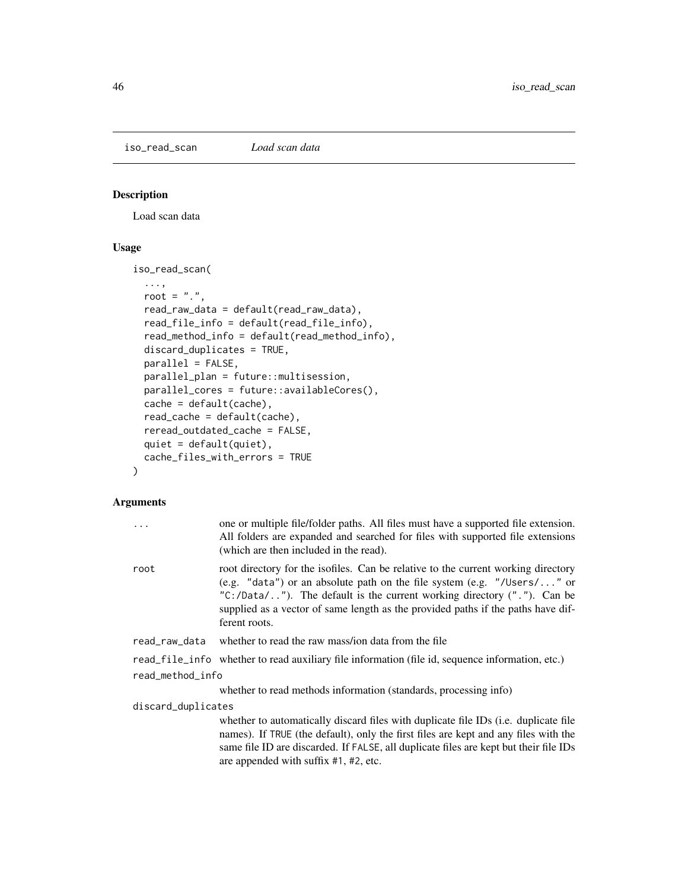## iso_read_scan    *Load scan data*

### Description

Load scan data

### Usage

```
iso_read_scan(
  ...,
  root = ".",
  read_raw_data = default(read_raw_data),
  read_file_info = default(read_file_info),
  read_method_info = default(read_method_info),
  discard_duplicates = TRUE,
  parallel = FALSE,
  parallel_plan = future::multisession,
  parallel_cores = future::availableCores(),
  cache = default(cache),
  read_cache = default(cache),
  reread_outdated_cache = FALSE,
  quiet = default(quiet),
  cache_files_with_errors = TRUE
)
```

### Arguments

| | |
|---|---|
| `...` | one or multiple file/folder paths. All files must have a supported file extension. All folders are expanded and searched for files with supported file extensions (which are then included in the read). |
| `root` | root directory for the isofiles. Can be relative to the current working directory (e.g. `"data"`) or an absolute path on the file system (e.g. `"/Users/..."` or `"C:/Data/.."`). The default is the current working directory (`"."`). Can be supplied as a vector of same length as the provided paths if the paths have different roots. |
| `read_raw_data` | whether to read the raw mass/ion data from the file |
| `read_file_info` | whether to read auxiliary file information (file id, sequence information, etc.) |
| `read_method_info` | whether to read methods information (standards, processing info) |
| `discard_duplicates` | whether to automatically discard files with duplicate file IDs (i.e. duplicate file names). If `TRUE` (the default), only the first files are kept and any files with the same file ID are discarded. If `FALSE`, all duplicate files are kept but their file IDs are appended with suffix `#1`, `#2`, etc. |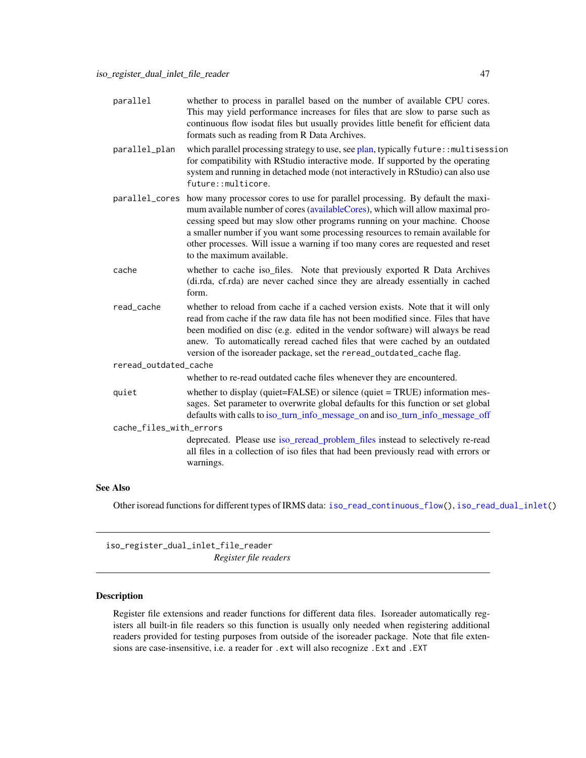| | |
|---|---|
| parallel | whether to process in parallel based on the number of available CPU cores. This may yield performance increases for files that are slow to parse such as continuous flow isodat files but usually provides little benefit for efficient data formats such as reading from R Data Archives. |
| parallel_plan | which parallel processing strategy to use, see plan, typically `future::multisession` for compatibility with RStudio interactive mode. If supported by the operating system and running in detached mode (not interactively in RStudio) can also use `future::multicore`. |
| parallel_cores | how many processor cores to use for parallel processing. By default the maximum available number of cores (availableCores), which will allow maximal processing speed but may slow other programs running on your machine. Choose a smaller number if you want some processing resources to remain available for other processes. Will issue a warning if too many cores are requested and reset to the maximum available. |
| cache | whether to cache iso_files. Note that previously exported R Data Archives (di.rda, cf.rda) are never cached since they are already essentially in cached form. |
| read_cache | whether to reload from cache if a cached version exists. Note that it will only read from cache if the raw data file has not been modified since. Files that have been modified on disc (e.g. edited in the vendor software) will always be read anew. To automatically reread cached files that were cached by an outdated version of the isoreader package, set the `reread_outdated_cache` flag. |
| reread_outdated_cache | whether to re-read outdated cache files whenever they are encountered. |
| quiet | whether to display (quiet=FALSE) or silence (quiet = TRUE) information messages. Set parameter to overwrite global defaults for this function or set global defaults with calls to iso_turn_info_message_on and iso_turn_info_message_off |
| cache_files_with_errors | deprecated. Please use iso_reread_problem_files instead to selectively re-read all files in a collection of iso files that had been previously read with errors or warnings. |

### See Also

Other isoread functions for different types of IRMS data: `iso_read_continuous_flow()`, `iso_read_dual_inlet()`

---

## iso_register_dual_inlet_file_reader *Register file readers*

### Description

Register file extensions and reader functions for different data files. Isoreader automatically registers all built-in file readers so this function is usually only needed when registering additional readers provided for testing purposes from outside of the isoreader package. Note that file extensions are case-insensitive, i.e. a reader for `.ext` will also recognize `.Ext` and `.EXT`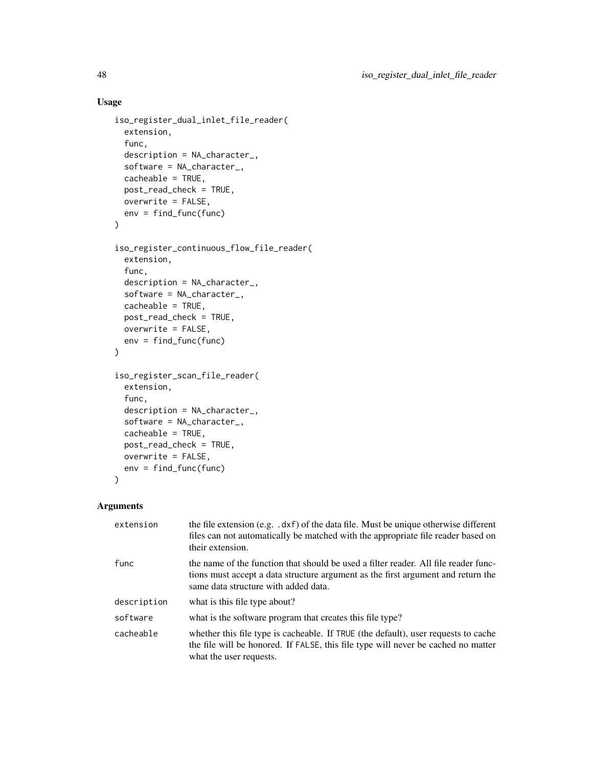## Usage

```
iso_register_dual_inlet_file_reader(
  extension,
  func,
  description = NA_character_,
  software = NA_character_,
  cacheable = TRUE,
  post_read_check = TRUE,
  overwrite = FALSE,
  env = find_func(func)
)

iso_register_continuous_flow_file_reader(
  extension,
  func,
  description = NA_character_,
  software = NA_character_,
  cacheable = TRUE,
  post_read_check = TRUE,
  overwrite = FALSE,
  env = find_func(func)
)

iso_register_scan_file_reader(
  extension,
  func,
  description = NA_character_,
  software = NA_character_,
  cacheable = TRUE,
  post_read_check = TRUE,
  overwrite = FALSE,
  env = find_func(func)
)
```

## Arguments

| | |
|---|---|
| `extension` | the file extension (e.g. `.dxf`) of the data file. Must be unique otherwise different files can not automatically be matched with the appropriate file reader based on their extension. |
| `func` | the name of the function that should be used a filter reader. All file reader functions must accept a data structure argument as the first argument and return the same data structure with added data. |
| `description` | what is this file type about? |
| `software` | what is the software program that creates this file type? |
| `cacheable` | whether this file type is cacheable. If `TRUE` (the default), user requests to cache the file will be honored. If `FALSE`, this file type will never be cached no matter what the user requests. |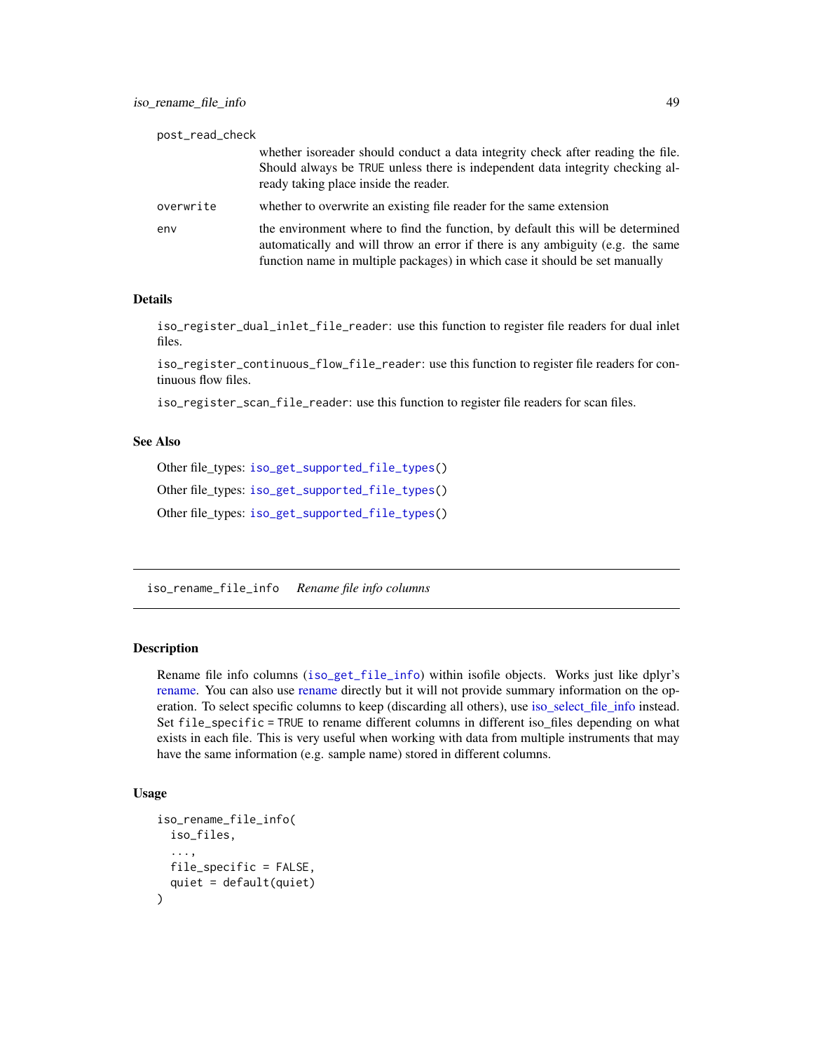| | |
|---|---|
| post_read_check | whether isoreader should conduct a data integrity check after reading the file. Should always be TRUE unless there is independent data integrity checking already taking place inside the reader. |
| overwrite | whether to overwrite an existing file reader for the same extension |
| env | the environment where to find the function, by default this will be determined automatically and will throw an error if there is any ambiguity (e.g. the same function name in multiple packages) in which case it should be set manually |

### Details

`iso_register_dual_inlet_file_reader`: use this function to register file readers for dual inlet files.

`iso_register_continuous_flow_file_reader`: use this function to register file readers for continuous flow files.

`iso_register_scan_file_reader`: use this function to register file readers for scan files.

### See Also

Other file_types: `iso_get_supported_file_types()`

Other file_types: `iso_get_supported_file_types()`

Other file_types: `iso_get_supported_file_types()`

---

## iso_rename_file_info *Rename file info columns*

### Description

Rename file info columns (`iso_get_file_info`) within isofile objects. Works just like dplyr's rename. You can also use rename directly but it will not provide summary information on the operation. To select specific columns to keep (discarding all others), use iso_select_file_info instead. Set `file_specific = TRUE` to rename different columns in different iso_files depending on what exists in each file. This is very useful when working with data from multiple instruments that may have the same information (e.g. sample name) stored in different columns.

### Usage

```
iso_rename_file_info(
  iso_files,
  ...,
  file_specific = FALSE,
  quiet = default(quiet)
)
```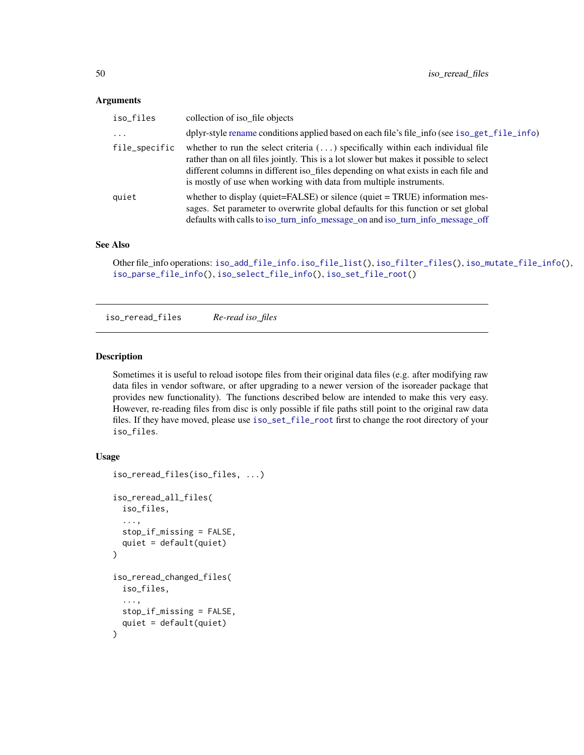### Arguments

| | |
|---|---|
| `iso_files` | collection of iso_file objects |
| `...` | dplyr-style rename conditions applied based on each file's file_info (see `iso_get_file_info`) |
| `file_specific` | whether to run the select criteria (...) specifically within each individual file rather than on all files jointly. This is a lot slower but makes it possible to select different columns in different iso_files depending on what exists in each file and is mostly of use when working with data from multiple instruments. |
| `quiet` | whether to display (quiet=FALSE) or silence (quiet = TRUE) information messages. Set parameter to overwrite global defaults for this function or set global defaults with calls to iso_turn_info_message_on and iso_turn_info_message_off |

### See Also

Other file_info operations: `iso_add_file_info.iso_file_list()`, `iso_filter_files()`, `iso_mutate_file_info()`, `iso_parse_file_info()`, `iso_select_file_info()`, `iso_set_file_root()`

---

## iso_reread_files &nbsp;&nbsp;&nbsp; *Re-read iso_files*

---

### Description

Sometimes it is useful to reload isotope files from their original data files (e.g. after modifying raw data files in vendor software, or after upgrading to a newer version of the isoreader package that provides new functionality). The functions described below are intended to make this very easy. However, re-reading files from disc is only possible if file paths still point to the original raw data files. If they have moved, please use `iso_set_file_root` first to change the root directory of your `iso_files`.

### Usage

```
iso_reread_files(iso_files, ...)

iso_reread_all_files(
  iso_files,
  ...,
  stop_if_missing = FALSE,
  quiet = default(quiet)
)

iso_reread_changed_files(
  iso_files,
  ...,
  stop_if_missing = FALSE,
  quiet = default(quiet)
)
```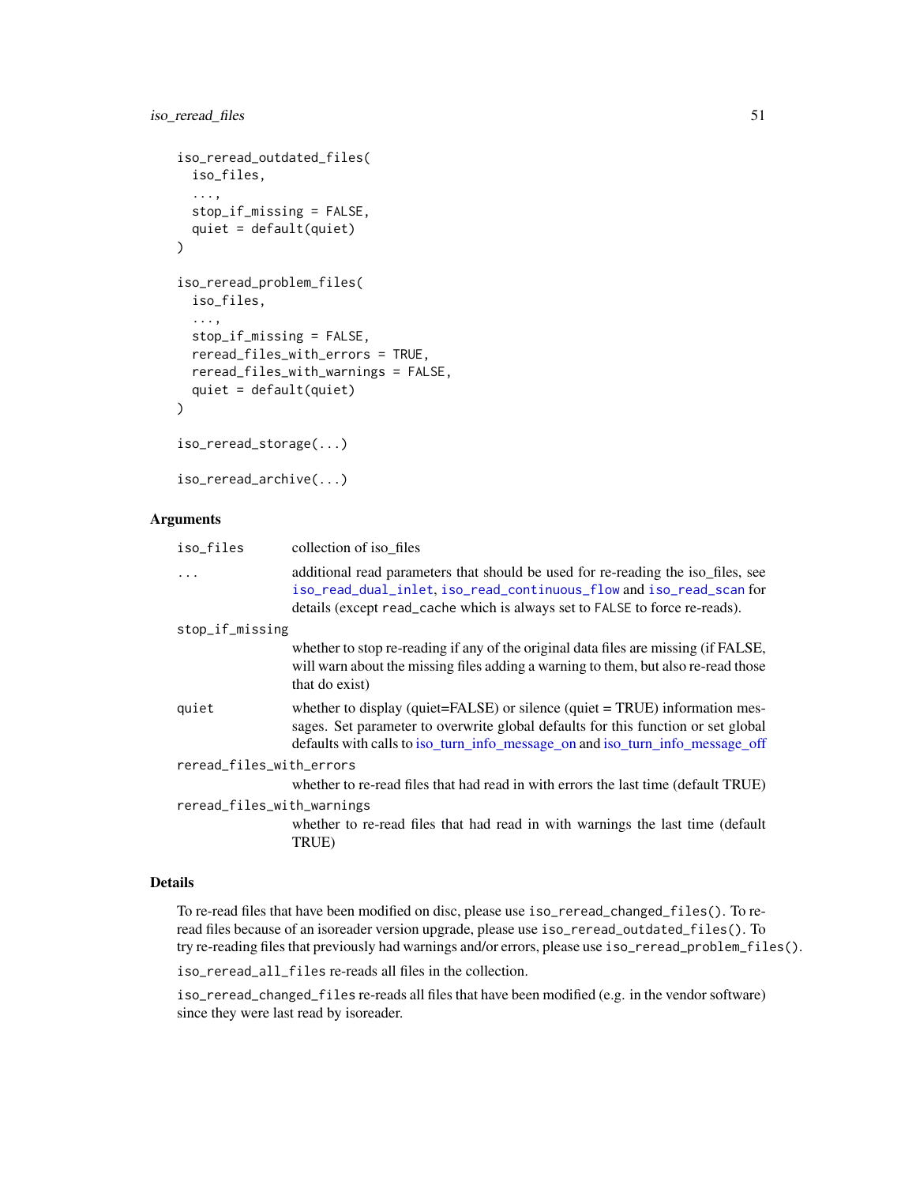```
iso_reread_outdated_files(
  iso_files,
  ...,
  stop_if_missing = FALSE,
  quiet = default(quiet)
)

iso_reread_problem_files(
  iso_files,
  ...,
  stop_if_missing = FALSE,
  reread_files_with_errors = TRUE,
  reread_files_with_warnings = FALSE,
  quiet = default(quiet)
)

iso_reread_storage(...)

iso_reread_archive(...)
```

## Arguments

| | |
|---|---|
| `iso_files` | collection of iso_files |
| `...` | additional read parameters that should be used for re-reading the iso_files, see `iso_read_dual_inlet`, `iso_read_continuous_flow` and `iso_read_scan` for details (except `read_cache` which is always set to `FALSE` to force re-reads). |
| `stop_if_missing` | whether to stop re-reading if any of the original data files are missing (if FALSE, will warn about the missing files adding a warning to them, but also re-read those that do exist) |
| `quiet` | whether to display (quiet=FALSE) or silence (quiet = TRUE) information messages. Set parameter to overwrite global defaults for this function or set global defaults with calls to iso_turn_info_message_on and iso_turn_info_message_off |
| `reread_files_with_errors` | whether to re-read files that had read in with errors the last time (default TRUE) |
| `reread_files_with_warnings` | whether to re-read files that had read in with warnings the last time (default TRUE) |

## Details

To re-read files that have been modified on disc, please use `iso_reread_changed_files()`. To re-read files because of an isoreader version upgrade, please use `iso_reread_outdated_files()`. To try re-reading files that previously had warnings and/or errors, please use `iso_reread_problem_files()`.

`iso_reread_all_files` re-reads all files in the collection.

`iso_reread_changed_files` re-reads all files that have been modified (e.g. in the vendor software) since they were last read by isoreader.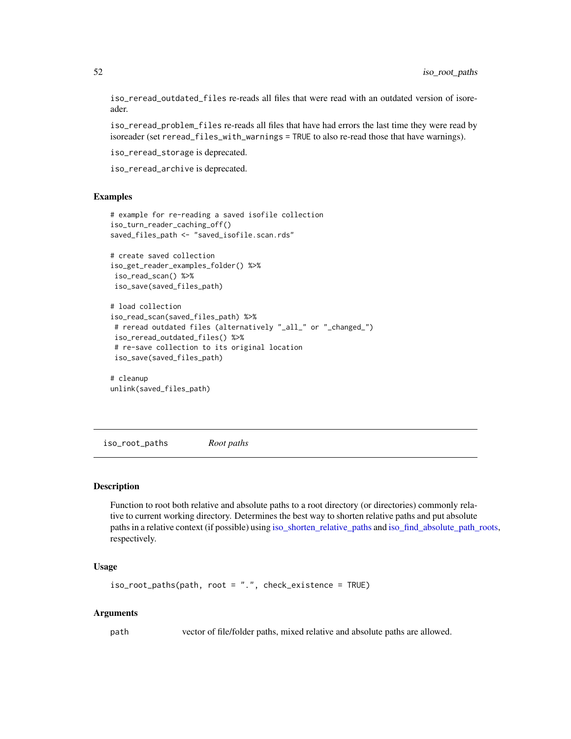`iso_reread_outdated_files` re-reads all files that were read with an outdated version of isoreader.

`iso_reread_problem_files` re-reads all files that have had errors the last time they were read by isoreader (set `reread_files_with_warnings = TRUE` to also re-read those that have warnings).

`iso_reread_storage` is deprecated.

`iso_reread_archive` is deprecated.

### Examples

```
# example for re-reading a saved isofile collection
iso_turn_reader_caching_off()
saved_files_path <- "saved_isofile.scan.rds"

# create saved collection
iso_get_reader_examples_folder() %>%
 iso_read_scan() %>%
 iso_save(saved_files_path)

# load collection
iso_read_scan(saved_files_path) %>%
 # reread outdated files (alternatively "_all_" or "_changed_")
 iso_reread_outdated_files() %>%
 # re-save collection to its original location
 iso_save(saved_files_path)

# cleanup
unlink(saved_files_path)
```

---

## iso_root_paths — *Root paths*

---

### Description

Function to root both relative and absolute paths to a root directory (or directories) commonly relative to current working directory. Determines the best way to shorten relative paths and put absolute paths in a relative context (if possible) using iso_shorten_relative_paths and iso_find_absolute_path_roots, respectively.

### Usage

```
iso_root_paths(path, root = ".", check_existence = TRUE)
```

### Arguments

| | |
|---|---|
| `path` | vector of file/folder paths, mixed relative and absolute paths are allowed. |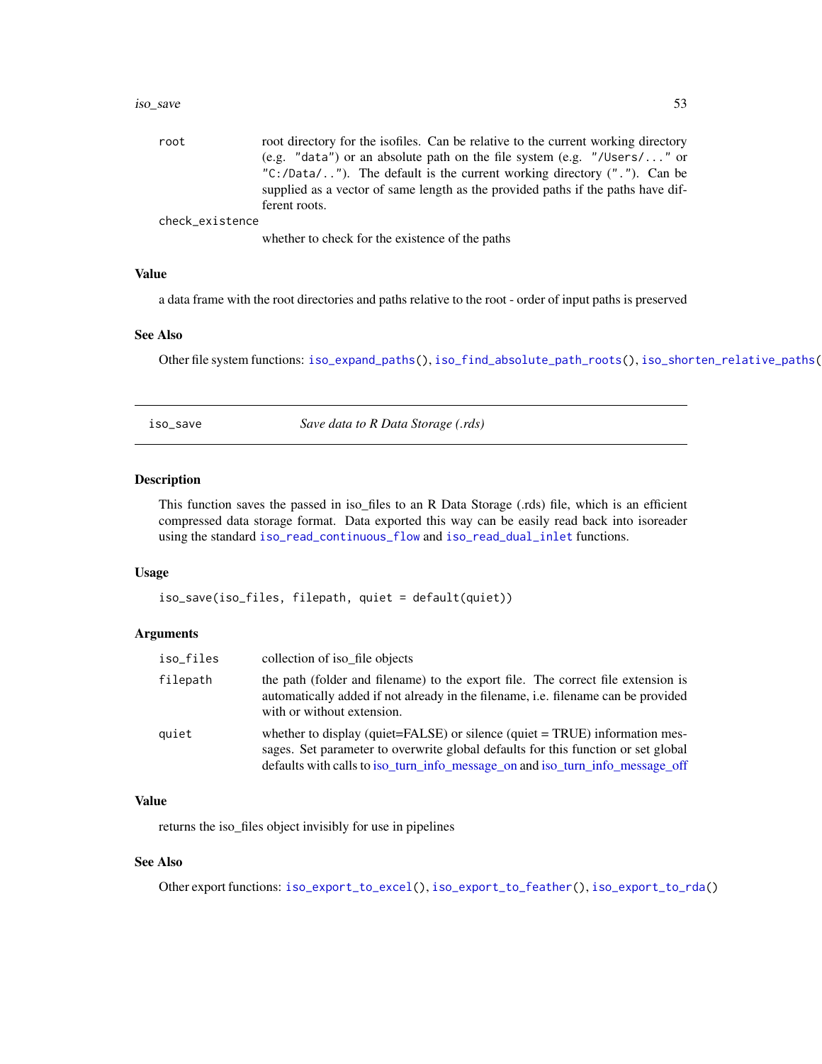| | |
|---|---|
| root | root directory for the isofiles. Can be relative to the current working directory (e.g. "data") or an absolute path on the file system (e.g. "/Users/..." or "C:/Data/.."). The default is the current working directory ("."). Can be supplied as a vector of same length as the provided paths if the paths have different roots. |
| check_existence | whether to check for the existence of the paths |

### Value

a data frame with the root directories and paths relative to the root - order of input paths is preserved

### See Also

Other file system functions: `iso_expand_paths()`, `iso_find_absolute_path_roots()`, `iso_shorten_relative_paths()`

---

## iso_save — *Save data to R Data Storage (.rds)*

### Description

This function saves the passed in iso_files to an R Data Storage (.rds) file, which is an efficient compressed data storage format. Data exported this way can be easily read back into isoreader using the standard `iso_read_continuous_flow` and `iso_read_dual_inlet` functions.

### Usage

```
iso_save(iso_files, filepath, quiet = default(quiet))
```

### Arguments

| | |
|---|---|
| iso_files | collection of iso_file objects |
| filepath | the path (folder and filename) to the export file. The correct file extension is automatically added if not already in the filename, i.e. filename can be provided with or without extension. |
| quiet | whether to display (quiet=FALSE) or silence (quiet = TRUE) information messages. Set parameter to overwrite global defaults for this function or set global defaults with calls to iso_turn_info_message_on and iso_turn_info_message_off |

### Value

returns the iso_files object invisibly for use in pipelines

### See Also

Other export functions: `iso_export_to_excel()`, `iso_export_to_feather()`, `iso_export_to_rda()`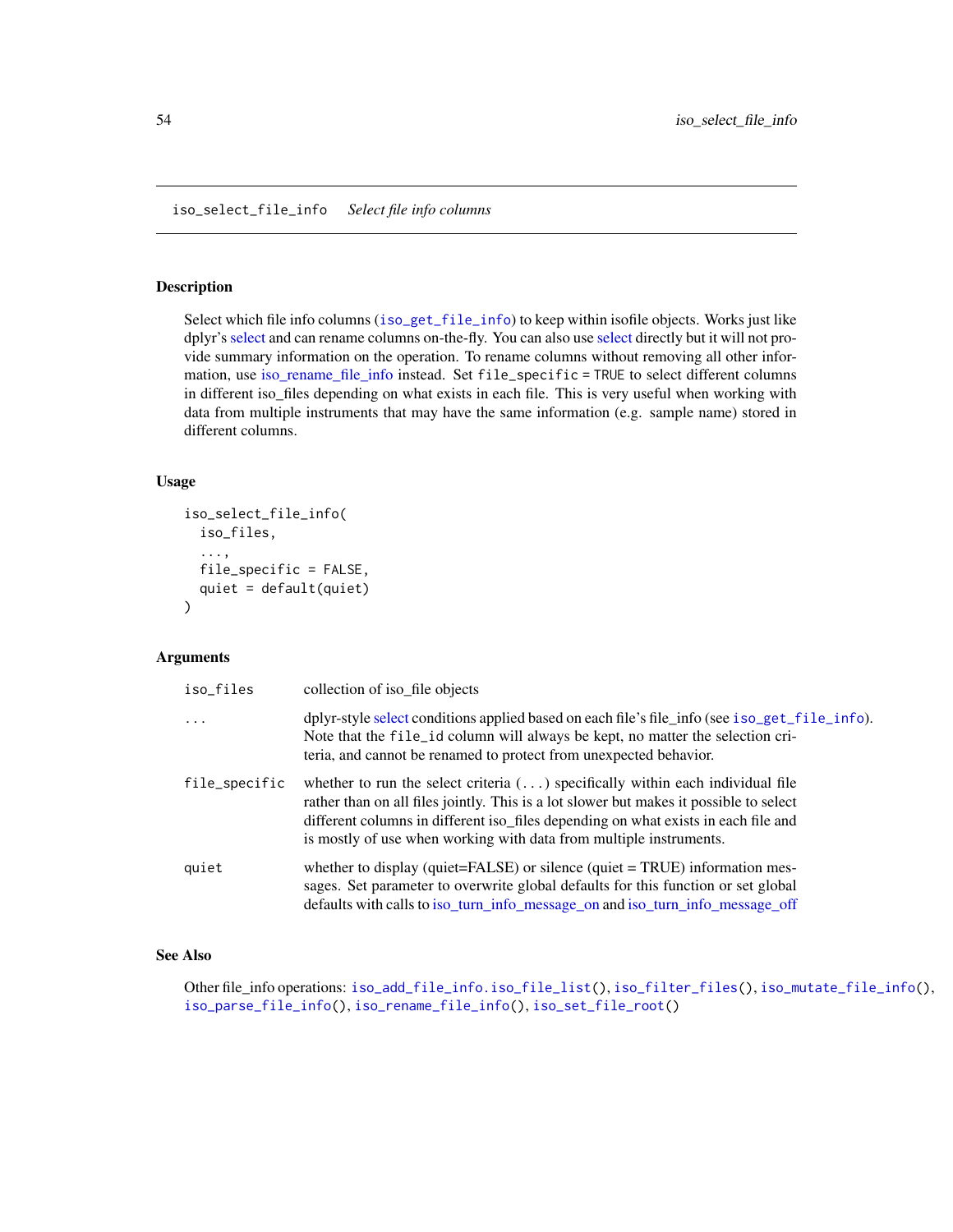## iso_select_file_info    *Select file info columns*

### Description

Select which file info columns (iso_get_file_info) to keep within isofile objects. Works just like dplyr's select and can rename columns on-the-fly. You can also use select directly but it will not provide summary information on the operation. To rename columns without removing all other information, use iso_rename_file_info instead. Set `file_specific = TRUE` to select different columns in different iso_files depending on what exists in each file. This is very useful when working with data from multiple instruments that may have the same information (e.g. sample name) stored in different columns.

### Usage

```
iso_select_file_info(
  iso_files,
  ...,
  file_specific = FALSE,
  quiet = default(quiet)
)
```

### Arguments

| | |
|---|---|
| `iso_files` | collection of iso_file objects |
| `...` | dplyr-style select conditions applied based on each file's file_info (see `iso_get_file_info`). Note that the `file_id` column will always be kept, no matter the selection criteria, and cannot be renamed to protect from unexpected behavior. |
| `file_specific` | whether to run the select criteria (`...`) specifically within each individual file rather than on all files jointly. This is a lot slower but makes it possible to select different columns in different iso_files depending on what exists in each file and is mostly of use when working with data from multiple instruments. |
| `quiet` | whether to display (quiet=FALSE) or silence (quiet = TRUE) information messages. Set parameter to overwrite global defaults for this function or set global defaults with calls to iso_turn_info_message_on and iso_turn_info_message_off |

### See Also

Other file_info operations: `iso_add_file_info.iso_file_list()`, `iso_filter_files()`, `iso_mutate_file_info()`, `iso_parse_file_info()`, `iso_rename_file_info()`, `iso_set_file_root()`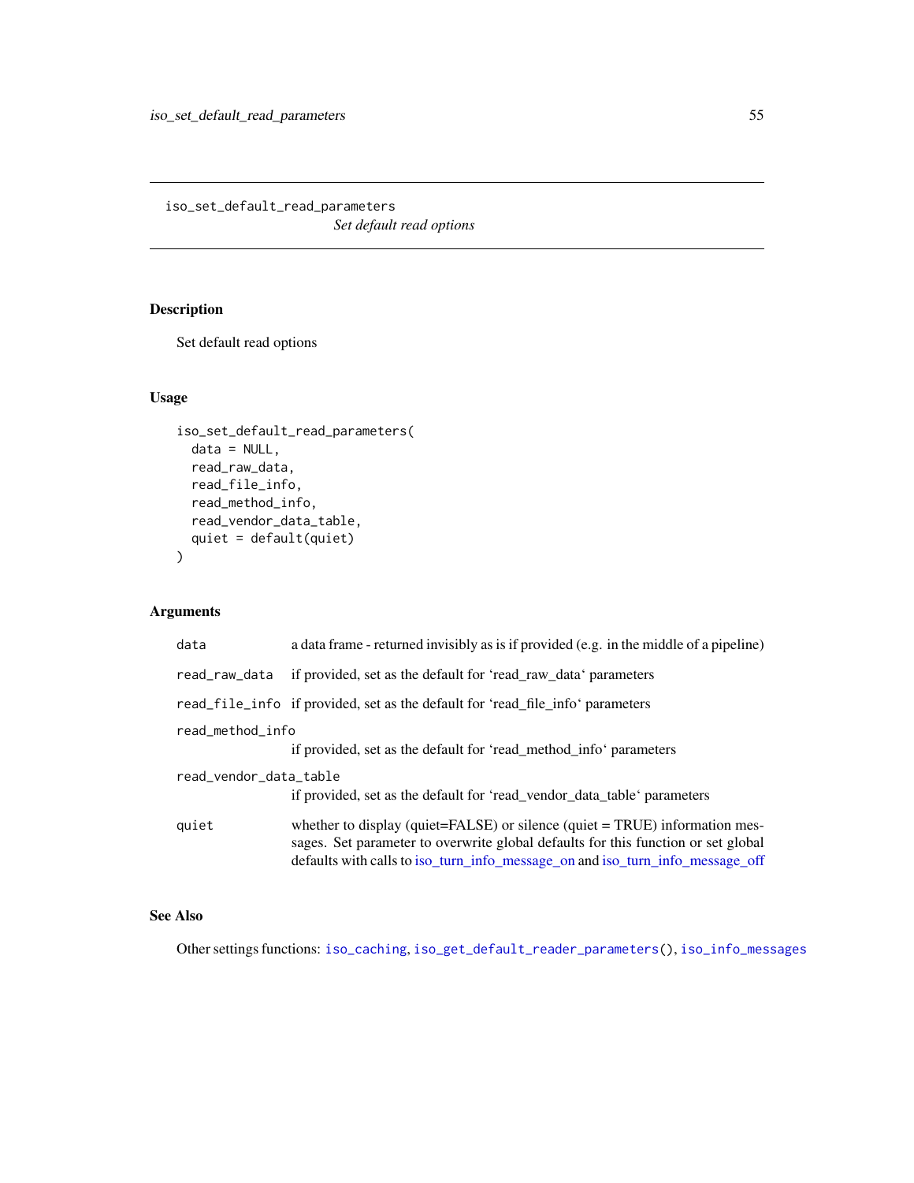# iso_set_default_read_parameters

*Set default read options*

## Description

Set default read options

## Usage

```
iso_set_default_read_parameters(
  data = NULL,
  read_raw_data,
  read_file_info,
  read_method_info,
  read_vendor_data_table,
  quiet = default(quiet)
)
```

## Arguments

| | |
|---|---|
| `data` | a data frame - returned invisibly as is if provided (e.g. in the middle of a pipeline) |
| `read_raw_data` | if provided, set as the default for 'read_raw_data' parameters |
| `read_file_info` | if provided, set as the default for 'read_file_info' parameters |
| `read_method_info` | if provided, set as the default for 'read_method_info' parameters |
| `read_vendor_data_table` | if provided, set as the default for 'read_vendor_data_table' parameters |
| `quiet` | whether to display (quiet=FALSE) or silence (quiet = TRUE) information messages. Set parameter to overwrite global defaults for this function or set global defaults with calls to iso_turn_info_message_on and iso_turn_info_message_off |

## See Also

Other settings functions: `iso_caching`, `iso_get_default_reader_parameters()`, `iso_info_messages`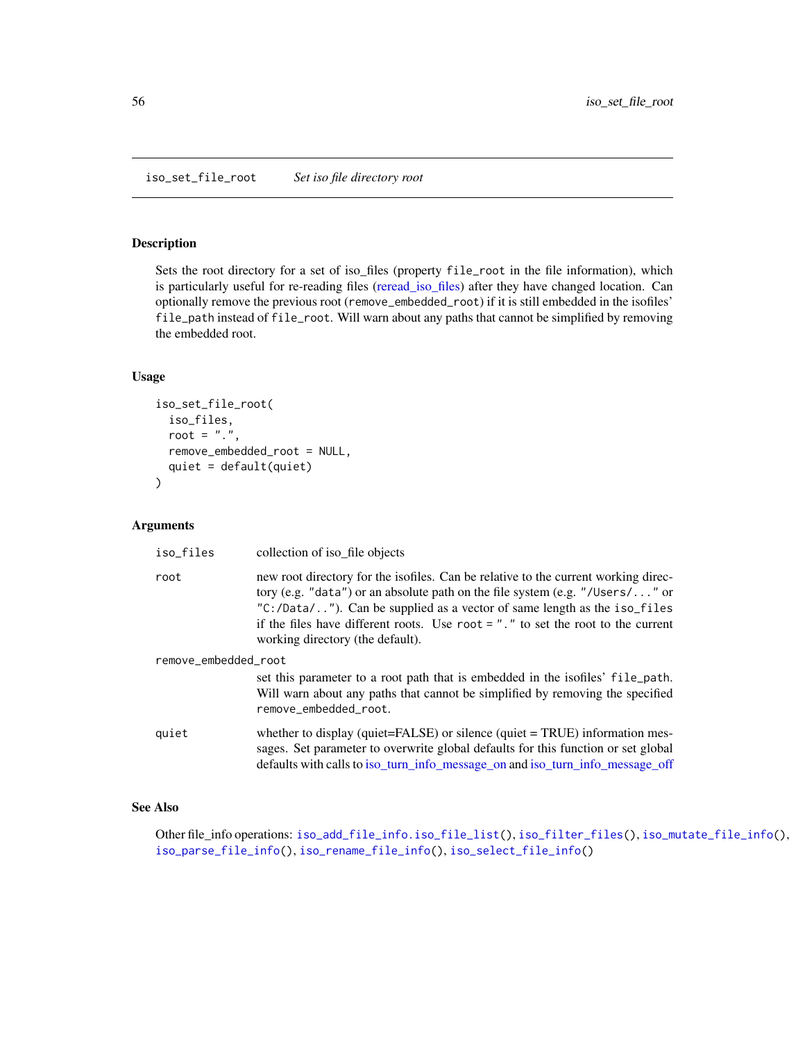## iso_set_file_root — *Set iso file directory root*

### Description

Sets the root directory for a set of iso_files (property `file_root` in the file information), which is particularly useful for re-reading files (reread_iso_files) after they have changed location. Can optionally remove the previous root (`remove_embedded_root`) if it is still embedded in the isofiles' `file_path` instead of `file_root`. Will warn about any paths that cannot be simplified by removing the embedded root.

### Usage

```
iso_set_file_root(
  iso_files,
  root = ".",
  remove_embedded_root = NULL,
  quiet = default(quiet)
)
```

### Arguments

| | |
|---|---|
| `iso_files` | collection of iso_file objects |
| `root` | new root directory for the isofiles. Can be relative to the current working directory (e.g. `"data"`) or an absolute path on the file system (e.g. `"/Users/..."` or `"C:/Data/.."`). Can be supplied as a vector of same length as the `iso_files` if the files have different roots. Use `root = "."` to set the root to the current working directory (the default). |
| `remove_embedded_root` | set this parameter to a root path that is embedded in the isofiles' `file_path`. Will warn about any paths that cannot be simplified by removing the specified `remove_embedded_root`. |
| `quiet` | whether to display (quiet=FALSE) or silence (quiet = TRUE) information messages. Set parameter to overwrite global defaults for this function or set global defaults with calls to iso_turn_info_message_on and iso_turn_info_message_off |

### See Also

Other file_info operations: `iso_add_file_info.iso_file_list()`, `iso_filter_files()`, `iso_mutate_file_info()`, `iso_parse_file_info()`, `iso_rename_file_info()`, `iso_select_file_info()`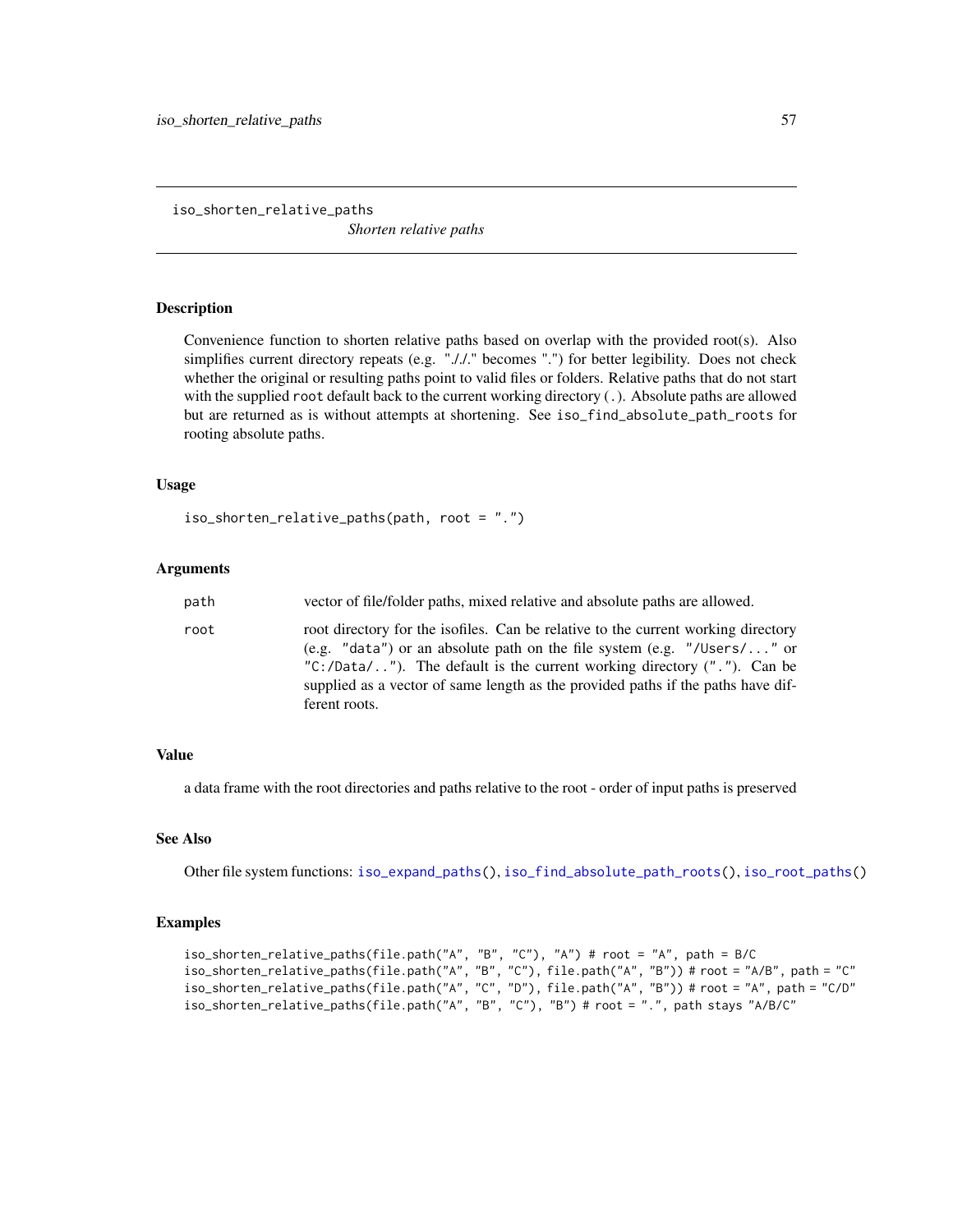# iso_shorten_relative_paths

*Shorten relative paths*

## Description

Convenience function to shorten relative paths based on overlap with the provided root(s). Also simplifies current directory repeats (e.g. "././" becomes ".") for better legibility. Does not check whether the original or resulting paths point to valid files or folders. Relative paths that do not start with the supplied `root` default back to the current working directory (`.`). Absolute paths are allowed but are returned as is without attempts at shortening. See `iso_find_absolute_path_roots` for rooting absolute paths.

## Usage

```
iso_shorten_relative_paths(path, root = ".")
```

## Arguments

| | |
|---|---|
| `path` | vector of file/folder paths, mixed relative and absolute paths are allowed. |
| `root` | root directory for the isofiles. Can be relative to the current working directory (e.g. `"data"`) or an absolute path on the file system (e.g. `"/Users/..."` or `"C:/Data/.."`). The default is the current working directory (`"."`). Can be supplied as a vector of same length as the provided paths if the paths have different roots. |

## Value

a data frame with the root directories and paths relative to the root - order of input paths is preserved

## See Also

Other file system functions: `iso_expand_paths()`, `iso_find_absolute_path_roots()`, `iso_root_paths()`

## Examples

```
iso_shorten_relative_paths(file.path("A", "B", "C"), "A") # root = "A", path = B/C
iso_shorten_relative_paths(file.path("A", "B", "C"), file.path("A", "B")) # root = "A/B", path = "C"
iso_shorten_relative_paths(file.path("A", "C", "D"), file.path("A", "B")) # root = "A", path = "C/D"
iso_shorten_relative_paths(file.path("A", "B", "C"), "B") # root = ".", path stays "A/B/C"
```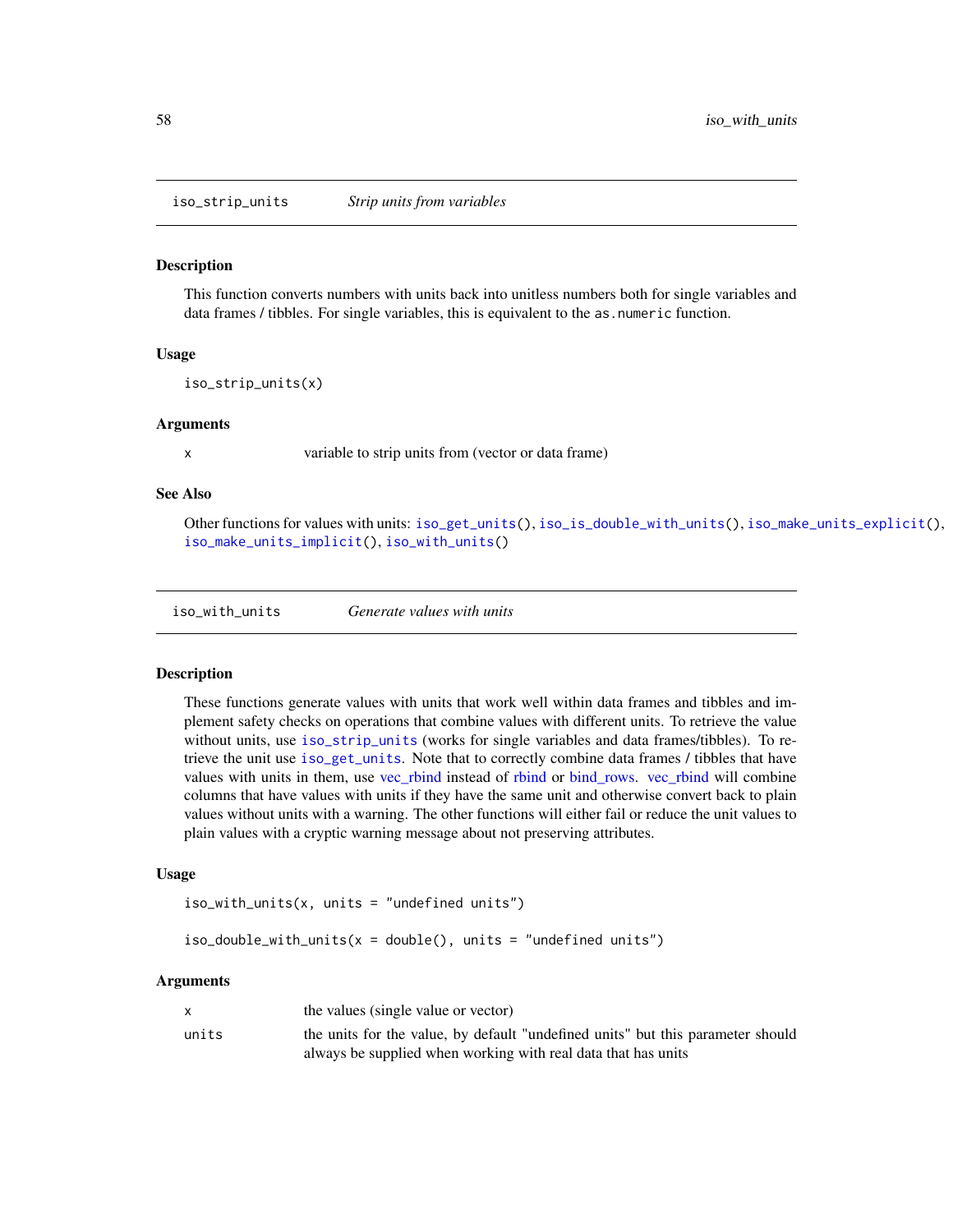## iso_strip_units — *Strip units from variables*

### Description

This function converts numbers with units back into unitless numbers both for single variables and data frames / tibbles. For single variables, this is equivalent to the `as.numeric` function.

### Usage

```
iso_strip_units(x)
```

### Arguments

| | |
|---|---|
| `x` | variable to strip units from (vector or data frame) |

### See Also

Other functions for values with units: `iso_get_units()`, `iso_is_double_with_units()`, `iso_make_units_explicit()`, `iso_make_units_implicit()`, `iso_with_units()`

## iso_with_units — *Generate values with units*

### Description

These functions generate values with units that work well within data frames and tibbles and implement safety checks on operations that combine values with different units. To retrieve the value without units, use `iso_strip_units` (works for single variables and data frames/tibbles). To retrieve the unit use `iso_get_units`. Note that to correctly combine data frames / tibbles that have values with units in them, use vec_rbind instead of rbind or bind_rows. vec_rbind will combine columns that have values with units if they have the same unit and otherwise convert back to plain values without units with a warning. The other functions will either fail or reduce the unit values to plain values with a cryptic warning message about not preserving attributes.

### Usage

```
iso_with_units(x, units = "undefined units")

iso_double_with_units(x = double(), units = "undefined units")
```

### Arguments

| | |
|---|---|
| `x` | the values (single value or vector) |
| `units` | the units for the value, by default "undefined units" but this parameter should always be supplied when working with real data that has units |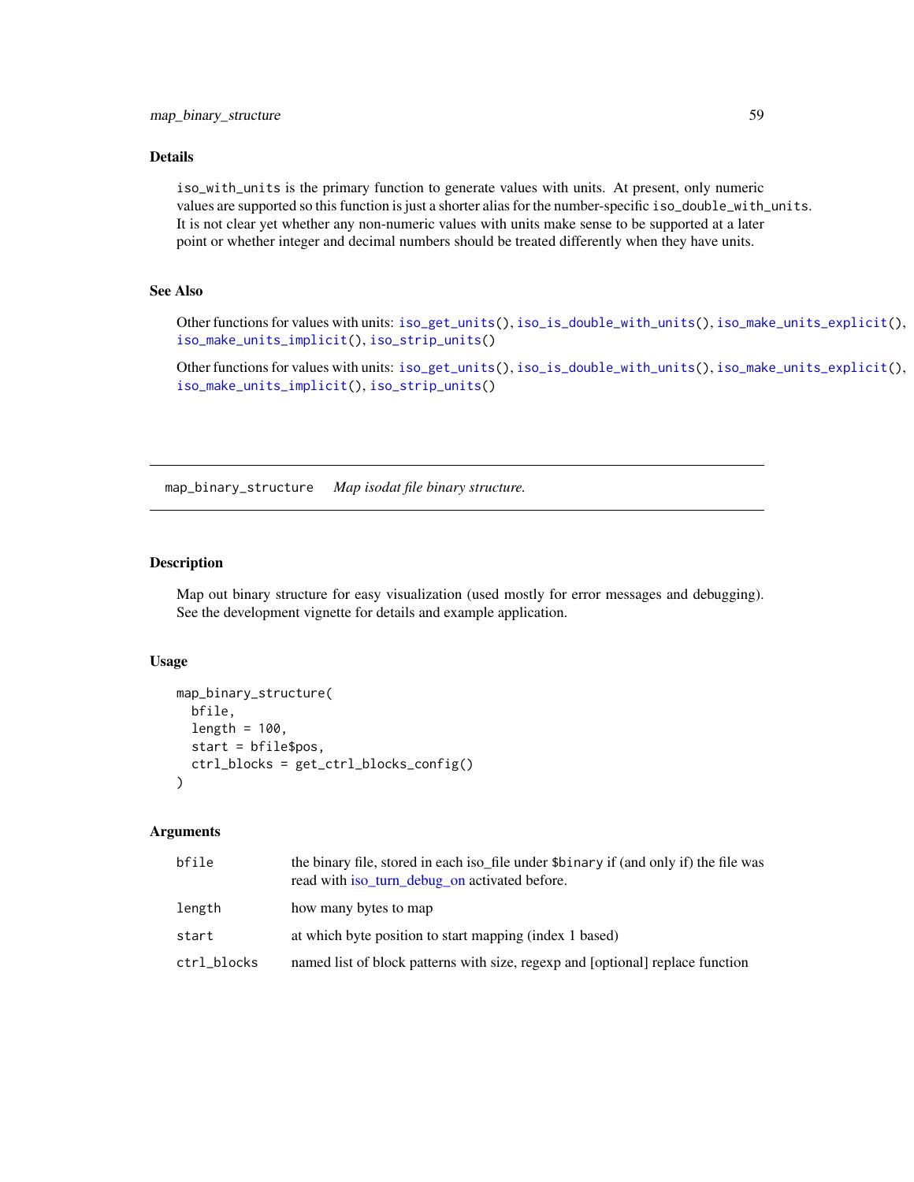## Details

`iso_with_units` is the primary function to generate values with units. At present, only numeric values are supported so this function is just a shorter alias for the number-specific `iso_double_with_units`. It is not clear yet whether any non-numeric values with units make sense to be supported at a later point or whether integer and decimal numbers should be treated differently when they have units.

## See Also

Other functions for values with units: `iso_get_units()`, `iso_is_double_with_units()`, `iso_make_units_explicit()`, `iso_make_units_implicit()`, `iso_strip_units()`

Other functions for values with units: `iso_get_units()`, `iso_is_double_with_units()`, `iso_make_units_explicit()`, `iso_make_units_implicit()`, `iso_strip_units()`

---

# map_binary_structure &nbsp;&nbsp; *Map isodat file binary structure.*

## Description

Map out binary structure for easy visualization (used mostly for error messages and debugging). See the development vignette for details and example application.

## Usage

```
map_binary_structure(
  bfile,
  length = 100,
  start = bfile$pos,
  ctrl_blocks = get_ctrl_blocks_config()
)
```

## Arguments

| | |
|---|---|
| `bfile` | the binary file, stored in each iso_file under `$binary` if (and only if) the file was read with iso_turn_debug_on activated before. |
| `length` | how many bytes to map |
| `start` | at which byte position to start mapping (index 1 based) |
| `ctrl_blocks` | named list of block patterns with size, regexp and [optional] replace function |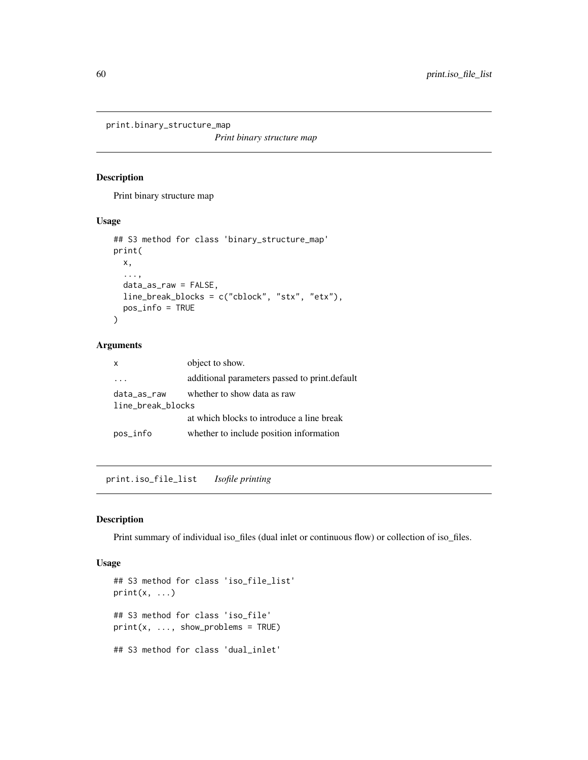## print.binary_structure_map

*Print binary structure map*

### Description

Print binary structure map

### Usage

```
## S3 method for class 'binary_structure_map'
print(
  x,
  ...,
  data_as_raw = FALSE,
  line_break_blocks = c("cblock", "stx", "etx"),
  pos_info = TRUE
)
```

### Arguments

| | |
|---|---|
| x | object to show. |
| ... | additional parameters passed to print.default |
| data_as_raw | whether to show data as raw |
| line_break_blocks | at which blocks to introduce a line break |
| pos_info | whether to include position information |

## print.iso_file_list

*Isofile printing*

### Description

Print summary of individual iso_files (dual inlet or continuous flow) or collection of iso_files.

### Usage

```
## S3 method for class 'iso_file_list'
print(x, ...)

## S3 method for class 'iso_file'
print(x, ..., show_problems = TRUE)

## S3 method for class 'dual_inlet'
```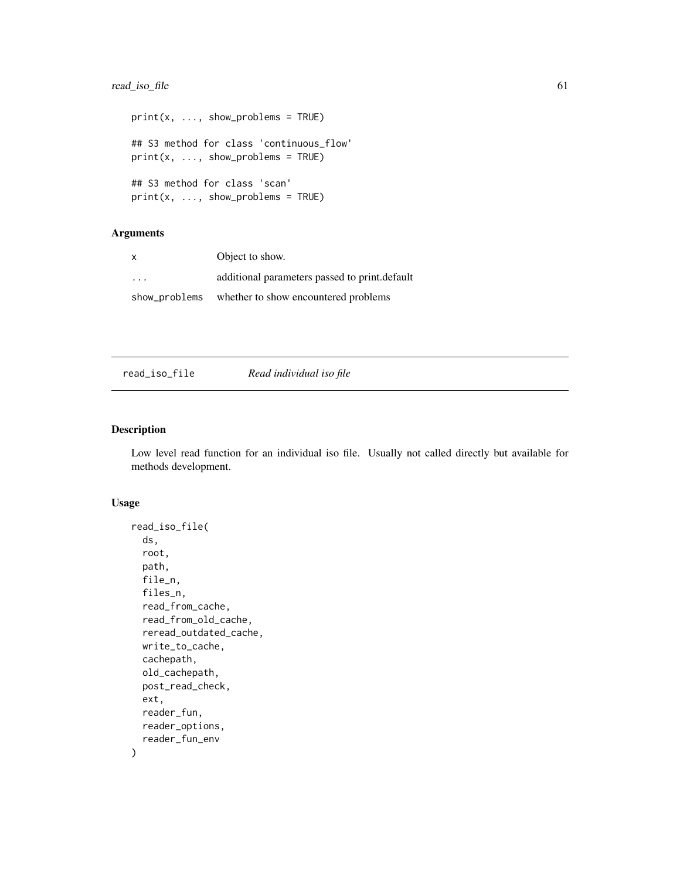```
print(x, ..., show_problems = TRUE)

## S3 method for class 'continuous_flow'
print(x, ..., show_problems = TRUE)

## S3 method for class 'scan'
print(x, ..., show_problems = TRUE)
```

### Arguments

| | |
|---|---|
| x | Object to show. |
| ... | additional parameters passed to print.default |
| show_problems | whether to show encountered problems |

## read_iso_file *Read individual iso file*

### Description

Low level read function for an individual iso file. Usually not called directly but available for methods development.

### Usage

```
read_iso_file(
  ds,
  root,
  path,
  file_n,
  files_n,
  read_from_cache,
  read_from_old_cache,
  reread_outdated_cache,
  write_to_cache,
  cachepath,
  old_cachepath,
  post_read_check,
  ext,
  reader_fun,
  reader_options,
  reader_fun_env
)
```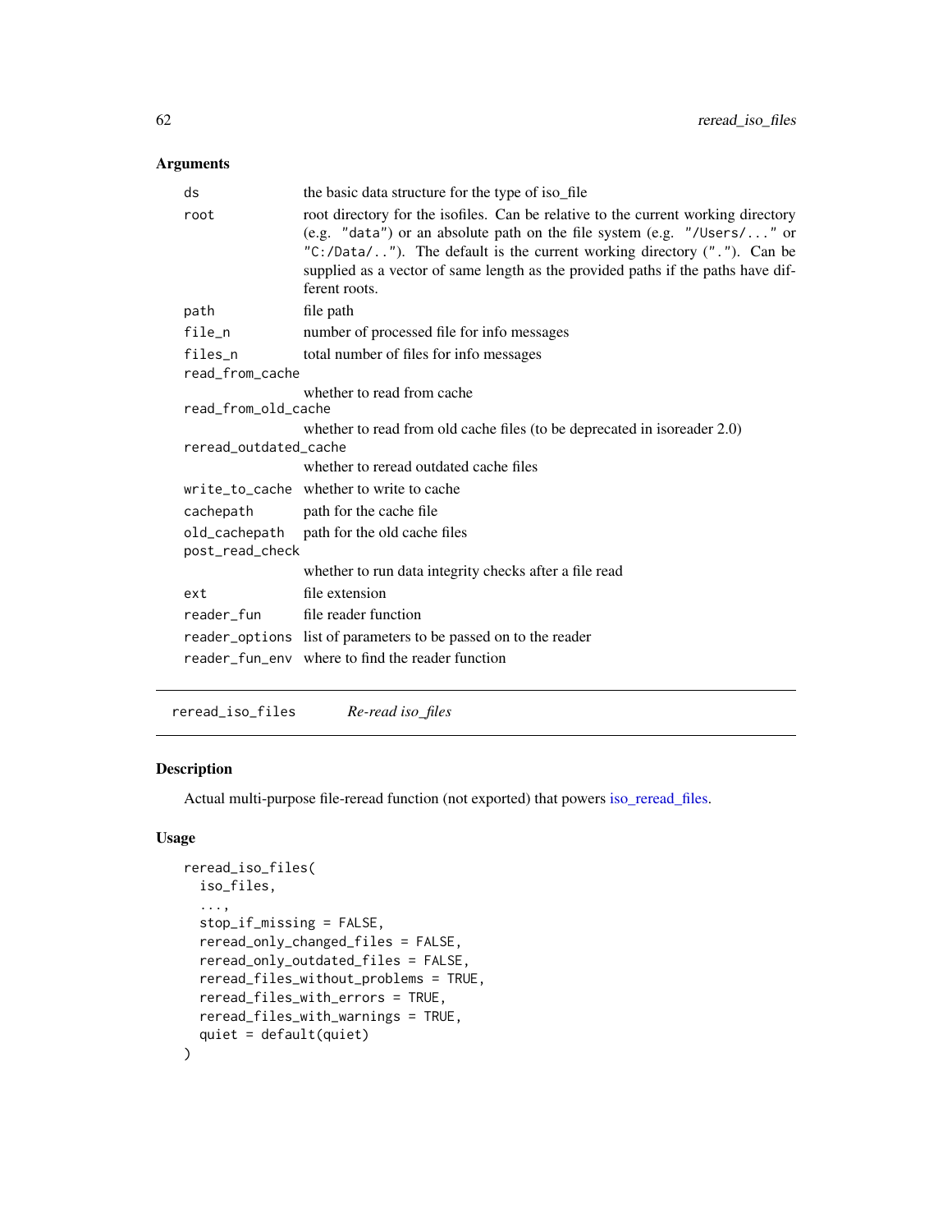## Arguments

| | |
|---|---|
| `ds` | the basic data structure for the type of iso_file |
| `root` | root directory for the isofiles. Can be relative to the current working directory (e.g. `"data"`) or an absolute path on the file system (e.g. `"/Users/..."` or `"C:/Data/.."`). The default is the current working directory (`"."`). Can be supplied as a vector of same length as the provided paths if the paths have different roots. |
| `path` | file path |
| `file_n` | number of processed file for info messages |
| `files_n` | total number of files for info messages |
| `read_from_cache` | whether to read from cache |
| `read_from_old_cache` | whether to read from old cache files (to be deprecated in isoreader 2.0) |
| `reread_outdated_cache` | whether to reread outdated cache files |
| `write_to_cache` | whether to write to cache |
| `cachepath` | path for the cache file |
| `old_cachepath` | path for the old cache files |
| `post_read_check` | whether to run data integrity checks after a file read |
| `ext` | file extension |
| `reader_fun` | file reader function |
| `reader_options` | list of parameters to be passed on to the reader |
| `reader_fun_env` | where to find the reader function |

---

# reread_iso_files — *Re-read iso_files*

## Description

Actual multi-purpose file-reread function (not exported) that powers iso_reread_files.

## Usage

```
reread_iso_files(
  iso_files,
  ...,
  stop_if_missing = FALSE,
  reread_only_changed_files = FALSE,
  reread_only_outdated_files = FALSE,
  reread_files_without_problems = TRUE,
  reread_files_with_errors = TRUE,
  reread_files_with_warnings = TRUE,
  quiet = default(quiet)
)
```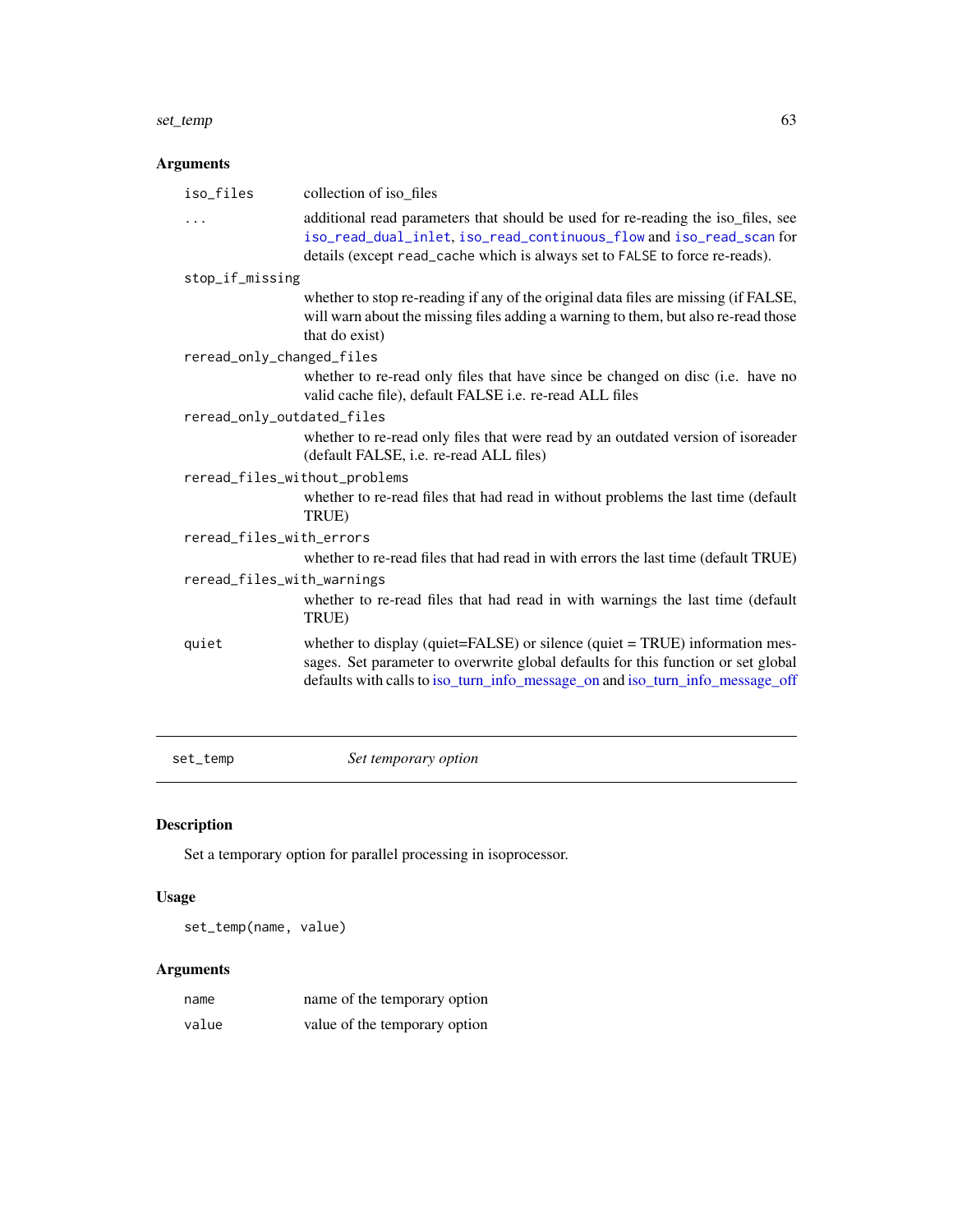## Arguments

| | |
|---|---|
| `iso_files` | collection of iso_files |
| `...` | additional read parameters that should be used for re-reading the iso_files, see `iso_read_dual_inlet`, `iso_read_continuous_flow` and `iso_read_scan` for details (except `read_cache` which is always set to `FALSE` to force re-reads). |
| `stop_if_missing` | whether to stop re-reading if any of the original data files are missing (if FALSE, will warn about the missing files adding a warning to them, but also re-read those that do exist) |
| `reread_only_changed_files` | whether to re-read only files that have since be changed on disc (i.e. have no valid cache file), default FALSE i.e. re-read ALL files |
| `reread_only_outdated_files` | whether to re-read only files that were read by an outdated version of isoreader (default FALSE, i.e. re-read ALL files) |
| `reread_files_without_problems` | whether to re-read files that had read in without problems the last time (default TRUE) |
| `reread_files_with_errors` | whether to re-read files that had read in with errors the last time (default TRUE) |
| `reread_files_with_warnings` | whether to re-read files that had read in with warnings the last time (default TRUE) |
| `quiet` | whether to display (quiet=FALSE) or silence (quiet = TRUE) information messages. Set parameter to overwrite global defaults for this function or set global defaults with calls to iso_turn_info_message_on and iso_turn_info_message_off |

---

`set_temp` *Set temporary option*

---

## Description

Set a temporary option for parallel processing in isoprocessor.

## Usage

```
set_temp(name, value)
```

## Arguments

| | |
|---|---|
| `name` | name of the temporary option |
| `value` | value of the temporary option |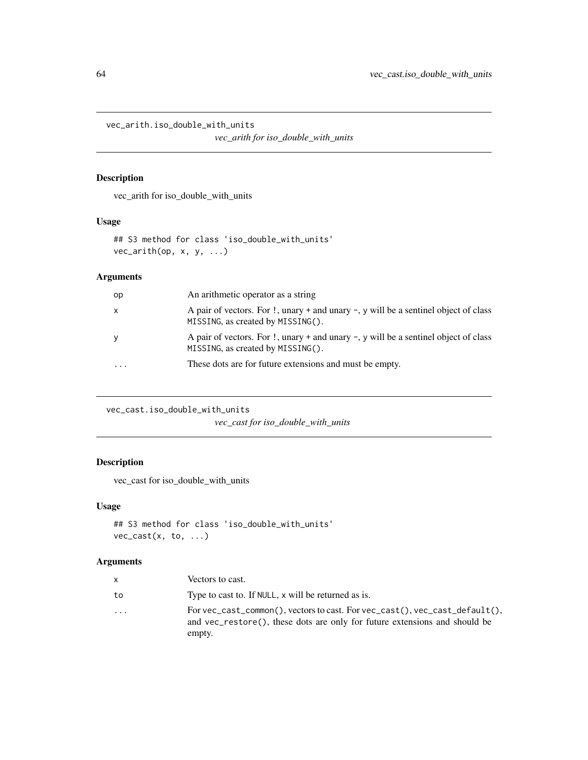## vec_arith.iso_double_with_units

*vec_arith for iso_double_with_units*

### Description

vec_arith for iso_double_with_units

### Usage

```
## S3 method for class 'iso_double_with_units'
vec_arith(op, x, y, ...)
```

### Arguments

| | |
|---|---|
| op | An arithmetic operator as a string |
| x | A pair of vectors. For `!`, unary `+` and unary `-`, `y` will be a sentinel object of class `MISSING`, as created by `MISSING()`. |
| y | A pair of vectors. For `!`, unary `+` and unary `-`, `y` will be a sentinel object of class `MISSING`, as created by `MISSING()`. |
| ... | These dots are for future extensions and must be empty. |

## vec_cast.iso_double_with_units

*vec_cast for iso_double_with_units*

### Description

vec_cast for iso_double_with_units

### Usage

```
## S3 method for class 'iso_double_with_units'
vec_cast(x, to, ...)
```

### Arguments

| | |
|---|---|
| x | Vectors to cast. |
| to | Type to cast to. If `NULL`, `x` will be returned as is. |
| ... | For `vec_cast_common()`, vectors to cast. For `vec_cast()`, `vec_cast_default()`, and `vec_restore()`, these dots are only for future extensions and should be empty. |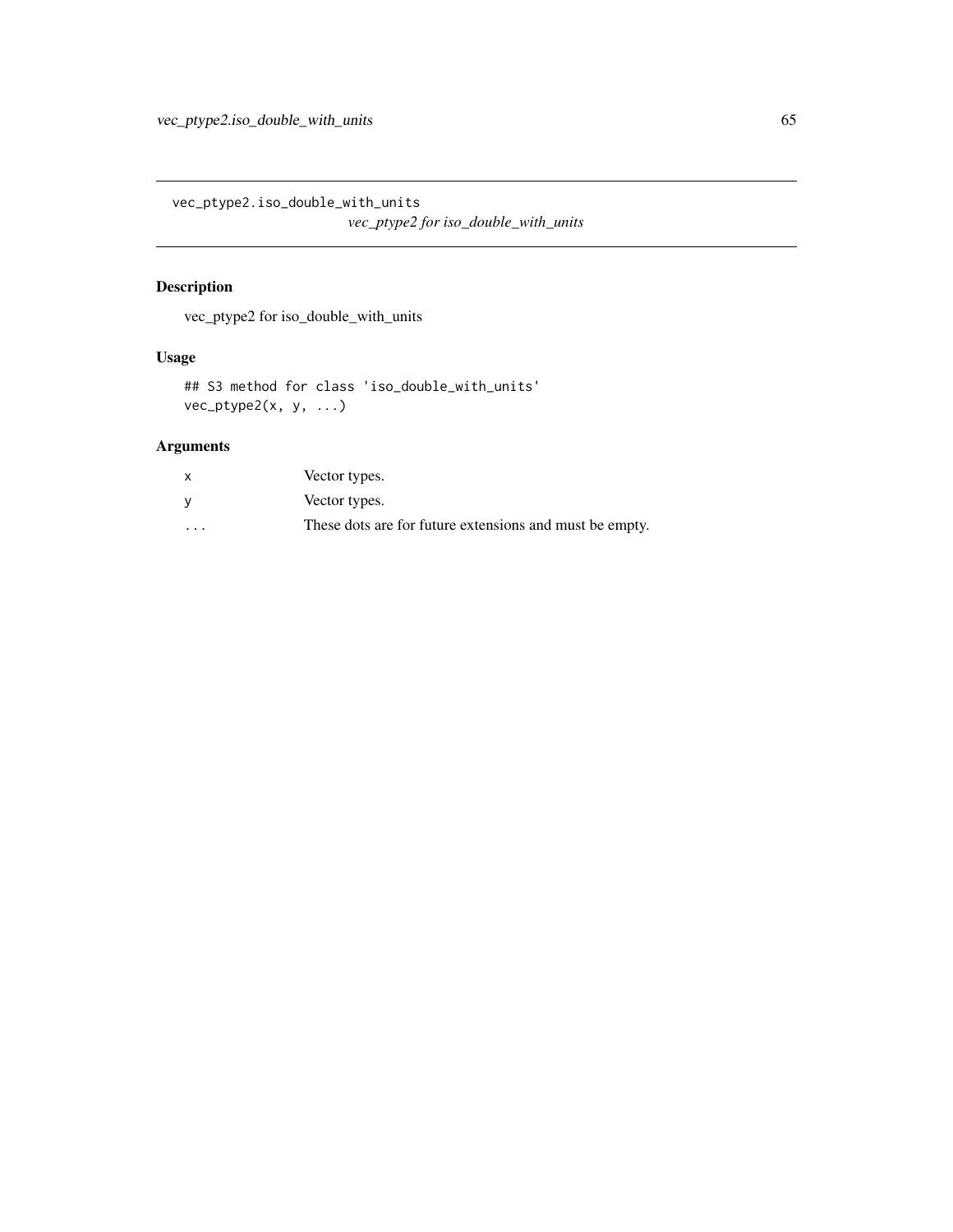# vec_ptype2.iso_double_with_units

*vec_ptype2 for iso_double_with_units*

## Description

vec_ptype2 for iso_double_with_units

## Usage

```
## S3 method for class 'iso_double_with_units'
vec_ptype2(x, y, ...)
```

## Arguments

| | |
|---|---|
| x | Vector types. |
| y | Vector types. |
| ... | These dots are for future extensions and must be empty. |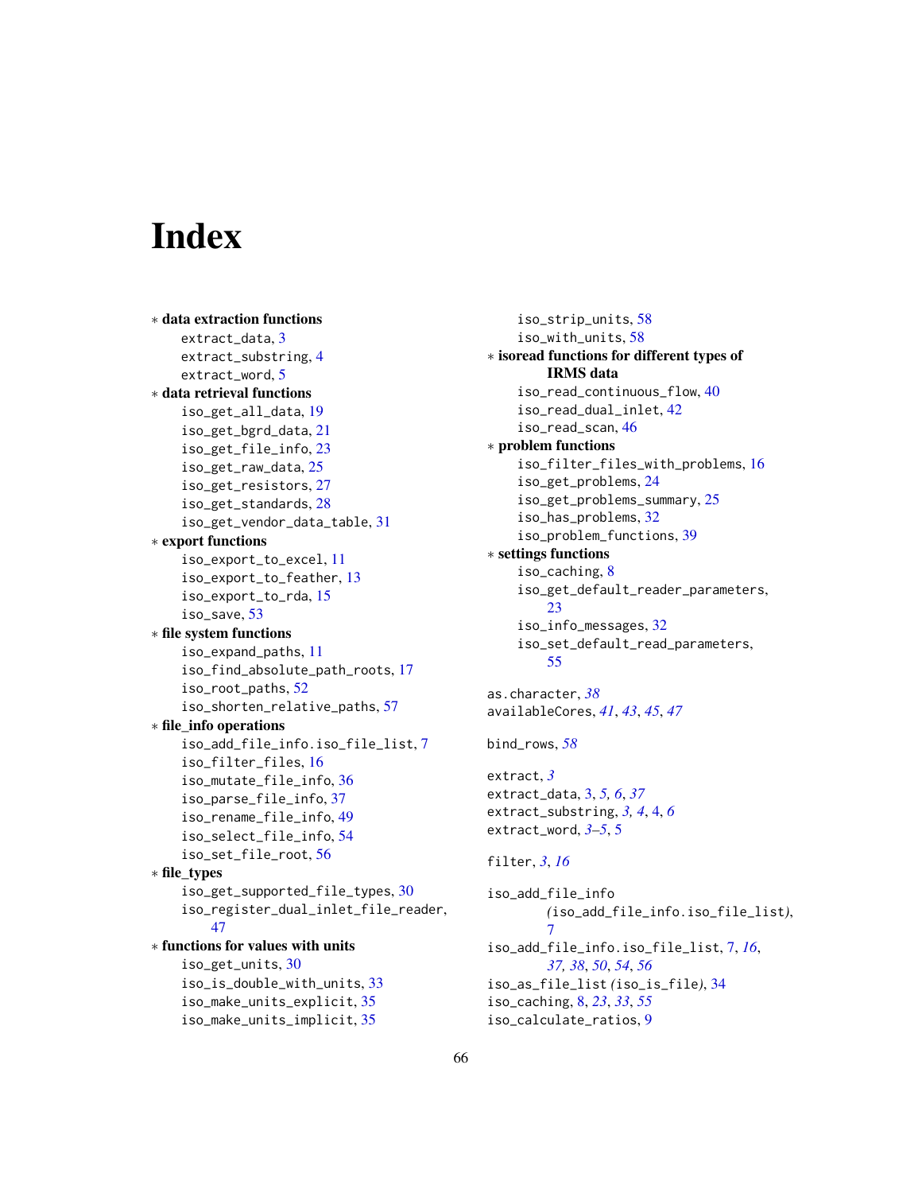# Index

∗ **data extraction functions**
- extract_data, 3
- extract_substring, 4
- extract_word, 5

∗ **data retrieval functions**
- iso_get_all_data, 19
- iso_get_bgrd_data, 21
- iso_get_file_info, 23
- iso_get_raw_data, 25
- iso_get_resistors, 27
- iso_get_standards, 28
- iso_get_vendor_data_table, 31

∗ **export functions**
- iso_export_to_excel, 11
- iso_export_to_feather, 13
- iso_export_to_rda, 15
- iso_save, 53

∗ **file system functions**
- iso_expand_paths, 11
- iso_find_absolute_path_roots, 17
- iso_root_paths, 52
- iso_shorten_relative_paths, 57

∗ **file_info operations**
- iso_add_file_info.iso_file_list, 7
- iso_filter_files, 16
- iso_mutate_file_info, 36
- iso_parse_file_info, 37
- iso_rename_file_info, 49
- iso_select_file_info, 54
- iso_set_file_root, 56

∗ **file_types**
- iso_get_supported_file_types, 30
- iso_register_dual_inlet_file_reader, 47

∗ **functions for values with units**
- iso_get_units, 30
- iso_is_double_with_units, 33
- iso_make_units_explicit, 35
- iso_make_units_implicit, 35
- iso_strip_units, 58
- iso_with_units, 58

∗ **isoread functions for different types of IRMS data**
- iso_read_continuous_flow, 40
- iso_read_dual_inlet, 42
- iso_read_scan, 46

∗ **problem functions**
- iso_filter_files_with_problems, 16
- iso_get_problems, 24
- iso_get_problems_summary, 25
- iso_has_problems, 32
- iso_problem_functions, 39

∗ **settings functions**
- iso_caching, 8
- iso_get_default_reader_parameters, 23
- iso_info_messages, 32
- iso_set_default_read_parameters, 55

as.character, *38*
availableCores, *41*, *43*, *45*, *47*

bind_rows, *58*

extract, *3*
extract_data, 3, *5, 6*, *37*
extract_substring, *3, 4*, 4, *6*
extract_word, *3–5*, 5

filter, *3*, *16*

iso_add_file_info (iso_add_file_info.iso_file_list), 7
iso_add_file_info.iso_file_list, 7, *16*, *37, 38*, *50*, *54*, *56*
iso_as_file_list (iso_is_file), 34
iso_caching, 8, *23*, *33*, *55*
iso_calculate_ratios, 9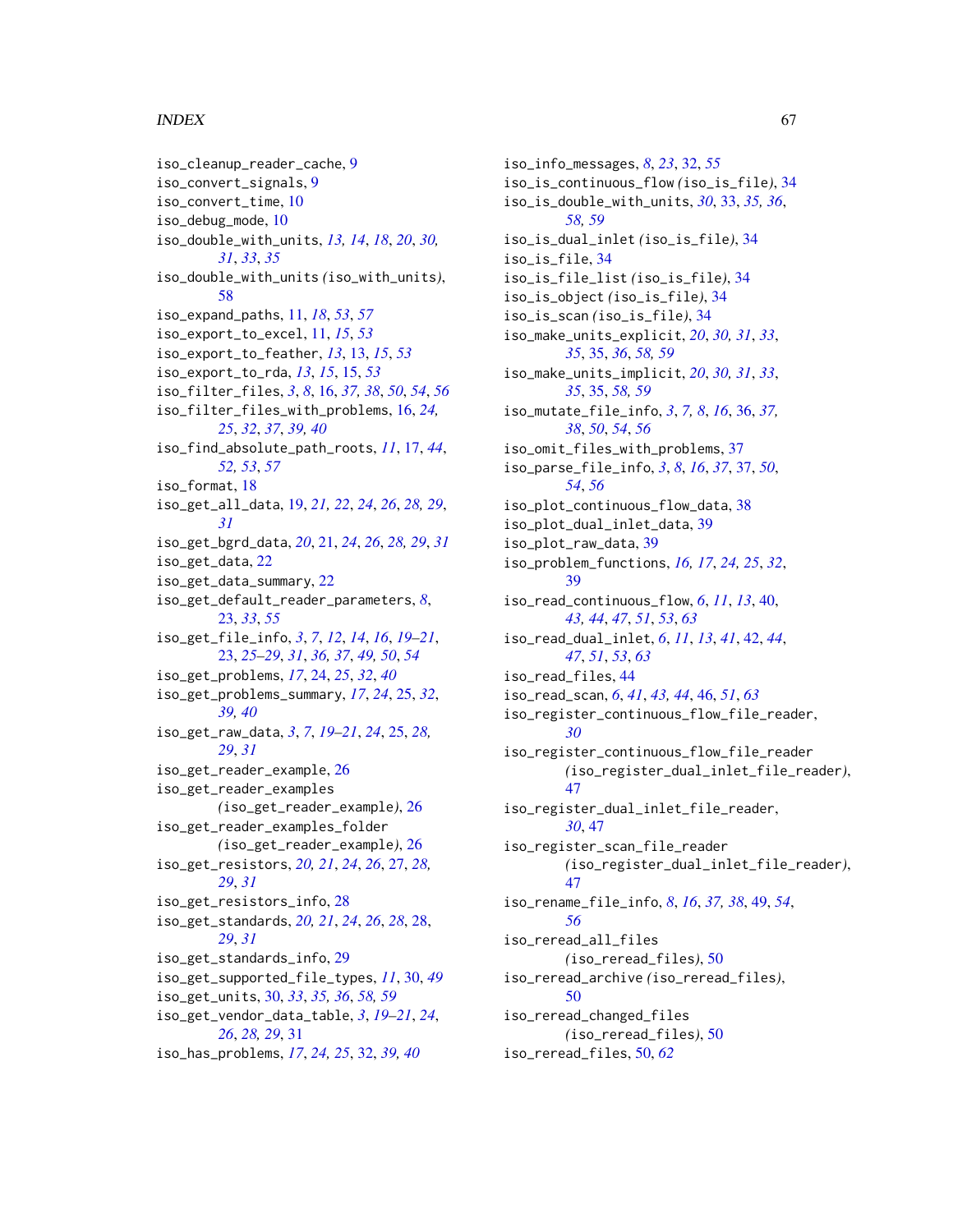iso_cleanup_reader_cache, 9
iso_convert_signals, 9
iso_convert_time, 10
iso_debug_mode, 10
iso_double_with_units, *13, 14*, *18*, *20*, *30, 31*, *33*, *35*
iso_double_with_units (iso_with_units), 58
iso_expand_paths, 11, *18*, *53*, *57*
iso_export_to_excel, 11, *15*, *53*
iso_export_to_feather, *13*, 13, *15*, *53*
iso_export_to_rda, *13*, *15*, 15, *53*
iso_filter_files, *3*, *8*, 16, *37, 38*, *50*, *54*, *56*
iso_filter_files_with_problems, 16, *24, 25*, *32*, *37*, *39, 40*
iso_find_absolute_path_roots, *11*, 17, *44*, *52, 53*, *57*
iso_format, 18
iso_get_all_data, 19, *21, 22*, *24*, *26*, *28, 29*, *31*
iso_get_bgrd_data, *20*, 21, *24*, *26*, *28, 29*, *31*
iso_get_data, 22
iso_get_data_summary, 22
iso_get_default_reader_parameters, *8*, 23, *33*, *55*
iso_get_file_info, *3*, *7*, *12*, *14*, *16*, *19–21*, 23, *25–29*, *31*, *36, 37*, *49, 50*, *54*
iso_get_problems, *17*, 24, *25*, *32*, *40*
iso_get_problems_summary, *17*, *24*, 25, *32*, *39, 40*
iso_get_raw_data, *3*, *7*, *19–21*, *24*, 25, *28, 29*, *31*
iso_get_reader_example, 26
iso_get_reader_examples (iso_get_reader_example), 26
iso_get_reader_examples_folder (iso_get_reader_example), 26
iso_get_resistors, *20, 21*, *24*, *26*, 27, *28, 29*, *31*
iso_get_resistors_info, 28
iso_get_standards, *20, 21*, *24*, *26*, *28*, 28, *29*, *31*
iso_get_standards_info, 29
iso_get_supported_file_types, *11*, 30, *49*
iso_get_units, 30, *33*, *35, 36*, *58, 59*
iso_get_vendor_data_table, *3*, *19–21*, *24*, *26*, *28, 29*, 31
iso_has_problems, *17*, *24*, *25*, 32, *39, 40*
iso_info_messages, *8*, *23*, 32, *55*
iso_is_continuous_flow (iso_is_file), 34
iso_is_double_with_units, *30*, 33, *35, 36*, *58, 59*
iso_is_dual_inlet (iso_is_file), 34
iso_is_file, 34
iso_is_file_list (iso_is_file), 34
iso_is_object (iso_is_file), 34
iso_is_scan (iso_is_file), 34
iso_make_units_explicit, *20*, *30, 31*, *33*, *35*, 35, *36*, *58, 59*
iso_make_units_implicit, *20*, *30, 31*, *33*, *35*, 35, *58*, *59*
iso_mutate_file_info, *3*, *7, 8*, *16*, 36, *37, 38*, *50*, *54*, *56*
iso_omit_files_with_problems, 37
iso_parse_file_info, *3*, *8*, *16*, *37*, 37, *50*, *54*, *56*
iso_plot_continuous_flow_data, 38
iso_plot_dual_inlet_data, 39
iso_plot_raw_data, 39
iso_problem_functions, *16, 17*, *24, 25*, *32*, 39
iso_read_continuous_flow, *6*, *11*, *13*, 40, *43, 44*, *47*, *51*, *53*, *63*
iso_read_dual_inlet, *6*, *11*, *13*, *41*, 42, *44*, *47*, *51*, *53*, *63*
iso_read_files, 44
iso_read_scan, *6*, *41*, *43, 44*, 46, *51*, *63*
iso_register_continuous_flow_file_reader, *30*
iso_register_continuous_flow_file_reader (iso_register_dual_inlet_file_reader), 47
iso_register_dual_inlet_file_reader, *30*, 47
iso_register_scan_file_reader (iso_register_dual_inlet_file_reader), 47
iso_rename_file_info, *8*, *16*, *37, 38*, 49, *54*, *56*
iso_reread_all_files (iso_reread_files), 50
iso_reread_archive (iso_reread_files), 50
iso_reread_changed_files (iso_reread_files), 50
iso_reread_files, 50, *62*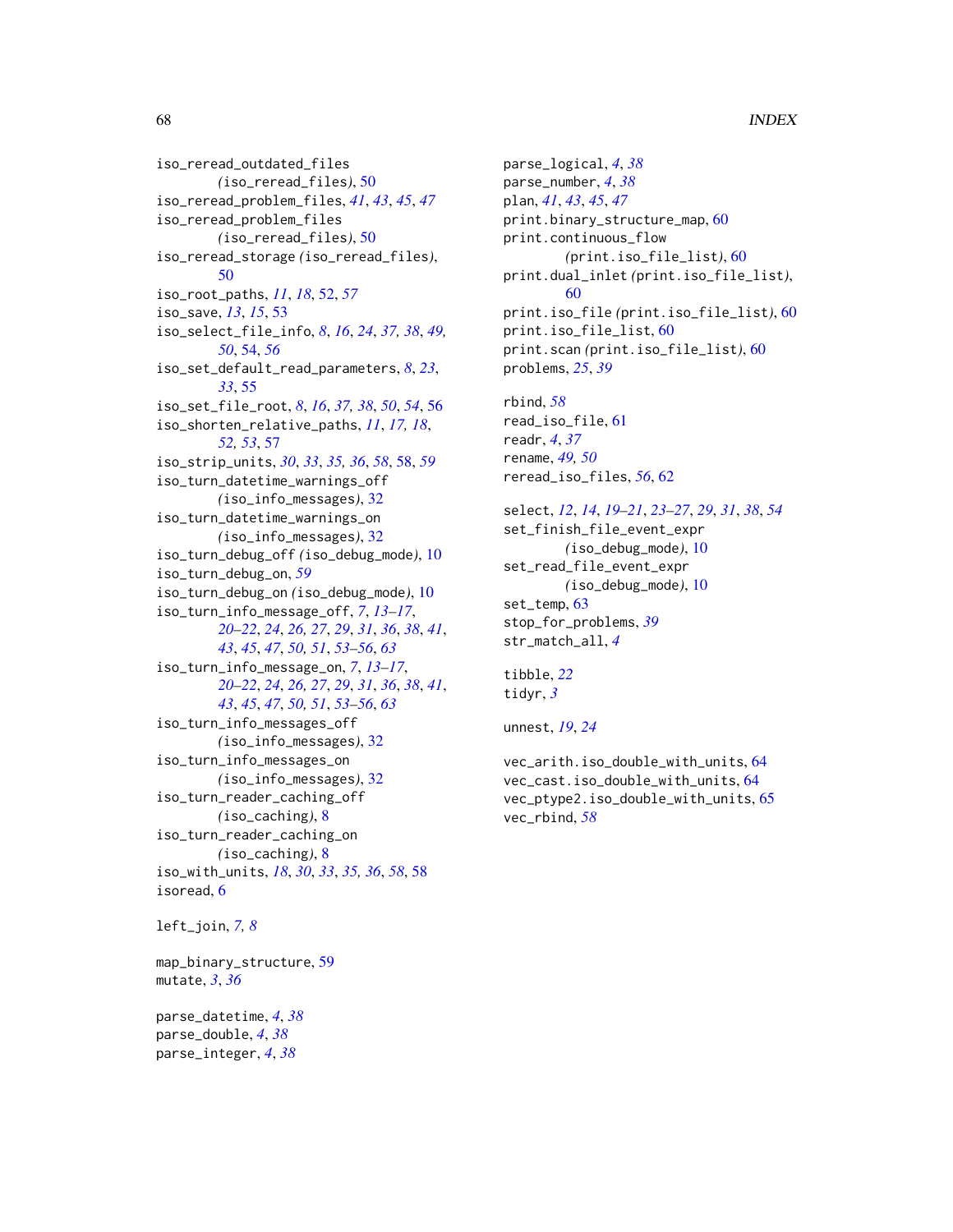iso_reread_outdated_files
(iso_reread_files), 50
iso_reread_problem_files, *41*, *43*, *45*, *47*
iso_reread_problem_files
(iso_reread_files), 50
iso_reread_storage (iso_reread_files), 50
iso_root_paths, *11*, *18*, 52, *57*
iso_save, *13*, *15*, 53
iso_select_file_info, *8*, *16*, *24*, *37, 38*, *49, 50*, 54, *56*
iso_set_default_read_parameters, *8*, *23*, *33*, 55
iso_set_file_root, *8*, *16*, *37, 38*, *50*, *54*, 56
iso_shorten_relative_paths, *11*, *17, 18*, *52, 53*, 57
iso_strip_units, *30*, *33*, *35, 36*, *58*, 58, *59*
iso_turn_datetime_warnings_off
(iso_info_messages), 32
iso_turn_datetime_warnings_on
(iso_info_messages), 32
iso_turn_debug_off (iso_debug_mode), 10
iso_turn_debug_on, *59*
iso_turn_debug_on (iso_debug_mode), 10
iso_turn_info_message_off, *7*, *13–17*, *20–22*, *24*, *26, 27*, *29*, *31*, *36*, *38*, *41*, *43*, *45*, *47*, *50, 51*, *53–56*, *63*
iso_turn_info_message_on, *7*, *13–17*, *20–22*, *24*, *26, 27*, *29*, *31*, *36*, *38*, *41*, *43*, *45*, *47*, *50, 51*, *53–56*, *63*
iso_turn_info_messages_off
(iso_info_messages), 32
iso_turn_info_messages_on
(iso_info_messages), 32
iso_turn_reader_caching_off
(iso_caching), 8
iso_turn_reader_caching_on
(iso_caching), 8
iso_with_units, *18*, *30*, *33*, *35, 36*, *58*, 58
isoread, 6

left_join, *7, 8*

map_binary_structure, 59
mutate, *3*, *36*

parse_datetime, *4*, *38*
parse_double, *4*, *38*
parse_integer, *4*, *38*
parse_logical, *4*, *38*
parse_number, *4*, *38*
plan, *41*, *43*, *45*, *47*
print.binary_structure_map, 60
print.continuous_flow
(print.iso_file_list), 60
print.dual_inlet (print.iso_file_list), 60
print.iso_file (print.iso_file_list), 60
print.iso_file_list, 60
print.scan (print.iso_file_list), 60
problems, *25*, *39*

rbind, *58*
read_iso_file, 61
readr, *4*, *37*
rename, *49, 50*
reread_iso_files, *56*, 62

select, *12*, *14*, *19–21*, *23–27*, *29*, *31*, *38*, *54*
set_finish_file_event_expr
(iso_debug_mode), 10
set_read_file_event_expr
(iso_debug_mode), 10
set_temp, 63
stop_for_problems, *39*
str_match_all, *4*

tibble, *22*
tidyr, *3*

unnest, *19*, *24*

vec_arith.iso_double_with_units, 64
vec_cast.iso_double_with_units, 64
vec_ptype2.iso_double_with_units, 65
vec_rbind, *58*